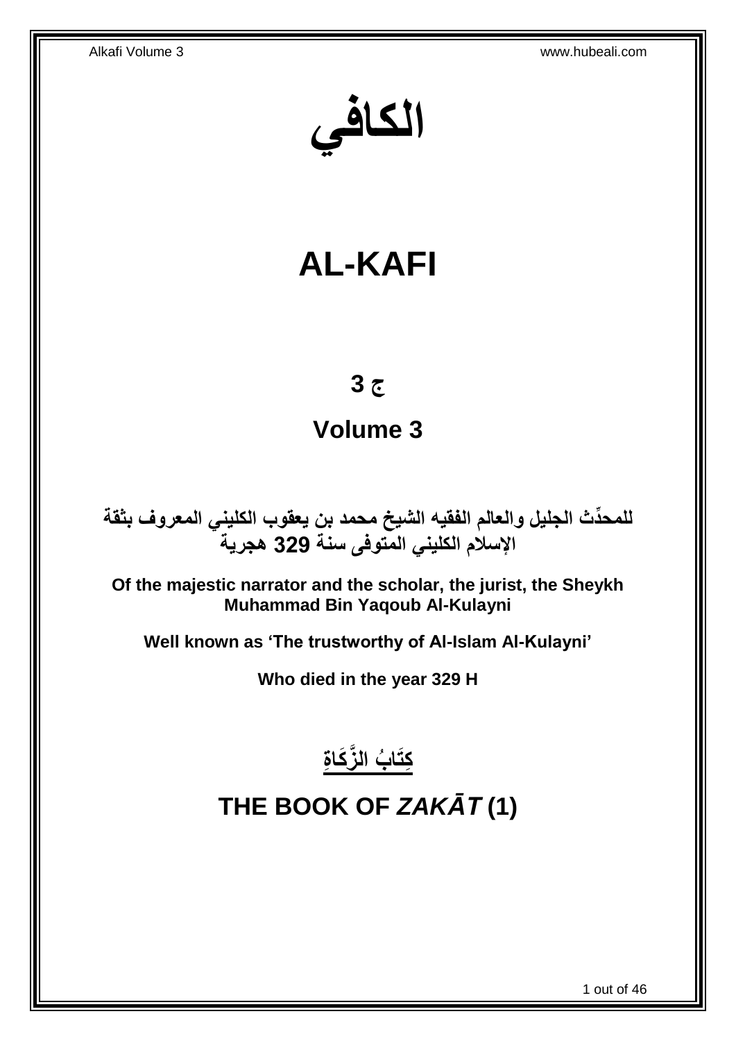# الكافي

# AL-KAFI

## ج 3

## Volume 3

**للمحدِّث الجليل والعالم الفقيه الشيخ محمد بن يعقوب الكليني المعروف بثقة الإسلام الكليني المتوفى سنة 329 هجرية**

**Of the majestic narrator and the scholar, the jurist, the Sheykh Muhammad Bin Yaqoub Al-Kulayni**

**Well known as 'The trustworthy of Al-Islam Al-Kulayni'**

**Who died in the year 329 H**

## كِتَابُ الزَّكَاةِ

## THE BOOK OF *ZAKĀT* (1)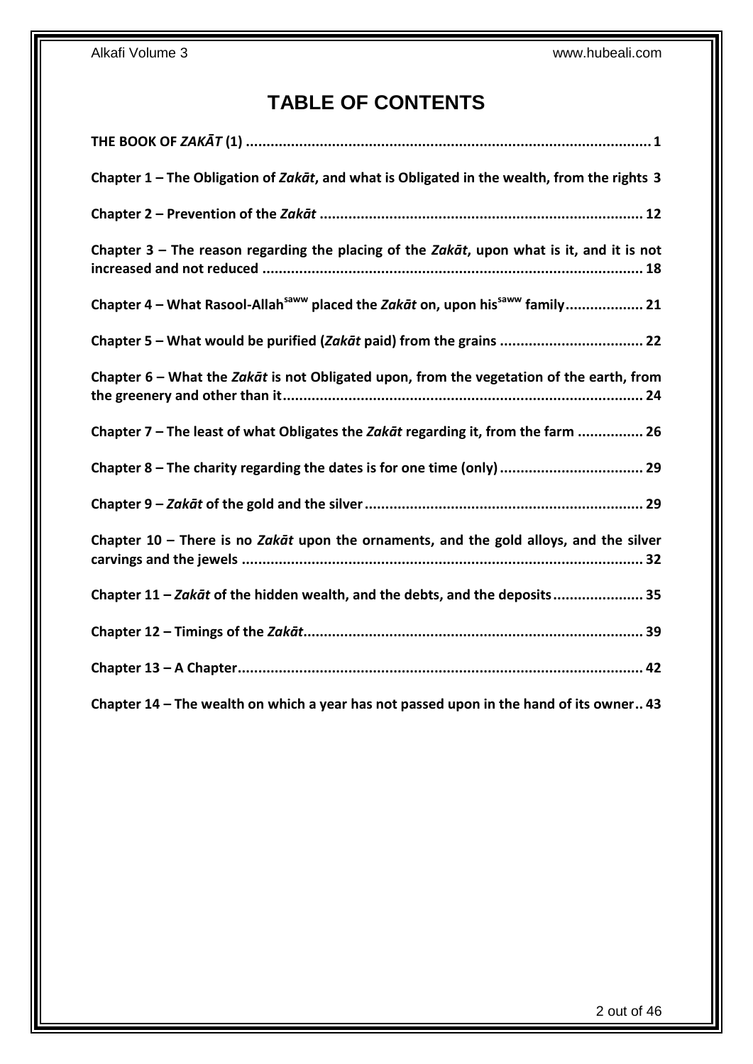# TABLE OF CONTENTS

**THE BOOK OF *ZAKĀT* (1) .................................................................................................. 1**

**Chapter 1 – The Obligation of *Zakāt*, and what is Obligated in the wealth, from the rights 3**

**Chapter 2 – Prevention of the *Zakāt* .............................................................................. 12**

**Chapter 3 – The reason regarding the placing of the *Zakāt*, upon what is it, and it is not increased and not reduced ............................................................................................ 18**

**Chapter 4 – What Rasool-Allah[saww] placed the *Zakāt* on, upon his[saww] family.................. 21**

**Chapter 5 – What would be purified (*Zakāt* paid) from the grains .................................. 22**

**Chapter 6 – What the *Zakāt* is not Obligated upon, from the vegetation of the earth, from the greenery and other than it........................................................................................ 24**

**Chapter 7 – The least of what Obligates the *Zakāt* regarding it, from the farm ................ 26**

**Chapter 8 – The charity regarding the dates is for one time (only) .................................. 29**

**Chapter 9 – *Zakāt* of the gold and the silver.................................................................. 29**

**Chapter 10 – There is no *Zakāt* upon the ornaments, and the gold alloys, and the silver carvings and the jewels ................................................................................................. 32**

**Chapter 11 – *Zakāt* of the hidden wealth, and the debts, and the deposits...................... 35**

**Chapter 12 – Timings of the *Zakāt*.................................................................................. 39**

**Chapter 13 – A Chapter.................................................................................................. 42**

**Chapter 14 – The wealth on which a year has not passed upon in the hand of its owner.. 43**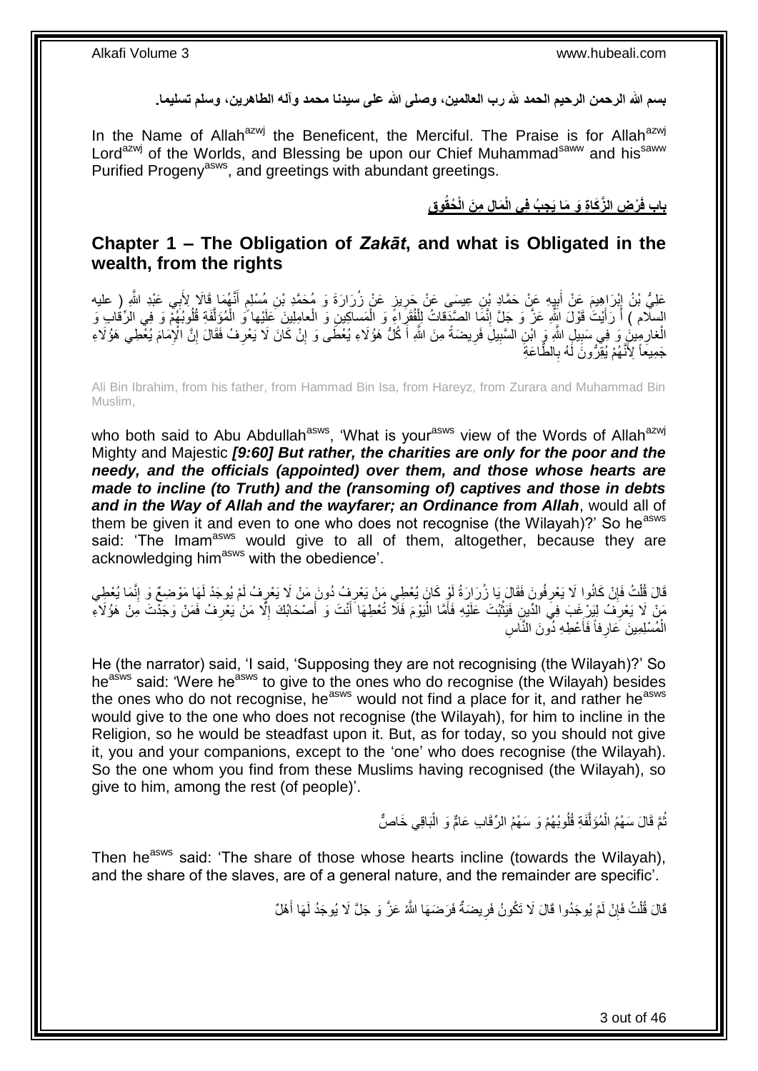بسم الله الرحمن الرحيم الحمد لله رب العالمين، وصلى الله على سيدنا محمد وآله الطاهرين، وسلم تسليما.

In the Name of Allah[azwj] the Beneficent, the Merciful. The Praise is for Allah[azwj] Lord[azwj] of the Worlds, and Blessing be upon our Chief Muhammad[saww] and his[saww] Purified Progeny[asws], and greetings with abundant greetings.

## **بَابِ فَرْضِ الزَّكَاةِ وَ مَا يَجِبُ فِي الْمَالِ مِنَ الْحُقُوقِ**

## **Chapter 1 – The Obligation of *Zakāt*, and what is Obligated in the wealth, from the rights**

عَلِيُّ بْنُ إِبْرَاهِيمَ عَنْ أَبِيهِ عَنْ حَمَّادِ بْنِ عِيسَى عَنْ حَرِيزٍ عَنْ زُرَارَةَ وَ مُحَمَّدِ بْنِ مُسْلِمٍ أَنَّهُمَا قَالَا لِأَبِي عَبْدِ اللَّهِ ( عليه السلام ) أَ رَأَيْتَ قَوْلَ اللَّهِ عَزَّ وَ جَلَّ إِنَّمَا الصَّدَقاتُ لِلْفُقَراءِ وَ الْمَساكِينِ وَ الْعامِلِينَ عَلَيْها وَ الْمُؤَلَّفَةِ قُلُوبُهُمْ وَ فِي الرِّقابِ وَ الْغارِمِينَ وَ فِي سَبِيلِ اللَّهِ وَ ابْنِ السَّبِيلِ فَرِيضَةً مِنَ اللَّهِ أَ كُلُّ هَؤُلَاءِ يُعْطَى وَ إِنْ كَانَ لَا يَعْرِفُ فَقَالَ إِنَّ الْإِمَامَ يُعْطِي هَؤُلَاءِ جَمِيعاً لِأَنَّهُمْ يُقِرُّونَ لَهُ بِالطَّاعَةِ

Ali Bin Ibrahim, from his father, from Hammad Bin Isa, from Hareyz, from Zurara and Muhammad Bin Muslim,

who both said to Abu Abdullah[asws], 'What is your[asws] view of the Words of Allah[azwj] Mighty and Majestic ***[9:60] But rather, the charities are only for the poor and the needy, and the officials (appointed) over them, and those whose hearts are made to incline (to Truth) and the (ransoming of) captives and those in debts and in the Way of Allah and the wayfarer; an Ordinance from Allah***, would all of them be given it and even to one who does not recognise (the Wilayah)?' So he[asws] said: 'The Imam[asws] would give to all of them, altogether, because they are acknowledging him[asws] with the obedience'.

قَالَ قُلْتُ فَإِنْ كَانُوا لَا يَعْرِفُونَ فَقَالَ يَا زُرَارَةُ لَوْ كَانَ يُعْطِي مَنْ يَعْرِفُ دُونَ مَنْ لَا يَعْرِفُ لَمْ يُوجَدْ لَهَا مَوْضِعٌ وَ إِنَّمَا يُعْطِي مَنْ لَا يَعْرِفُ لِيَرْغَبَ فِي الدِّينِ فَيَثْبُتَ عَلَيْهِ فَأَمَّا الْيَوْمَ فَلَا تُعْطِهَا أَنْتَ وَ أَصْحَابُكَ إِلَّا مَنْ يَعْرِفُ فَمَنْ وَجَدْتَ مِنْ هَؤُلَاءِ الْمُسْلِمِينَ عَارِفاً فَأَعْطِهِ دُونَ النَّاسِ

He (the narrator) said, 'I said, 'Supposing they are not recognising (the Wilayah)?' So he[asws] said: 'Were he[asws] to give to the ones who do recognise (the Wilayah) besides the ones who do not recognise, he[asws] would not find a place for it, and rather he[asws] would give to the one who does not recognise (the Wilayah), for him to incline in the Religion, so he would be steadfast upon it. But, as for today, so you should not give it, you and your companions, except to the 'one' who does recognise (the Wilayah). So the one whom you find from these Muslims having recognised (the Wilayah), so give to him, among the rest (of people)'.

ثُمَّ قَالَ سَهْمُ الْمُؤَلَّفَةِ قُلُوبُهُمْ وَ سَهْمُ الرِّقَابِ عَامٌّ وَ الْبَاقِي خَاصٌّ

Then he[asws] said: 'The share of those whose hearts incline (towards the Wilayah), and the share of the slaves, are of a general nature, and the remainder are specific'.

قَالَ قُلْتُ فَإِنْ لَمْ يُوجَدُوا قَالَ لَا تَكُونُ فَرِيضَةٌ فَرَضَهَا اللَّهُ عَزَّ وَ جَلَّ لَا يُوجَدُ لَهَا أَهْلٌ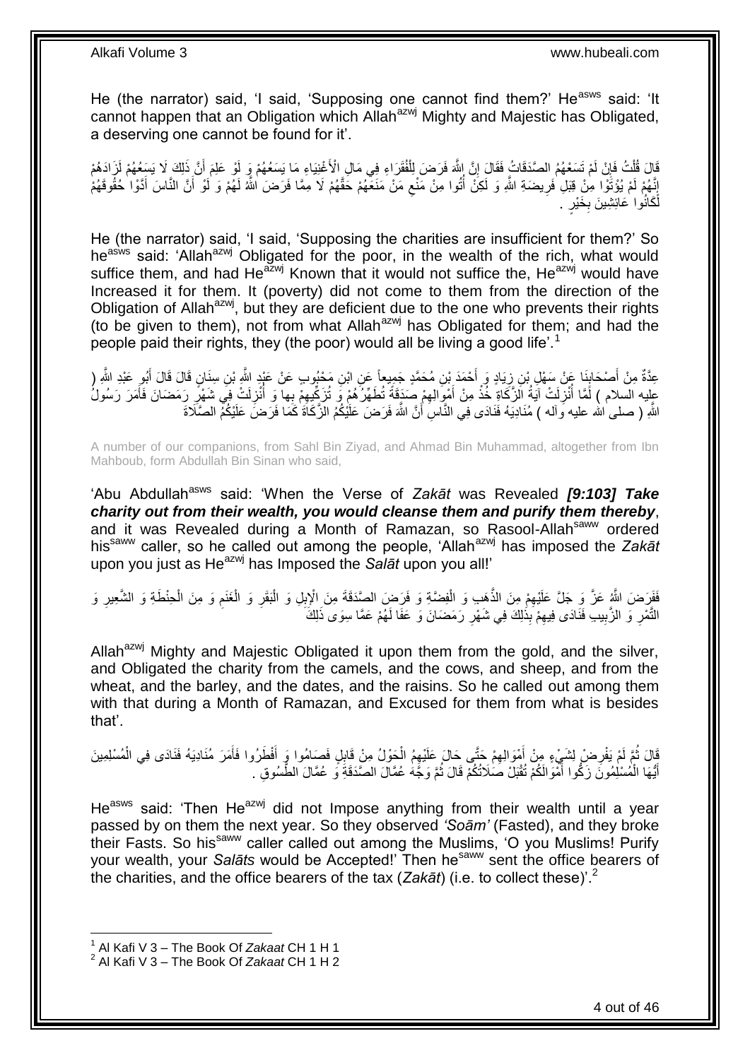He (the narrator) said, 'I said, 'Supposing one cannot find them?' He[asws] said: 'It cannot happen that an Obligation which Allah[azwj] Mighty and Majestic has Obligated, a deserving one cannot be found for it'.

قَالَ قُلْتُ فَإِنْ لَمْ تَسَعْهُمُ الصَّدَقَاتُ فَقَالَ إِنَّ اللَّهَ فَرَضَ لِلْفُقَرَاءِ فِي مَالِ الْأَغْنِيَاءِ مَا يَسَعُهُمْ وَ لَوْ عَلِمَ أَنَّ ذَلِكَ لَا يَسَعُهُمْ لَزَادَهُمْ إِنَّهُمْ لَمْ يُؤْتَوْا مِنْ قِبَلِ فَرِيضَةِ اللَّهِ وَ لَكِنْ أُتُوا مِنْ مَنْعِ مَنْ مَنَعَهُمْ حَقَّهُمْ لَا مِمَّا فَرَضَ اللَّهُ لَهُمْ وَ لَوْ أَنَّ النَّاسَ أَدَّوْا حُقُوقَهُمْ لَكَانُوا عَائِشِينَ بِخَيْرٍ .

He (the narrator) said, 'I said, 'Supposing the charities are insufficient for them?' So he[asws] said: 'Allah[azwj] Obligated for the poor, in the wealth of the rich, what would suffice them, and had He[azwj] Known that it would not suffice the, He[azwj] would have Increased it for them. It (poverty) did not come to them from the direction of the Obligation of Allah[azwj], but they are deficient due to the one who prevents their rights (to be given to them), not from what Allah[azwj] has Obligated for them; and had the people paid their rights, they (the poor) would all be living a good life'.[1]

عِدَّةٌ مِنْ أَصْحَابِنَا عَنْ سَهْلِ بْنِ زِيَادٍ وَ أَحْمَدَ بْنِ مُحَمَّدٍ جَمِيعاً عَنِ ابْنِ مَحْبُوبٍ عَنْ عَبْدِ اللَّهِ بْنِ سِنَانٍ قَالَ قَالَ أَبُو عَبْدِ اللَّهِ ( عليه السلام ) لَمَّا أُنْزِلَتْ آيَةُ الزَّكَاةِ خُذْ مِنْ أَمْوالِهِمْ صَدَقَةً تُطَهِّرُهُمْ وَ تُزَكِّيهِمْ بِها وَ أُنْزِلَتْ فِي شَهْرِ رَمَضَانَ فَأَمَرَ رَسُولُ اللَّهِ ( صلى الله عليه وآله ) مُنَادِيَهُ فَنَادَى فِي النَّاسِ أَنَّ اللَّهَ فَرَضَ عَلَيْكُمُ الزَّكَاةَ كَمَا فَرَضَ عَلَيْكُمُ الصَّلَاةَ

A number of our companions, from Sahl Bin Ziyad, and Ahmad Bin Muhammad, altogether from Ibn Mahboub, form Abdullah Bin Sinan who said,

'Abu Abdullah[asws] said: 'When the Verse of *Zakāt* was Revealed ***[9:103] Take charity out from their wealth, you would cleanse them and purify them thereby***, and it was Revealed during a Month of Ramazan, so Rasool-Allah[saww] ordered his[saww] caller, so he called out among the people, 'Allah[azwj] has imposed the *Zakāt* upon you just as He[azwj] has Imposed the *Salāt* upon you all!'

فَفَرَضَ اللَّهُ عَزَّ وَ جَلَّ عَلَيْهِمْ مِنَ الذَّهَبِ وَ الْفِضَّةِ وَ فَرَضَ الصَّدَقَةَ مِنَ الْإِبِلِ وَ الْبَقَرِ وَ الْغَنَمِ وَ مِنَ الْحِنْطَةِ وَ الشَّعِيرِ وَ التَّمْرِ وَ الزَّبِيبِ فَنَادَى فِيهِمْ بِذَلِكَ فِي شَهْرِ رَمَضَانَ وَ عَفَا لَهُمْ عَمَّا سِوَى ذَلِكَ

Allah[azwj] Mighty and Majestic Obligated it upon them from the gold, and the silver, and Obligated the charity from the camels, and the cows, and sheep, and from the wheat, and the barley, and the dates, and the raisins. So he called out among them with that during a Month of Ramazan, and Excused for them from what is besides that'.

قَالَ ثُمَّ لَمْ يَفْرِضْ لِشَيْءٍ مِنْ أَمْوَالِهِمْ حَتَّى حَالَ عَلَيْهِمُ الْحَوْلُ مِنْ قَابِلٍ فَصَامُوا وَ أَفْطَرُوا فَأَمَرَ مُنَادِيَهُ فَنَادَى فِي الْمُسْلِمِينَ أَيُّهَا الْمُسْلِمُونَ زَكُّوا أَمْوَالَكُمْ تُقْبَلْ صَلَاتُكُمْ قَالَ ثُمَّ وَجَّهَ عُمَّالَ الصَّدَقَةِ وَ عُمَّالَ الطُّسُوقِ .

He[asws] said: 'Then He[azwj] did not Impose anything from their wealth until a year passed by on them the next year. So they observed *'Soām'* (Fasted), and they broke their Fasts. So his[saww] caller called out among the Muslims, 'O you Muslims! Purify your wealth, your *Salāts* would be Accepted!' Then he[saww] sent the office bearers of the charities, and the office bearers of the tax (*Zakāt*) (i.e. to collect these)'.[2]

[1] Al Kafi V 3 – The Book Of *Zakaat* CH 1 H 1
[2] Al Kafi V 3 – The Book Of *Zakaat* CH 1 H 2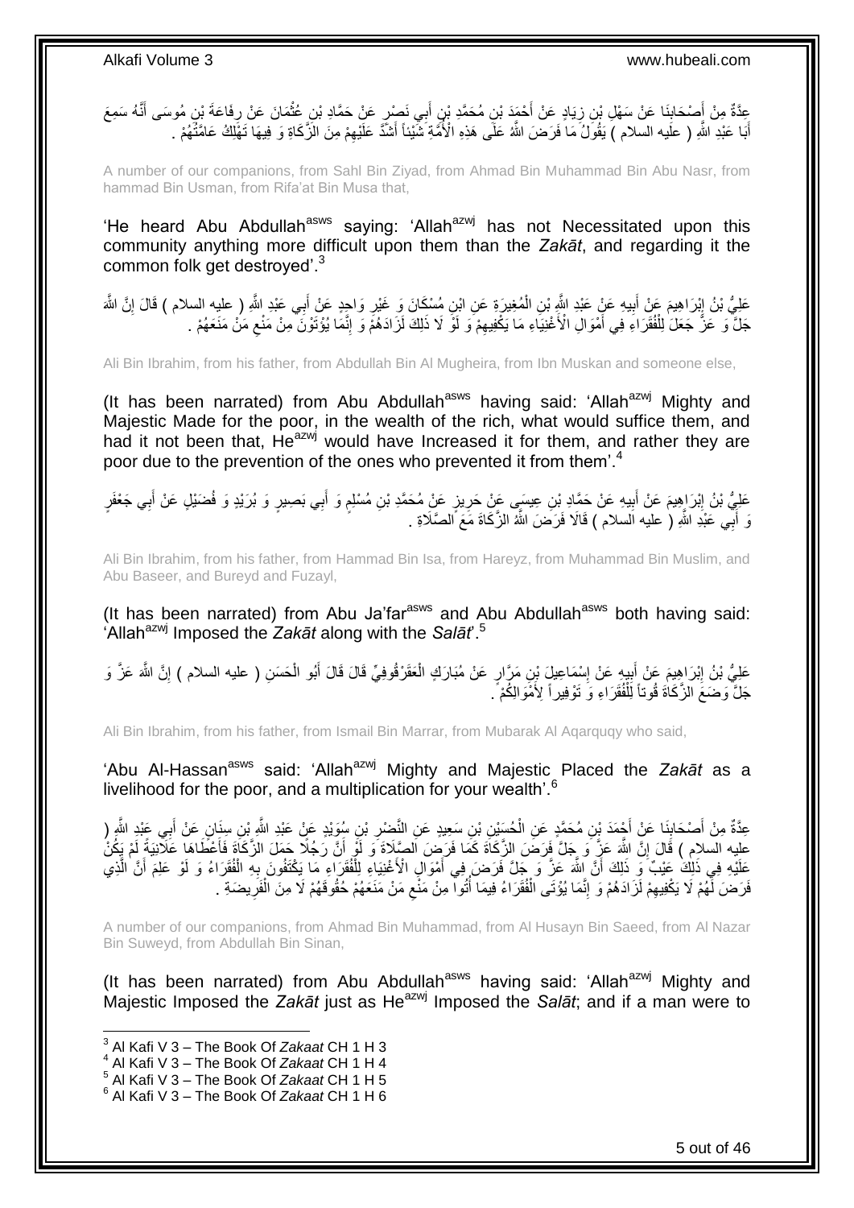عِدَّةٌ مِنْ أَصْحَابِنَا عَنْ سَهْلِ بْنِ زِيَادٍ عَنْ أَحْمَدَ بْنِ مُحَمَّدِ بْنِ أَبِي نَصْرٍ عَنْ حَمَّادِ بْنِ عُثْمَانَ عَنْ رِفَاعَةَ بْنِ مُوسَى أَنَّهُ سَمِعَ أَبَا عَبْدِ اللَّهِ ( عليه السلام ) يَقُولُ مَا فَرَضَ اللَّهُ عَلَى هَذِهِ الْأُمَّةِ شَيْئاً أَشَدَّ عَلَيْهِمْ مِنَ الزَّكَاةِ وَ فِيهَا تَهْلِكُ عَامَّتُهُمْ .

A number of our companions, from Sahl Bin Ziyad, from Ahmad Bin Muhammad Bin Abu Nasr, from hammad Bin Usman, from Rifa'at Bin Musa that,

'He heard Abu Abdullah[asws] saying: 'Allah[azwj] has not Necessitated upon this community anything more difficult upon them than the *Zakāt*, and regarding it the common folk get destroyed'.[3]

عَلِيُّ بْنُ إِبْرَاهِيمَ عَنْ أَبِيهِ عَنْ عَبْدِ اللَّهِ بْنِ الْمُغِيرَةِ عَنِ ابْنِ مُسْكَانَ وَ غَيْرِ وَاحِدٍ عَنْ أَبِي عَبْدِ اللَّهِ ( عليه السلام ) قَالَ إِنَّ اللَّهَ جَلَّ وَ عَزَّ جَعَلَ لِلْفُقَرَاءِ فِي أَمْوَالِ الْأَغْنِيَاءِ مَا يَكْفِيهِمْ وَ لَوْ لَا ذَلِكَ لَزَادَهُمْ وَ إِنَّمَا يُؤْتَوْنَ مِنْ مَنْعِ مَنْ مَنَعَهُمْ .

Ali Bin Ibrahim, from his father, from Abdullah Bin Al Mugheira, from Ibn Muskan and someone else,

(It has been narrated) from Abu Abdullah[asws] having said: 'Allah[azwj] Mighty and Majestic Made for the poor, in the wealth of the rich, what would suffice them, and had it not been that, He[azwj] would have Increased it for them, and rather they are poor due to the prevention of the ones who prevented it from them'.[4]

عَلِيُّ بْنُ إِبْرَاهِيمَ عَنْ أَبِيهِ عَنْ حَمَّادِ بْنِ عِيسَى عَنْ حَرِيزٍ عَنْ مُحَمَّدِ بْنِ مُسْلِمٍ وَ أَبِي بَصِيرٍ وَ بُرَيْدٍ وَ فُضَيْلٍ عَنْ أَبِي جَعْفَرٍ وَ أَبِي عَبْدِ اللَّهِ ( عليه السلام ) قَالَا فَرَضَ اللَّهُ الزَّكَاةَ مَعَ الصَّلَاةِ .

Ali Bin Ibrahim, from his father, from Hammad Bin Isa, from Hareyz, from Muhammad Bin Muslim, and Abu Baseer, and Bureyd and Fuzayl,

(It has been narrated) from Abu Ja'far[asws] and Abu Abdullah[asws] both having said: 'Allah[azwj] Imposed the *Zakāt* along with the *Salāt*'.[5]

عَلِيُّ بْنُ إِبْرَاهِيمَ عَنْ أَبِيهِ عَنْ إِسْمَاعِيلَ بْنِ مَرَّارٍ عَنْ مُبَارَكٍ الْعَقَرْقُوفِيِّ قَالَ قَالَ أَبُو الْحَسَنِ ( عليه السلام ) إِنَّ اللَّهَ عَزَّ وَ جَلَّ وَضَعَ الزَّكَاةَ قُوتاً لِلْفُقَرَاءِ وَ تَوْفِيراً لِأَمْوَالِكُمْ .

Ali Bin Ibrahim, from his father, from Ismail Bin Marrar, from Mubarak Al Aqarquqy who said,

'Abu Al-Hassan[asws] said: 'Allah[azwj] Mighty and Majestic Placed the *Zakāt* as a livelihood for the poor, and a multiplication for your wealth'.[6]

عِدَّةٌ مِنْ أَصْحَابِنَا عَنْ أَحْمَدَ بْنِ مُحَمَّدٍ عَنِ الْحُسَيْنِ بْنِ سَعِيدٍ عَنِ النَّضْرِ بْنِ سُوَيْدٍ عَنْ عَبْدِ اللَّهِ بْنِ سِنَانٍ عَنْ أَبِي عَبْدِ اللَّهِ ( عليه السلام ) قَالَ إِنَّ اللَّهَ عَزَّ وَ جَلَّ فَرَضَ الزَّكَاةَ كَمَا فَرَضَ الصَّلَاةَ وَ لَوْ أَنَّ رَجُلًا حَمَلَ الزَّكَاةَ فَأَعْطَاهَا عَلَانِيَةً لَمْ يَكُنْ عَلَيْهِ فِي ذَلِكَ عَيْبٌ وَ ذَلِكَ أَنَّ اللَّهَ عَزَّ وَ جَلَّ فَرَضَ فِي أَمْوَالِ الْأَغْنِيَاءِ لِلْفُقَرَاءِ مَا يَكْتَفُونَ بِهِ الْفُقَرَاءُ وَ لَوْ عَلِمَ أَنَّ الَّذِي فَرَضَ لَهُمْ لَا يَكْفِيهِمْ لَزَادَهُمْ وَ إِنَّمَا يُؤْتَى الْفُقَرَاءُ فِيمَا أُتُوا مِنْ مَنْعِ مَنْ مَنَعَهُمْ حُقُوقَهُمْ لَا مِنَ الْفَرِيضَةِ .

A number of our companions, from Ahmad Bin Muhammad, from Al Husayn Bin Saeed, from Al Nazar Bin Suweyd, from Abdullah Bin Sinan,

(It has been narrated) from Abu Abdullah[asws] having said: 'Allah[azwj] Mighty and Majestic Imposed the *Zakāt* just as He[azwj] Imposed the *Salāt*; and if a man were to

---

[3] Al Kafi V 3 – The Book Of *Zakaat* CH 1 H 3
[4] Al Kafi V 3 – The Book Of *Zakaat* CH 1 H 4
[5] Al Kafi V 3 – The Book Of *Zakaat* CH 1 H 5
[6] Al Kafi V 3 – The Book Of *Zakaat* CH 1 H 6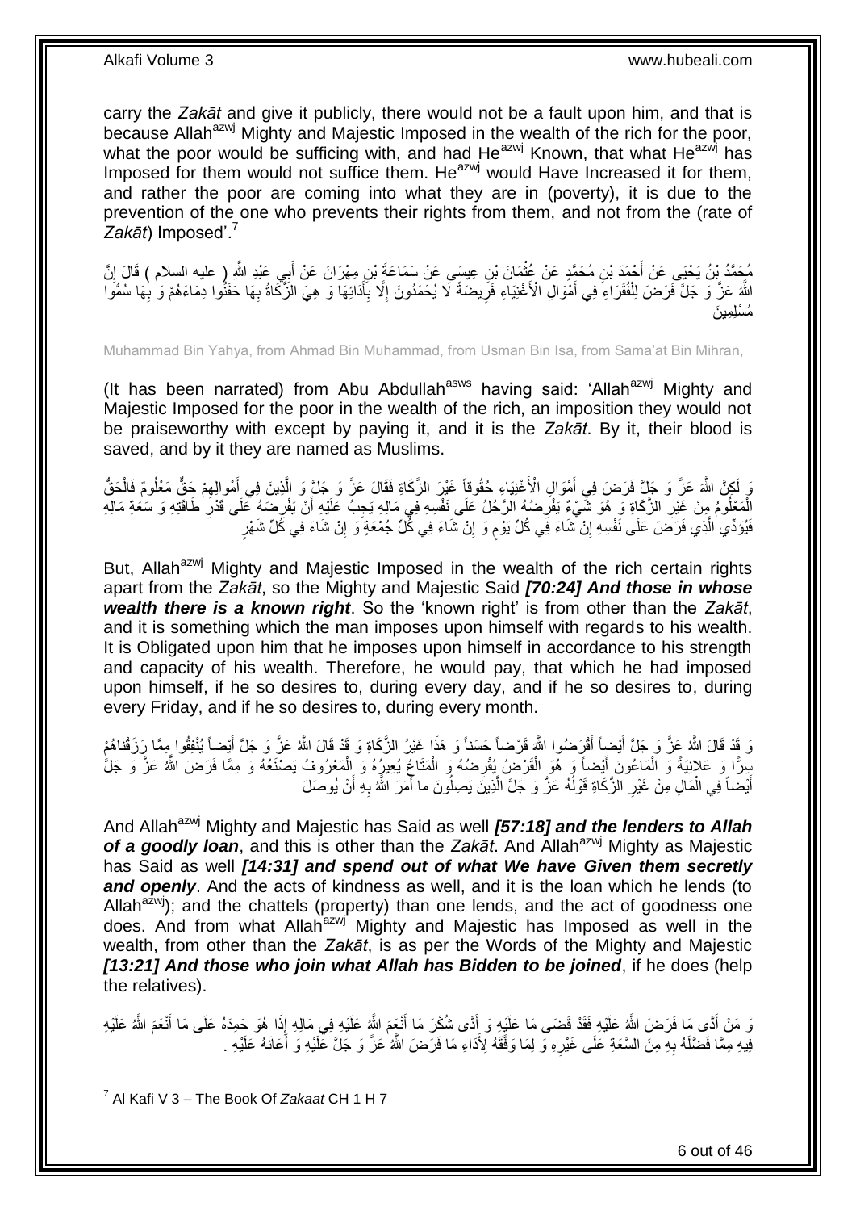carry the *Zakāt* and give it publicly, there would not be a fault upon him, and that is because Allah[azwj] Mighty and Majestic Imposed in the wealth of the rich for the poor, what the poor would be sufficing with, and had He[azwj] Known, that what He[azwj] has Imposed for them would not suffice them. He[azwj] would Have Increased it for them, and rather the poor are coming into what they are in (poverty), it is due to the prevention of the one who prevents their rights from them, and not from the (rate of *Zakāt*) Imposed'.[7]

مُحَمَّدُ بْنُ يَحْيَى عَنْ أَحْمَدَ بْنِ مُحَمَّدٍ عَنْ عُثْمَانَ بْنِ عِيسَى عَنْ سَمَاعَةَ بْنِ مِهْرَانَ عَنْ أَبِي عَبْدِ اللَّهِ ( عليه السلام ) قَالَ إِنَّ اللَّهَ عَزَّ وَ جَلَّ فَرَضَ لِلْفُقَرَاءِ فِي أَمْوَالِ الْأَغْنِيَاءِ فَرِيضَةً لَا يُحْمَدُونَ إِلَّا بِأَدَائِهَا وَ هِيَ الزَّكَاةُ بِهَا حَقَنُوا دِمَاءَهُمْ وَ بِهَا سُمُّوا مُسْلِمِينَ

Muhammad Bin Yahya, from Ahmad Bin Muhammad, from Usman Bin Isa, from Sama'at Bin Mihran,

(It has been narrated) from Abu Abdullah[asws] having said: 'Allah[azwj] Mighty and Majestic Imposed for the poor in the wealth of the rich, an imposition they would not be praiseworthy with except by paying it, and it is the *Zakāt*. By it, their blood is saved, and by it they are named as Muslims.

وَ لَكِنَّ اللَّهَ عَزَّ وَ جَلَّ فَرَضَ فِي أَمْوَالِ الْأَغْنِيَاءِ حُقُوقاً غَيْرَ الزَّكَاةِ فَقَالَ عَزَّ وَ جَلَّ وَ الَّذِينَ فِي أَمْوالِهِمْ حَقٌّ مَعْلُومٌ فَالْحَقُّ الْمَعْلُومُ مِنْ غَيْرِ الزَّكَاةِ وَ هُوَ شَيْءٌ يَفْرِضُهُ الرَّجُلُ عَلَى نَفْسِهِ فِي مَالِهِ يَجِبُ عَلَيْهِ أَنْ يَفْرِضَهُ عَلَى قَدْرِ طَاقَتِهِ وَ سَعَةِ مَالِهِ فَيُؤَدِّي الَّذِي فَرَضَ عَلَى نَفْسِهِ إِنْ شَاءَ فِي كُلِّ يَوْمٍ وَ إِنْ شَاءَ فِي كُلِّ جُمُعَةٍ وَ إِنْ شَاءَ فِي كُلِّ شَهْرٍ

But, Allah[azwj] Mighty and Majestic Imposed in the wealth of the rich certain rights apart from the *Zakāt*, so the Mighty and Majestic Said ***[70:24] And those in whose wealth there is a known right***. So the 'known right' is from other than the *Zakāt*, and it is something which the man imposes upon himself with regards to his wealth. It is Obligated upon him that he imposes upon himself in accordance to his strength and capacity of his wealth. Therefore, he would pay, that which he had imposed upon himself, if he so desires to, during every day, and if he so desires to, during every Friday, and if he so desires to, during every month.

وَ قَدْ قَالَ اللَّهُ عَزَّ وَ جَلَّ أَيْضاً أَقْرَضُوا اللَّهَ قَرْضاً حَسَناً وَ هَذَا غَيْرُ الزَّكَاةِ وَ قَدْ قَالَ اللَّهُ عَزَّ وَ جَلَّ أَيْضاً يُنْفِقُوا مِمَّا رَزَقْناهُمْ سِرًّا وَ عَلانِيَةً وَ الْمَاعُونَ أَيْضاً وَ هُوَ الْقَرْضُ يُقْرِضُهُ وَ الْمَتَاعُ يُعِيرُهُ وَ الْمَعْرُوفُ يَصْنَعُهُ وَ مِمَّا فَرَضَ اللَّهُ عَزَّ وَ جَلَّ أَيْضاً فِي الْمَالِ مِنْ غَيْرِ الزَّكَاةِ قَوْلُهُ عَزَّ وَ جَلَّ الَّذِينَ يَصِلُونَ ما أَمَرَ اللَّهُ بِهِ أَنْ يُوصَلَ

And Allah[azwj] Mighty and Majestic has Said as well ***[57:18] and the lenders to Allah of a goodly loan***, and this is other than the *Zakāt*. And Allah[azwj] Mighty as Majestic has Said as well ***[14:31] and spend out of what We have Given them secretly and openly***. And the acts of kindness as well, and it is the loan which he lends (to Allah[azwj]); and the chattels (property) than one lends, and the act of goodness one does. And from what Allah[azwj] Mighty and Majestic has Imposed as well in the wealth, from other than the *Zakāt*, is as per the Words of the Mighty and Majestic ***[13:21] And those who join what Allah has Bidden to be joined***, if he does (help the relatives).

وَ مَنْ أَدَّى مَا فَرَضَ اللَّهُ عَلَيْهِ فَقَدْ قَضَى مَا عَلَيْهِ وَ أَدَّى شُكْرَ مَا أَنْعَمَ اللَّهُ عَلَيْهِ فِي مَالِهِ إِذَا هُوَ حَمِدَهُ عَلَى مَا أَنْعَمَ اللَّهُ عَلَيْهِ فِيهِ مِمَّا فَضَّلَهُ بِهِ مِنَ السَّعَةِ عَلَى غَيْرِهِ وَ لِمَا وَفَّقَهُ لِأَدَاءِ مَا فَرَضَ اللَّهُ عَزَّ وَ جَلَّ عَلَيْهِ وَ أَعَانَهُ عَلَيْهِ .

[7] Al Kafi V 3 – The Book Of *Zakaat* CH 1 H 7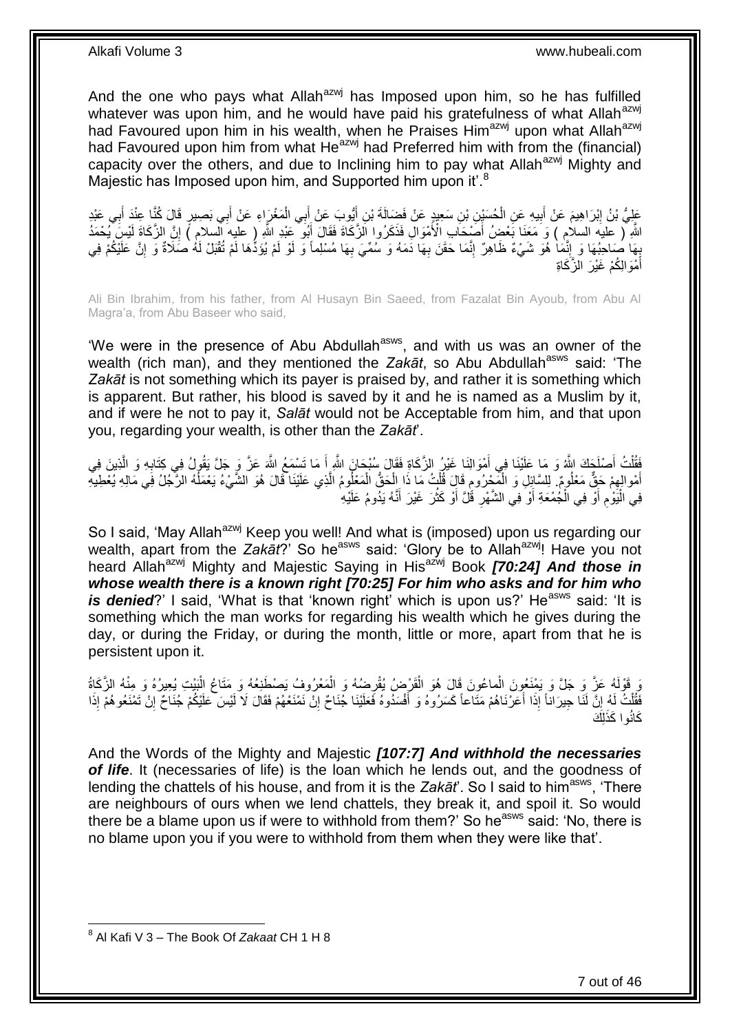And the one who pays what Allah[azwj] has Imposed upon him, so he has fulfilled whatever was upon him, and he would have paid his gratefulness of what Allah[azwj] had Favoured upon him in his wealth, when he Praises Him[azwj] upon what Allah[azwj] had Favoured upon him from what He[azwj] had Preferred him with from the (financial) capacity over the others, and due to Inclining him to pay what Allah[azwj] Mighty and Majestic has Imposed upon him, and Supported him upon it'.[8]

عَلِيُّ بْنُ إِبْرَاهِيمَ عَنْ أَبِيهِ عَنِ الْحُسَيْنِ بْنِ سَعِيدٍ عَنْ فَضَالَةَ بْنِ أَيُّوبَ عَنْ أَبِي الْمَغْرَاءِ عَنْ أَبِي بَصِيرٍ قَالَ كُنَّا عِنْدَ أَبِي عَبْدِ اللَّهِ ( عليه السلام ) وَ مَعَنَا بَعْضُ أَصْحَابِ الْأَمْوَالِ فَذَكَرُوا الزَّكَاةَ فَقَالَ أَبُو عَبْدِ اللَّهِ ( عليه السلام ) إِنَّ الزَّكَاةَ لَيْسَ يُحْمَدُ بِهَا صَاحِبُهَا وَ إِنَّمَا هُوَ شَيْءٌ ظَاهِرٌ إِنَّمَا حَقَنَ بِهَا دَمَهُ وَ سُمِّيَ بِهَا مُسْلِماً وَ لَوْ لَمْ يُؤَدِّهَا لَمْ تُقْبَلْ لَهُ صَلَاةٌ وَ إِنَّ عَلَيْكُمْ فِي أَمْوَالِكُمْ غَيْرَ الزَّكَاةِ

Ali Bin Ibrahim, from his father, from Al Husayn Bin Saeed, from Fazalat Bin Ayoub, from Abu Al Magra'a, from Abu Baseer who said,

'We were in the presence of Abu Abdullah[asws], and with us was an owner of the wealth (rich man), and they mentioned the *Zakāt*, so Abu Abdullah[asws] said: 'The *Zakāt* is not something which its payer is praised by, and rather it is something which is apparent. But rather, his blood is saved by it and he is named as a Muslim by it, and if were he not to pay it, *Salāt* would not be Acceptable from him, and that upon you, regarding your wealth, is other than the *Zakāt*'.

فَقُلْتُ أَصْلَحَكَ اللَّهُ وَ مَا عَلَيْنَا فِي أَمْوَالِنَا غَيْرُ الزَّكَاةِ فَقَالَ سُبْحَانَ اللَّهِ أَ مَا تَسْمَعُ اللَّهَ عَزَّ وَ جَلَّ يَقُولُ فِي كِتَابِهِ وَ الَّذِينَ فِي أَمْوالِهِمْ حَقٌّ مَعْلُومٌ. لِلسَّائِلِ وَ الْمَحْرُومِ قَالَ قُلْتُ مَا ذَا الْحَقُّ الْمَعْلُومُ الَّذِي عَلَيْنَا قَالَ هُوَ الشَّيْءُ يَعْمَلُهُ الرَّجُلُ فِي مَالِهِ يُعْطِيهِ فِي الْيَوْمِ أَوْ فِي الْجُمْعَةِ أَوْ فِي الشَّهْرِ قَلَّ أَوْ كَثُرَ غَيْرَ أَنَّهُ يَدُومُ عَلَيْهِ

So I said, 'May Allah[azwj] Keep you well! And what is (imposed) upon us regarding our wealth, apart from the *Zakāt*?' So he[asws] said: 'Glory be to Allah[azwj]! Have you not heard Allah[azwj] Mighty and Majestic Saying in His[azwj] Book ***[70:24] And those in whose wealth there is a known right [70:25] For him who asks and for him who is denied***?' I said, 'What is that 'known right' which is upon us?' He[asws] said: 'It is something which the man works for regarding his wealth which he gives during the day, or during the Friday, or during the month, little or more, apart from that he is persistent upon it.

وَ قَوْلَهُ عَزَّ وَ جَلَّ وَ يَمْنَعُونَ الْماعُونَ قَالَ هُوَ الْقَرْضُ يُقْرِضُهُ وَ الْمَعْرُوفُ يَصْطَنِعُهُ وَ مَتَاعُ الْبَيْتِ يُعِيرُهُ وَ مِنْهُ الزَّكَاةُ فَقُلْتُ لَهُ إِنَّ لَنَا جِيرَاناً إِذَا أَعَرْنَاهُمْ مَتَاعاً كَسَرُوهُ وَ أَفْسَدُوهُ فَعَلَيْنَا جُنَاحٌ إِنْ نَمْنَعْهُمْ فَقَالَ لَا لَيْسَ عَلَيْكُمْ جُنَاحٌ إِنْ تَمْنَعُوهُمْ إِذَا كَانُوا كَذَلِكَ

And the Words of the Mighty and Majestic ***[107:7] And withhold the necessaries of life***. It (necessaries of life) is the loan which he lends out, and the goodness of lending the chattels of his house, and from it is the *Zakāt*'. So I said to him[asws], 'There are neighbours of ours when we lend chattels, they break it, and spoil it. So would there be a blame upon us if were to withhold from them?' So he[asws] said: 'No, there is no blame upon you if you were to withhold from them when they were like that'.

[8] Al Kafi V 3 – The Book Of *Zakaat* CH 1 H 8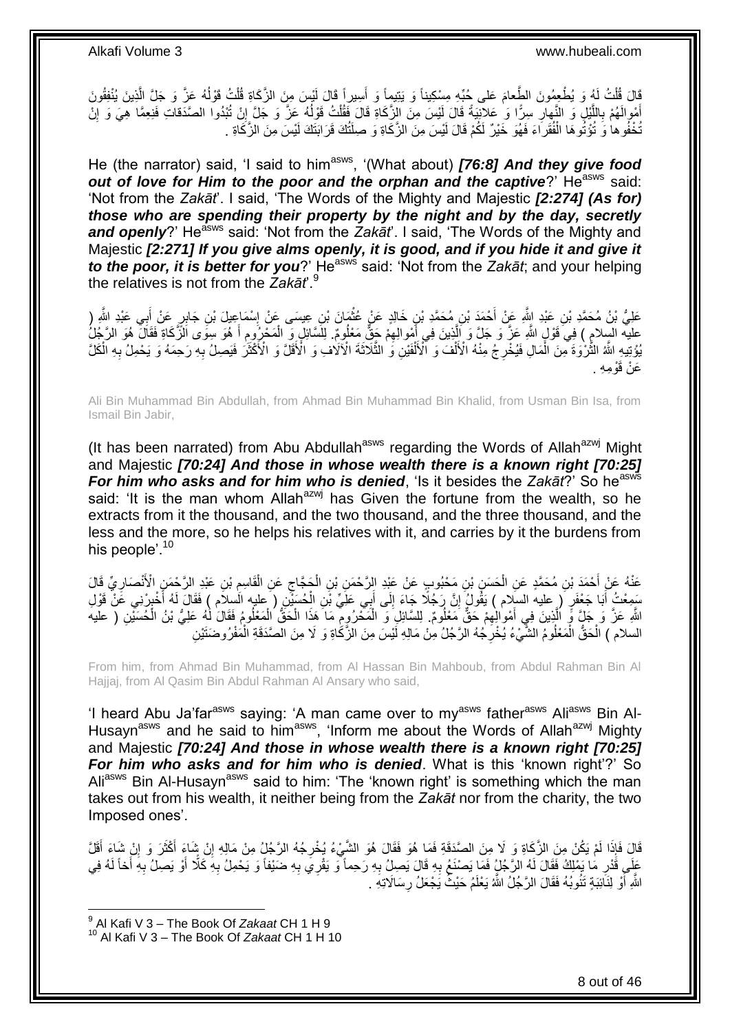قَالَ قُلْتُ لَهُ وَ يُطْعِمُونَ الطَّعامَ عَلى حُبِّهِ مِسْكِيناً وَ يَتِيماً وَ أَسِيراً قَالَ لَيْسَ مِنَ الزَّكَاةِ قُلْتُ قَوْلُهُ عَزَّ وَ جَلَّ الَّذِينَ يُنْفِقُونَ أَمْوالَهُمْ بِاللَّيْلِ وَ النَّهارِ سِرًّا وَ عَلانِيَةً قَالَ لَيْسَ مِنَ الزَّكَاةِ قَالَ فَقُلْتُ قَوْلُهُ عَزَّ وَ جَلَّ إِنْ تُبْدُوا الصَّدَقاتِ فَنِعِمَّا هِيَ وَ إِنْ تُخْفُوها وَ تُؤْتُوهَا الْفُقَراءَ فَهُوَ خَيْرٌ لَكُمْ قَالَ لَيْسَ مِنَ الزَّكَاةِ وَ صِلَتُكَ قَرَابَتَكَ لَيْسَ مِنَ الزَّكَاةِ .

He (the narrator) said, 'I said to him[asws], '(What about) ***[76:8] And they give food out of love for Him to the poor and the orphan and the captive***?' He[asws] said: 'Not from the *Zakāt*'. I said, 'The Words of the Mighty and Majestic ***[2:274] (As for) those who are spending their property by the night and by the day, secretly and openly***?' He[asws] said: 'Not from the *Zakāt*'. I said, 'The Words of the Mighty and Majestic ***[2:271] If you give alms openly, it is good, and if you hide it and give it to the poor, it is better for you***?' He[asws] said: 'Not from the *Zakāt*; and your helping the relatives is not from the *Zakāt*'.[9]

عَلِيُّ بْنُ مُحَمَّدِ بْنِ عَبْدِ اللَّهِ عَنْ أَحْمَدَ بْنِ مُحَمَّدِ بْنِ خَالِدٍ عَنْ عُثْمَانَ بْنِ عِيسَى عَنْ إِسْمَاعِيلَ بْنِ جَابِرٍ عَنْ أَبِي عَبْدِ اللَّهِ ( عليه السلام ) فِي قَوْلِ اللَّهِ عَزَّ وَ جَلَّ وَ الَّذِينَ فِي أَمْوالِهِمْ حَقٌّ مَعْلُومٌ لِلسَّائِلِ وَ الْمَحْرُومِ أَ هُوَ سِوَى الزَّكَاةِ فَقَالَ هُوَ الرَّجُلُ يُؤْتِيهِ اللَّهُ الثَّرْوَةَ مِنَ الْمَالِ فَيُخْرِجُ مِنْهُ الْأَلْفَ وَ الْأَلْفَيْنِ وَ الثَّلَاثَةَ الْآلَافِ وَ الْأَقَلَّ وَ الْأَكْثَرَ فَيَصِلُ بِهِ رَحِمَهُ وَ يَحْمِلُ بِهِ الْكَلَّ عَنْ قَوْمِهِ .

Ali Bin Muhammad Bin Abdullah, from Ahmad Bin Muhammad Bin Khalid, from Usman Bin Isa, from Ismail Bin Jabir,

(It has been narrated) from Abu Abdullah[asws] regarding the Words of Allah[azwj] Might and Majestic ***[70:24] And those in whose wealth there is a known right [70:25] For him who asks and for him who is denied***, 'Is it besides the *Zakāt*?' So he[asws] said: 'It is the man whom Allah[azwj] has Given the fortune from the wealth, so he extracts from it the thousand, and the two thousand, and the three thousand, and the less and the more, so he helps his relatives with it, and carries by it the burdens from his people'.[10]

عَنْهُ عَنْ أَحْمَدَ بْنِ مُحَمَّدٍ عَنِ الْحَسَنِ بْنِ مَحْبُوبٍ عَنْ عَبْدِ الرَّحْمَنِ بْنِ الْحَجَّاجِ عَنِ الْقَاسِمِ بْنِ عَبْدِ الرَّحْمَنِ الْأَنْصَارِيِّ قَالَ سَمِعْتُ أَبَا جَعْفَرٍ ( عليه السلام ) يَقُولُ إِنَّ رَجُلًا جَاءَ إِلَى أَبِي عَلِيِّ بْنِ الْحُسَيْنِ ( عليه السلام ) فَقَالَ لَهُ أَخْبِرْنِي عَنْ قَوْلِ اللَّهِ عَزَّ وَ جَلَّ وَ الَّذِينَ فِي أَمْوالِهِمْ حَقٌّ مَعْلُومٌ لِلسَّائِلِ وَ الْمَحْرُومِ مَا هَذَا الْحَقُّ الْمَعْلُومُ فَقَالَ لَهُ عَلِيُّ بْنُ الْحُسَيْنِ ( عليه السلام ) الْحَقُّ الْمَعْلُومُ الشَّيْءُ يُخْرِجُهُ الرَّجُلُ مِنْ مَالِهِ لَيْسَ مِنَ الزَّكَاةِ وَ لَا مِنَ الصَّدَقَةِ الْمَفْرُوضَتَيْنِ

From him, from Ahmad Bin Muhammad, from Al Hassan Bin Mahboub, from Abdul Rahman Bin Al Hajjaj, from Al Qasim Bin Abdul Rahman Al Ansary who said,

'I heard Abu Ja'far[asws] saying: 'A man came over to my[asws] father[asws] Ali[asws] Bin Al-Husayn[asws] and he said to him[asws], 'Inform me about the Words of Allah[azwj] Mighty and Majestic ***[70:24] And those in whose wealth there is a known right [70:25] For him who asks and for him who is denied***. What is this 'known right'?' So Ali[asws] Bin Al-Husayn[asws] said to him: 'The 'known right' is something which the man takes out from his wealth, it neither being from the *Zakāt* nor from the charity, the two Imposed ones'.

قَالَ فَإِذَا لَمْ يَكُنْ مِنَ الزَّكَاةِ وَ لَا مِنَ الصَّدَقَةِ فَمَا هُوَ فَقَالَ هُوَ الشَّيْءُ يُخْرِجُهُ الرَّجُلُ مِنْ مَالِهِ إِنْ شَاءَ أَكْثَرَ وَ إِنْ شَاءَ أَقَلَّ عَلَى قَدْرِ مَا يَمْلِكُ فَقَالَ لَهُ الرَّجُلُ فَمَا يَصْنَعُ بِهِ قَالَ يَصِلُ بِهِ رَحِماً وَ يَقْرِي بِهِ ضَيْفاً وَ يَحْمِلُ بِهِ كَلًّا أَوْ يَصِلُ بِهِ أَخاً لَهُ فِي اللَّهِ أَوْ لِنَائِبَةٍ تَنُوبُهُ فَقَالَ الرَّجُلُ اللَّهُ يَعْلَمُ حَيْثُ يَجْعَلُ رِسَالَاتِهِ .

[9] Al Kafi V 3 – The Book Of *Zakaat* CH 1 H 9
[10] Al Kafi V 3 – The Book Of *Zakaat* CH 1 H 10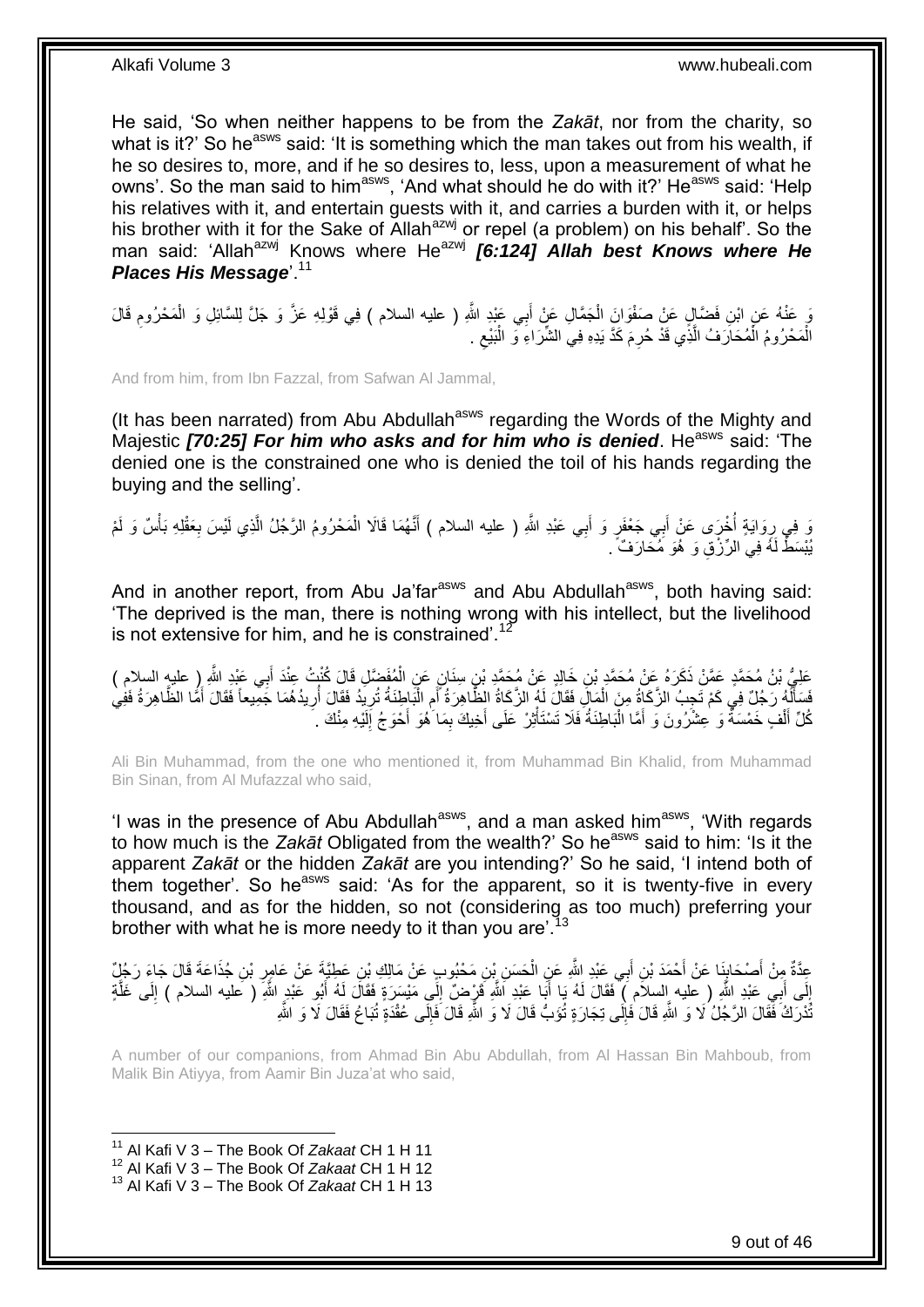He said, 'So when neither happens to be from the *Zakāt*, nor from the charity, so what is it?' So he[asws] said: 'It is something which the man takes out from his wealth, if he so desires to, more, and if he so desires to, less, upon a measurement of what he owns'. So the man said to him[asws], 'And what should he do with it?' He[asws] said: 'Help his relatives with it, and entertain guests with it, and carries a burden with it, or helps his brother with it for the Sake of Allah[azwj] or repel (a problem) on his behalf'. So the man said: 'Allah[azwj] Knows where He[azwj] ***[6:124] Allah best Knows where He Places His Message***'.[11]

وَ عَنْهُ عَنِ ابْنِ فَضَّالٍ عَنْ صَفْوَانَ الْجَمَّالِ عَنْ أَبِي عَبْدِ اللَّهِ ( عليه السلام ) فِي قَوْلِهِ عَزَّ وَ جَلَّ لِلسَّائِلِ وَ الْمَحْرُومِ قَالَ الْمَحْرُومُ الْمُحَارَفُ الَّذِي قَدْ حُرِمَ كَدَّ يَدِهِ فِي الشِّرَاءِ وَ الْبَيْعِ .

And from him, from Ibn Fazzal, from Safwan Al Jammal,

(It has been narrated) from Abu Abdullah[asws] regarding the Words of the Mighty and Majestic ***[70:25] For him who asks and for him who is denied***. He[asws] said: 'The denied one is the constrained one who is denied the toil of his hands regarding the buying and the selling'.

وَ فِي رِوَايَةٍ أُخْرَى عَنْ أَبِي جَعْفَرٍ وَ أَبِي عَبْدِ اللَّهِ ( عليه السلام ) أَنَّهُمَا قَالا الْمَحْرُومُ الرَّجُلُ الَّذِي لَيْسَ بِعَقْلِهِ بَأْسٌ وَ لَمْ يُبْسَطْ لَهُ فِي الرِّزْقِ وَ هُوَ مُحَارَفٌ .

And in another report, from Abu Ja'far[asws] and Abu Abdullah[asws], both having said: 'The deprived is the man, there is nothing wrong with his intellect, but the livelihood is not extensive for him, and he is constrained'.[12]

عَلِيُّ بْنُ مُحَمَّدٍ عَمَّنْ ذَكَرَهُ عَنْ مُحَمَّدِ بْنِ خَالِدٍ عَنْ مُحَمَّدِ بْنِ سِنَانٍ عَنِ الْمُفَضَّلِ قَالَ كُنْتُ عِنْدَ أَبِي عَبْدِ اللَّهِ ( عليه السلام ) فَسَأَلَهُ رَجُلٌ فِي كَمْ تَجِبُ الزَّكَاةُ مِنَ الْمَالِ فَقَالَ لَهُ الزَّكَاةُ الظَّاهِرَةُ أَمِ الْبَاطِنَةُ تُرِيدُ فَقَالَ أُرِيدُهُمَا جَمِيعاً فَقَالَ أَمَّا الظَّاهِرَةُ فَفِي كُلِّ أَلْفٍ خَمْسَةٌ وَ عِشْرُونَ وَ أَمَّا الْبَاطِنَةُ فَلَا تَسْتَأْثِرْ عَلَى أَخِيكَ بِمَا هُوَ أَحْوَجُ إِلَيْهِ مِنْكَ .

Ali Bin Muhammad, from the one who mentioned it, from Muhammad Bin Khalid, from Muhammad Bin Sinan, from Al Mufazzal who said,

'I was in the presence of Abu Abdullah[asws], and a man asked him[asws], 'With regards to how much is the *Zakāt* Obligated from the wealth?' So he[asws] said to him: 'Is it the apparent *Zakāt* or the hidden *Zakāt* are you intending?' So he said, 'I intend both of them together'. So he[asws] said: 'As for the apparent, so it is twenty-five in every thousand, and as for the hidden, so not (considering as too much) preferring your brother with what he is more needy to it than you are'.[13]

عِدَّةٌ مِنْ أَصْحَابِنَا عَنْ أَحْمَدَ بْنِ أَبِي عَبْدِ اللَّهِ عَنِ الْحَسَنِ بْنِ مَحْبُوبٍ عَنْ مَالِكِ بْنِ عَطِيَّةَ عَنْ عَامِرِ بْنِ جُذَاعَةَ قَالَ جَاءَ رَجُلٌ إِلَى أَبِي عَبْدِ اللَّهِ ( عليه السلام ) فَقَالَ لَهُ يَا أَبَا عَبْدِ اللَّهِ قَرْضٌ إِلَى مَيْسَرَةٍ فَقَالَ لَهُ أَبُو عَبْدِ اللَّهِ ( عليه السلام ) إِلَى غَلَّةٍ تُدْرَكُ فَقَالَ الرَّجُلُ لَا وَ اللَّهِ قَالَ فَإِلَى تِجَارَةٍ تُؤَوَّبُ قَالَ لَا وَ اللَّهِ قَالَ فَإِلَى عُقْدَةٍ تُبَاعُ فَقَالَ لَا وَ اللَّهِ

A number of our companions, from Ahmad Bin Abu Abdullah, from Al Hassan Bin Mahboub, from Malik Bin Atiyya, from Aamir Bin Juza'at who said,

[11] Al Kafi V 3 – The Book Of *Zakaat* CH 1 H 11
[12] Al Kafi V 3 – The Book Of *Zakaat* CH 1 H 12
[13] Al Kafi V 3 – The Book Of *Zakaat* CH 1 H 13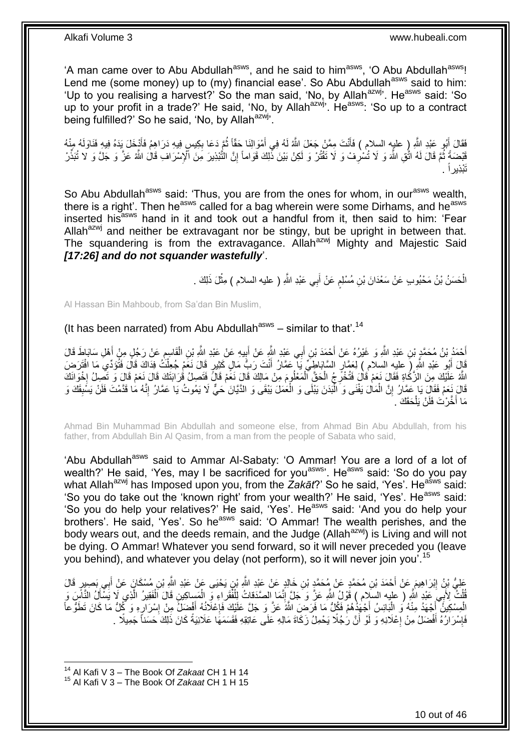'A man came over to Abu Abdullah[asws], and he said to him[asws], 'O Abu Abdullah[asws]! Lend me (some money) up to (my) financial ease'. So Abu Abdullah[asws] said to him: 'Up to you realising a harvest?' So the man said, 'No, by Allah[azwj]'. He[asws] said: 'So up to your profit in a trade?' He said, 'No, by Allah[azwj]'. He[asws]: 'So up to a contract being fulfilled?' So he said, 'No, by Allah[azwj]'.

فَقَالَ أَبُو عَبْدِ اللَّهِ ( عليه السلام ) فَأَنْتَ مِمَّنْ جَعَلَ اللَّهُ لَهُ فِي أَمْوَالِنَا حَقّاً ثُمَّ دَعَا بِكِيسٍ فِيهِ دَرَاهِمُ فَأَدْخَلَ يَدَهُ فِيهِ فَنَاوَلَهُ مِنْهُ قَبْضَةً ثُمَّ قَالَ لَهُ اتَّقِ اللَّهَ وَ لَا تُسْرِفْ وَ لَا تَقْتُرْ وَ لَكِنْ بَيْنَ ذَلِكَ قَوَاماً إِنَّ التَّبْذِيرَ مِنَ الْإِسْرَافِ قَالَ اللَّهُ عَزَّ وَ جَلَّ وَ لا تُبَذِّرْ تَبْذِيراً .

So Abu Abdullah[asws] said: 'Thus, you are from the ones for whom, in our[asws] wealth, there is a right'. Then he[asws] called for a bag wherein were some Dirhams, and he[asws] inserted his[asws] hand in it and took out a handful from it, then said to him: 'Fear Allah[azwj] and neither be extravagant nor be stingy, but be upright in between that. The squandering is from the extravagance. Allah[azwj] Mighty and Majestic Said ***[17:26] and do not squander wastefully***'.

الْحَسَنُ بْنُ مَحْبُوبٍ عَنْ سَعْدَانَ بْنِ مُسْلِمٍ عَنْ أَبِي عَبْدِ اللَّهِ ( عليه السلام ) مِثْلَ ذَلِكَ .

Al Hassan Bin Mahboub, from Sa'dan Bin Muslim,

(It has been narrated) from Abu Abdullah[asws] – similar to that'.[14]

أَحْمَدُ بْنُ مُحَمَّدِ بْنِ عَبْدِ اللَّهِ وَ غَيْرُهُ عَنْ أَحْمَدَ بْنِ أَبِي عَبْدِ اللَّهِ عَنْ أَبِيهِ عَنْ عَبْدِ اللَّهِ بْنِ الْقَاسِمِ عَنْ رَجُلٍ مِنْ أَهْلِ سَابَاطَ قَالَ قَالَ أَبُو عَبْدِ اللَّهِ ( عليه السلام ) لِعَمَّارٍ السَّابَاطِيِّ يَا عَمَّارُ أَنْتَ رَبُّ مَالٍ كَثِيرٍ قَالَ نَعَمْ جُعِلْتُ فِدَاكَ قَالَ فَتُؤَدِّي مَا افْتَرَضَ اللَّهُ عَلَيْكَ مِنَ الزَّكَاةِ فَقَالَ نَعَمْ قَالَ فَتُخْرِجُ الْحَقَّ الْمَعْلُومَ مِنْ مَالِكَ قَالَ نَعَمْ قَالَ فَتَصِلُ قَرَابَتَكَ قَالَ نَعَمْ قَالَ وَ تَصِلُ إِخْوَانَكَ قَالَ نَعَمْ فَقَالَ يَا عَمَّارُ إِنَّ الْمَالَ يَفْنَى وَ الْبَدَنَ يَبْلَى وَ الْعَمَلَ يَبْقَى وَ الدَّيَّانَ حَيٌّ لَا يَمُوتُ يَا عَمَّارُ إِنَّهُ مَا قَدَّمْتَ فَلَنْ يَسْبِقَكَ وَ مَا أَخَّرْتَ فَلَنْ يَلْحَقَكَ .

Ahmad Bin Muhammad Bin Abdullah and someone else, from Ahmad Bin Abu Abdullah, from his father, from Abdullah Bin Al Qasim, from a man from the people of Sabata who said,

'Abu Abdullah[asws] said to Ammar Al-Sabaty: 'O Ammar! You are a lord of a lot of wealth?' He said, 'Yes, may I be sacrificed for you[asws]'. He[asws] said: 'So do you pay what Allah[azwj] has Imposed upon you, from the *Zakāt*?' So he said, 'Yes'. He[asws] said: 'So you do take out the 'known right' from your wealth?' He said, 'Yes'. He[asws] said: 'So you do help your relatives?' He said, 'Yes'. He[asws] said: 'And you do help your brothers'. He said, 'Yes'. So he[asws] said: 'O Ammar! The wealth perishes, and the body wears out, and the deeds remain, and the Judge (Allah[azwj]) is Living and will not be dying. O Ammar! Whatever you send forward, so it will never preceded you (leave you behind), and whatever you delay (not perform), so it will never join you'.[15]

عَلِيُّ بْنُ إِبْرَاهِيمَ عَنْ أَحْمَدَ بْنِ مُحَمَّدٍ عَنْ مُحَمَّدِ بْنِ خَالِدٍ عَنْ عَبْدِ اللَّهِ بْنِ يَحْيَى عَنْ عَبْدِ اللَّهِ بْنِ مُسْكَانَ عَنْ أَبِي بَصِيرٍ قَالَ قُلْتُ لِأَبِي عَبْدِ اللَّهِ ( عليه السلام ) قَوْلُ اللَّهِ عَزَّ وَ جَلَّ إِنَّمَا الصَّدَقاتُ لِلْفُقَراءِ وَ الْمَساكِينِ قَالَ الْفَقِيرُ الَّذِي لَا يَسْأَلُ النَّاسَ وَ الْمِسْكِينُ أَجْهَدُ مِنْهُ وَ الْبَائِسُ أَجْهَدُهُمْ فَكُلُّ مَا فَرَضَ اللَّهُ عَزَّ وَ جَلَّ عَلَيْكَ فَإِعْلَانُهُ أَفْضَلُ مِنْ إِسْرَارِهِ وَ كُلُّ مَا كَانَ تَطَوُّعاً فَإِسْرَارُهُ أَفْضَلُ مِنْ إِعْلَانِهِ وَ لَوْ أَنَّ رَجُلًا يَحْمِلُ زَكَاةَ مَالِهِ عَلَى عَاتِقِهِ فَقَسَمَهَا عَلَانِيَةً كَانَ ذَلِكَ حَسَناً جَمِيلًا .

[14] Al Kafi V 3 – The Book Of *Zakaat* CH 1 H 14
[15] Al Kafi V 3 – The Book Of *Zakaat* CH 1 H 15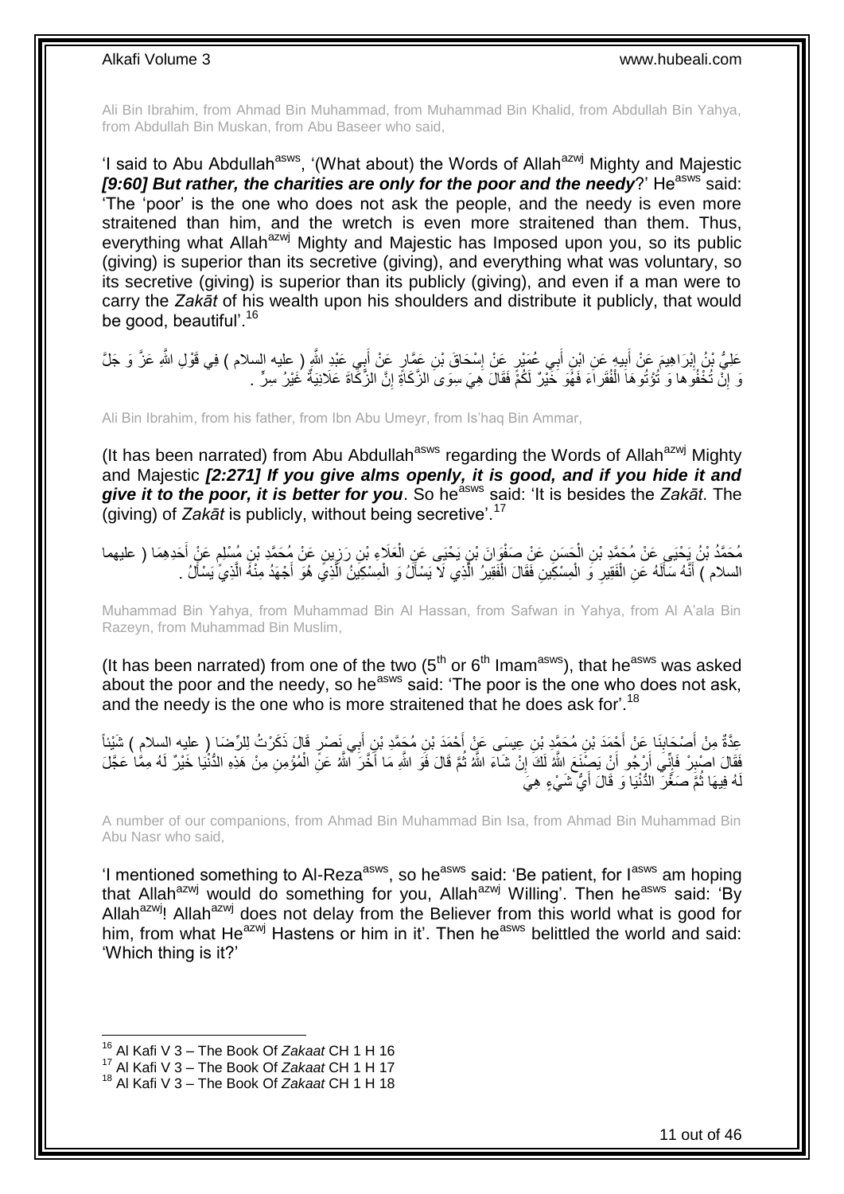Ali Bin Ibrahim, from Ahmad Bin Muhammad, from Muhammad Bin Khalid, from Abdullah Bin Yahya, from Abdullah Bin Muskan, from Abu Baseer who said,

'I said to Abu Abdullah[asws], '(What about) the Words of Allah[azwj] Mighty and Majestic ***[9:60] But rather, the charities are only for the poor and the needy***?' He[asws] said: 'The 'poor' is the one who does not ask the people, and the needy is even more straitened than him, and the wretch is even more straitened than them. Thus, everything what Allah[azwj] Mighty and Majestic has Imposed upon you, so its public (giving) is superior than its secretive (giving), and everything what was voluntary, so its secretive (giving) is superior than its publicly (giving), and even if a man were to carry the *Zakāt* of his wealth upon his shoulders and distribute it publicly, that would be good, beautiful'.[16]

عَلِيُّ بْنُ إِبْرَاهِيمَ عَنْ أَبِيهِ عَنِ ابْنِ أَبِي عُمَيْرٍ عَنْ إِسْحَاقَ بْنِ عَمَّارٍ عَنْ أَبِي عَبْدِ اللَّهِ ( عليه السلام ) فِي قَوْلِ اللَّهِ عَزَّ وَ جَلَّ وَ إِنْ تُخْفُوها وَ تُؤْتُوهَا الْفُقَراءَ فَهُوَ خَيْرٌ لَكُمْ فَقَالَ هِيَ سِوَى الزَّكَاةِ إِنَّ الزَّكَاةَ عَلَانِيَةٌ غَيْرُ سِرٍّ .

Ali Bin Ibrahim, from his father, from Ibn Abu Umeyr, from Is'haq Bin Ammar,

(It has been narrated) from Abu Abdullah[asws] regarding the Words of Allah[azwj] Mighty and Majestic ***[2:271] If you give alms openly, it is good, and if you hide it and give it to the poor, it is better for you***. So he[asws] said: 'It is besides the *Zakāt*. The (giving) of *Zakāt* is publicly, without being secretive'.[17]

مُحَمَّدُ بْنُ يَحْيَى عَنْ مُحَمَّدِ بْنِ الْحَسَنِ عَنْ صَفْوَانَ بْنِ يَحْيَى عَنِ الْعَلَاءِ بْنِ رَزِينٍ عَنْ مُحَمَّدِ بْنِ مُسْلِمٍ عَنْ أَحَدِهِمَا ( عليهما السلام ) أَنَّهُ سَأَلَهُ عَنِ الْفَقِيرِ وَ الْمِسْكِينِ فَقَالَ الْفَقِيرُ الَّذِي لَا يَسْأَلُ وَ الْمِسْكِينُ الَّذِي هُوَ أَجْهَدُ مِنْهُ الَّذِي يَسْأَلُ .

Muhammad Bin Yahya, from Muhammad Bin Al Hassan, from Safwan in Yahya, from Al A'ala Bin Razeyn, from Muhammad Bin Muslim,

(It has been narrated) from one of the two (5[th] or 6[th] Imam[asws]), that he[asws] was asked about the poor and the needy, so he[asws] said: 'The poor is the one who does not ask, and the needy is the one who is more straitened that he does ask for'.[18]

عِدَّةٌ مِنْ أَصْحَابِنَا عَنْ أَحْمَدَ بْنِ مُحَمَّدِ بْنِ عِيسَى عَنْ أَحْمَدَ بْنِ مُحَمَّدِ بْنِ أَبِي نَصْرٍ قَالَ ذَكَرْتُ لِلرِّضَا ( عليه السلام ) شَيْئاً فَقَالَ اصْبِرْ فَإِنِّي أَرْجُو أَنْ يَصْنَعَ اللَّهُ لَكَ إِنْ شَاءَ اللَّهُ ثُمَّ قَالَ فَوَ اللَّهِ مَا أَخَّرَ اللَّهُ عَنِ الْمُؤْمِنِ مِنْ هَذِهِ الدُّنْيَا خَيْرٌ لَهُ مِمَّا عَجَّلَ لَهُ فِيهَا ثُمَّ صَغَّرَ الدُّنْيَا وَ قَالَ أَيُّ شَيْءٍ هِيَ

A number of our companions, from Ahmad Bin Muhammad Bin Isa, from Ahmad Bin Muhammad Bin Abu Nasr who said,

'I mentioned something to Al-Reza[asws], so he[asws] said: 'Be patient, for I[asws] am hoping that Allah[azwj] would do something for you, Allah[azwj] Willing'. Then he[asws] said: 'By Allah[azwj]! Allah[azwj] does not delay from the Believer from this world what is good for him, from what He[azwj] Hastens or him in it'. Then he[asws] belittled the world and said: 'Which thing is it?'

---

[16] Al Kafi V 3 – The Book Of *Zakaat* CH 1 H 16

[17] Al Kafi V 3 – The Book Of *Zakaat* CH 1 H 17

[18] Al Kafi V 3 – The Book Of *Zakaat* CH 1 H 18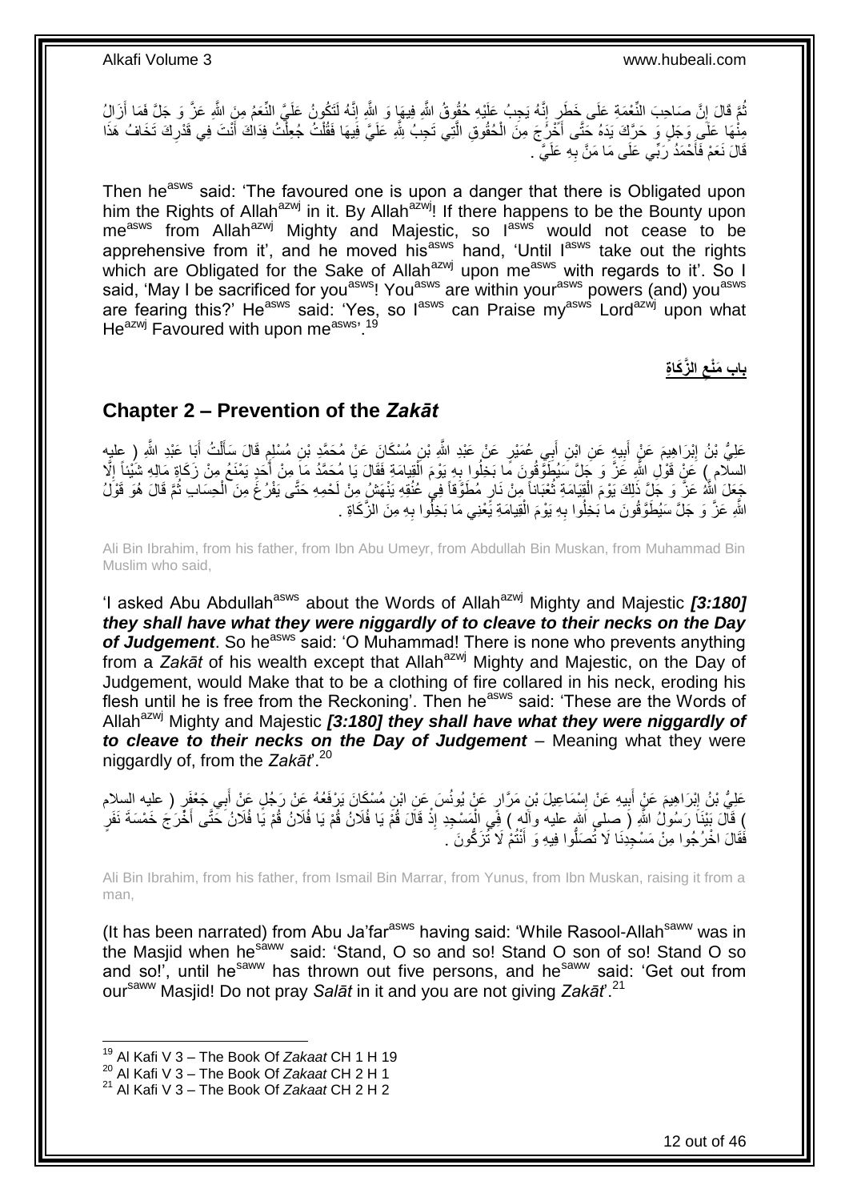ثُمَّ قَالَ إِنَّ صَاحِبَ النِّعْمَةِ عَلَى خَطَرٍ إِنَّهُ يَجِبُ عَلَيْهِ حُقُوقُ اللَّهِ فِيهَا وَ اللَّهِ إِنَّهُ لَتَكُونُ عَلَيَّ النِّعَمُ مِنَ اللَّهِ عَزَّ وَ جَلَّ فَمَا أَزَالُ مِنْهَا عَلَى وَجَلٍ وَ حَرَّكَ يَدَهُ حَتَّى أَخْرُجَ مِنَ الْحُقُوقِ الَّتِي تَجِبُ لِلَّهِ عَلَيَّ فِيهَا فَقُلْتُ جُعِلْتُ فِدَاكَ أَنْتَ فِي قَدْرِكَ تَخَافُ هَذَا قَالَ نَعَمْ فَأَحْمَدُ رَبِّي عَلَى مَا مَنَّ بِهِ عَلَيَّ .

Then he[asws] said: 'The favoured one is upon a danger that there is Obligated upon him the Rights of Allah[azwj] in it. By Allah[azwj]! If there happens to be the Bounty upon me[asws] from Allah[azwj] Mighty and Majestic, so I[asws] would not cease to be apprehensive from it', and he moved his[asws] hand, 'Until I[asws] take out the rights which are Obligated for the Sake of Allah[azwj] upon me[asws] with regards to it'. So I said, 'May I be sacrificed for you[asws]! You[asws] are within your[asws] powers (and) you[asws] are fearing this?' He[asws] said: 'Yes, so I[asws] can Praise my[asws] Lord[azwj] upon what He[azwj] Favoured with upon me[asws]'.[19]

## باب مَنْعِ الزَّكَاةِ

## Chapter 2 – Prevention of the *Zakāt*

عَلِيُّ بْنُ إِبْرَاهِيمَ عَنْ أَبِيهِ عَنِ ابْنِ أَبِي عُمَيْرٍ عَنْ عَبْدِ اللَّهِ بْنِ مُسْكَانَ عَنْ مُحَمَّدِ بْنِ مُسْلِمٍ قَالَ سَأَلْتُ أَبَا عَبْدِ اللَّهِ ( عليه السلام ) عَنْ قَوْلِ اللَّهِ عَزَّ وَ جَلَّ سَيُطَوَّقُونَ ما بَخِلُوا بِهِ يَوْمَ الْقِيامَةِ فَقَالَ يَا مُحَمَّدُ مَا مِنْ أَحَدٍ يَمْنَعُ مِنْ زَكَاةِ مَالِهِ شَيْئاً إِلَّا جَعَلَ اللَّهُ عَزَّ وَ جَلَّ ذَلِكَ يَوْمَ الْقِيَامَةِ ثُعْبَاناً مِنْ نَارٍ مُطَوَّقاً فِي عُنُقِهِ يَنْهَشُ مِنْ لَحْمِهِ حَتَّى يَفْرُغَ مِنَ الْحِسَابِ ثُمَّ قَالَ هُوَ قَوْلُ اللَّهِ عَزَّ وَ جَلَّ سَيُطَوَّقُونَ ما بَخِلُوا بِهِ يَوْمَ الْقِيامَةِ يَعْنِي مَا بَخِلُوا بِهِ مِنَ الزَّكَاةِ .

Ali Bin Ibrahim, from his father, from Ibn Abu Umeyr, from Abdullah Bin Muskan, from Muhammad Bin Muslim who said,

'I asked Abu Abdullah[asws] about the Words of Allah[azwj] Mighty and Majestic ***[3:180] they shall have what they were niggardly of to cleave to their necks on the Day of Judgement***. So he[asws] said: 'O Muhammad! There is none who prevents anything from a *Zakāt* of his wealth except that Allah[azwj] Mighty and Majestic, on the Day of Judgement, would Make that to be a clothing of fire collared in his neck, eroding his flesh until he is free from the Reckoning'. Then he[asws] said: 'These are the Words of Allah[azwj] Mighty and Majestic ***[3:180] they shall have what they were niggardly of to cleave to their necks on the Day of Judgement*** – Meaning what they were niggardly of, from the *Zakāt*'.[20]

عَلِيُّ بْنُ إِبْرَاهِيمَ عَنْ أَبِيهِ عَنْ إِسْمَاعِيلَ بْنِ مَرَّارٍ عَنْ يُونُسَ عَنِ ابْنِ مُسْكَانَ يَرْفَعُهُ عَنْ رَجُلٍ عَنْ أَبِي جَعْفَرٍ ( عليه السلام ) قَالَ بَيْنَا رَسُولُ اللَّهِ ( صلى الله عليه وآله ) فِي الْمَسْجِدِ إِذْ قَالَ قُمْ يَا فُلَانُ قُمْ يَا فُلَانُ قُمْ يَا فُلَانُ حَتَّى أَخْرَجَ خَمْسَةَ نَفَرٍ فَقَالَ اخْرُجُوا مِنْ مَسْجِدِنَا لَا تُصَلُّوا فِيهِ وَ أَنْتُمْ لَا تُزَكُّونَ .

Ali Bin Ibrahim, from his father, from Ismail Bin Marrar, from Yunus, from Ibn Muskan, raising it from a man,

(It has been narrated) from Abu Ja'far[asws] having said: 'While Rasool-Allah[saww] was in the Masjid when he[saww] said: 'Stand, O so and so! Stand O son of so! Stand O so and so!', until he[saww] has thrown out five persons, and he[saww] said: 'Get out from our[saww] Masjid! Do not pray *Salāt* in it and you are not giving *Zakāt*'.[21]

---

[19] Al Kafi V 3 – The Book Of *Zakaat* CH 1 H 19
[20] Al Kafi V 3 – The Book Of *Zakaat* CH 2 H 1
[21] Al Kafi V 3 – The Book Of *Zakaat* CH 2 H 2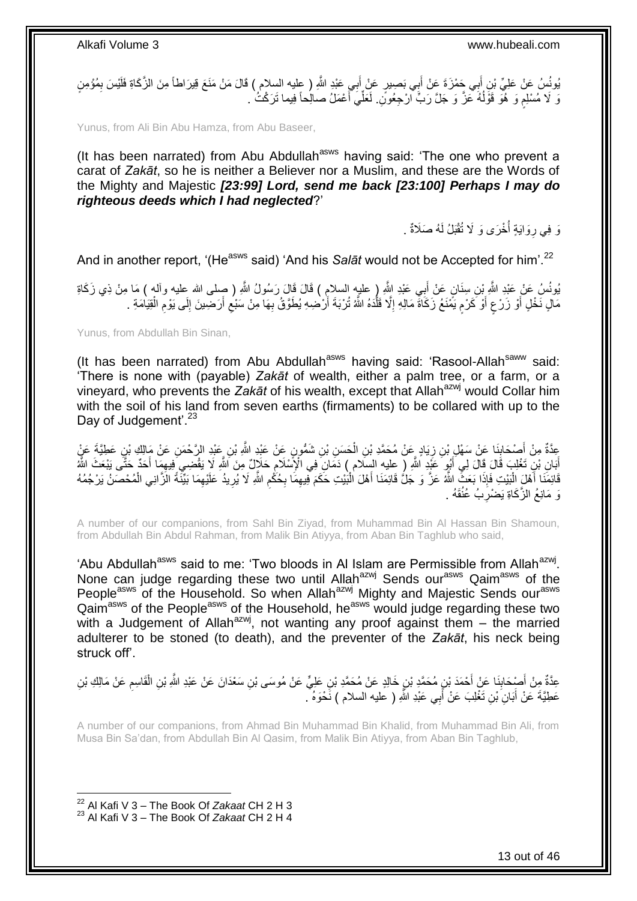يُونُسُ عَنْ عَلِيِّ بْنِ أَبِي حَمْزَةَ عَنْ أَبِي بَصِيرٍ عَنْ أَبِي عَبْدِ اللَّهِ ( عليه السلام ) قَالَ مَنْ مَنَعَ قِيرَاطاً مِنَ الزَّكَاةِ فَلَيْسَ بِمُؤْمِنٍ وَ لَا مُسْلِمٍ وَ هُوَ قَوْلُهُ عَزَّ وَ جَلَّ رَبِّ ارْجِعُونِ. لَعَلِّي أَعْمَلُ صالِحاً فِيما تَرَكْتُ .

Yunus, from Ali Bin Abu Hamza, from Abu Baseer,

(It has been narrated) from Abu Abdullah[asws] having said: 'The one who prevent a carat of *Zakāt*, so he is neither a Believer nor a Muslim, and these are the Words of the Mighty and Majestic ***[23:99] Lord, send me back [23:100] Perhaps I may do righteous deeds which I had neglected***?'

وَ فِي رِوَايَةٍ أُخْرَى وَ لَا تُقْبَلُ لَهُ صَلَاةٌ .

And in another report, '(He[asws] said) 'And his *Salāt* would not be Accepted for him'.[22]

يُونُسُ عَنْ عَبْدِ اللَّهِ بْنِ سِنَانٍ عَنْ أَبِي عَبْدِ اللَّهِ ( عليه السلام ) قَالَ قَالَ رَسُولُ اللَّهِ ( صلى الله عليه وآله ) مَا مِنْ ذِي زَكَاةِ مَالٍ نَخْلٍ أَوْ زَرْعٍ أَوْ كَرْمٍ يَمْنَعُ زَكَاةَ مَالِهِ إِلَّا قَلَّدَهُ اللَّهُ تُرْبَةَ أَرْضِهِ يُطَوَّقُ بِهَا مِنْ سَبْعِ أَرَضِينَ إِلَى يَوْمِ الْقِيَامَةِ .

Yunus, from Abdullah Bin Sinan,

(It has been narrated) from Abu Abdullah[asws] having said: 'Rasool-Allah[saww] said: 'There is none with (payable) *Zakāt* of wealth, either a palm tree, or a farm, or a vineyard, who prevents the *Zakāt* of his wealth, except that Allah[azwj] would Collar him with the soil of his land from seven earths (firmaments) to be collared with up to the Day of Judgement'.[23]

عِدَّةٌ مِنْ أَصْحَابِنَا عَنْ سَهْلِ بْنِ زِيَادٍ عَنْ مُحَمَّدِ بْنِ الْحَسَنِ بْنِ شَمُّونٍ عَنْ عَبْدِ اللَّهِ بْنِ عَبْدِ الرَّحْمَنِ عَنْ مَالِكِ بْنِ عَطِيَّةَ عَنْ أَبَانِ بْنِ تَغْلِبَ قَالَ قَالَ لِي أَبُو عَبْدِ اللَّهِ ( عليه السلام ) دَمَانِ فِي الْإِسْلَامِ حَلَالٌ مِنَ اللَّهِ لَا يَقْضِي فِيهِمَا أَحَدٌ حَتَّى يَبْعَثَ اللَّهُ قَائِمَنَا أَهْلَ الْبَيْتِ فَإِذَا بَعَثَ اللَّهُ عَزَّ وَ جَلَّ قَائِمَنَا أَهْلَ الْبَيْتِ حَكَمَ فِيهِمَا بِحُكْمِ اللَّهِ لَا يُرِيدُ عَلَيْهِمَا بَيِّنَةً الزَّانِي الْمُحْصَنُ يَرْجُمُهُ وَ مَانِعُ الزَّكَاةِ يَضْرِبُ عُنُقَهُ .

A number of our companions, from Sahl Bin Ziyad, from Muhammad Bin Al Hassan Bin Shamoun, from Abdullah Bin Abdul Rahman, from Malik Bin Atiyya, from Aban Bin Taghlub who said,

'Abu Abdullah[asws] said to me: 'Two bloods in Al Islam are Permissible from Allah[azwj]. None can judge regarding these two until Allah[azwj] Sends our[asws] Qaim[asws] of the People[asws] of the Household. So when Allah[azwj] Mighty and Majestic Sends our[asws] Qaim[asws] of the People[asws] of the Household, he[asws] would judge regarding these two with a Judgement of Allah[azwj], not wanting any proof against them – the married adulterer to be stoned (to death), and the preventer of the *Zakāt*, his neck being struck off'.

عِدَّةٌ مِنْ أَصْحَابِنَا عَنْ أَحْمَدَ بْنِ مُحَمَّدِ بْنِ خَالِدٍ عَنْ مُحَمَّدِ بْنِ عَلِيٍّ عَنْ مُوسَى بْنِ سَعْدَانَ عَنْ عَبْدِ اللَّهِ بْنِ الْقَاسِمِ عَنْ مَالِكِ بْنِ عَطِيَّةَ عَنْ أَبَانِ بْنِ تَغْلِبَ عَنْ أَبِي عَبْدِ اللَّهِ ( عليه السلام ) نَحْوَهُ .

A number of our companions, from Ahmad Bin Muhammad Bin Khalid, from Muhammad Bin Ali, from Musa Bin Sa'dan, from Abdullah Bin Al Qasim, from Malik Bin Atiyya, from Aban Bin Taghlub,

[22] Al Kafi V 3 – The Book Of *Zakaat* CH 2 H 3
[23] Al Kafi V 3 – The Book Of *Zakaat* CH 2 H 4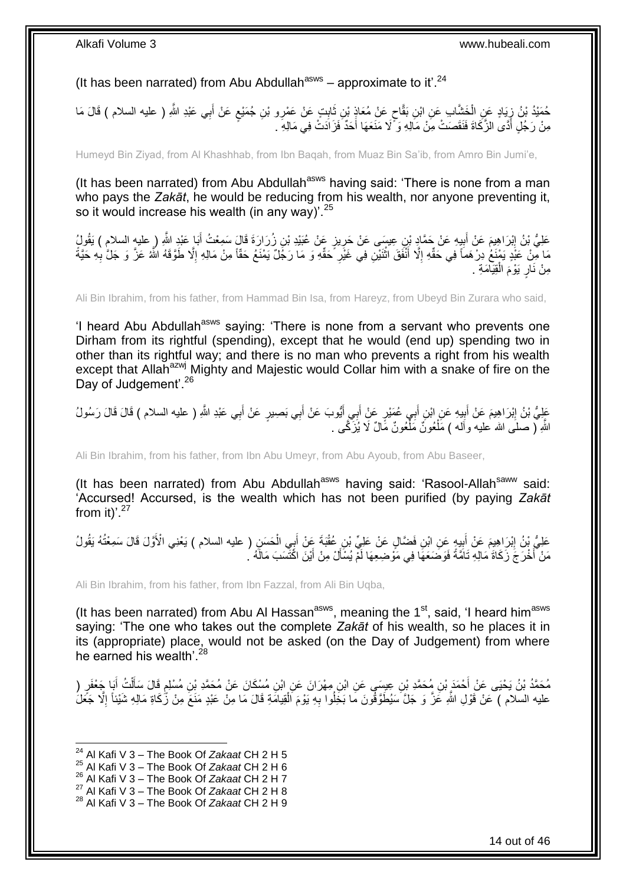(It has been narrated) from Abu Abdullah[asws] – approximate to it'.[24]

حُمَيْدُ بْنُ زِيَادٍ عَنِ الْخَشَّابِ عَنِ ابْنِ بَقَّاحٍ عَنْ مُعَاذِ بْنِ ثَابِتٍ عَنْ عَمْرِو بْنِ جُمَيْعٍ عَنْ أَبِي عَبْدِ اللَّهِ ( عليه السلام ) قَالَ مَا مِنْ رَجُلٍ أَدَّى الزَّكَاةَ فَنَقَصَتْ مِنْ مَالِهِ وَ لَا مَنَعَهَا أَحَدٌ فَزَادَتْ فِي مَالِهِ .

Humeyd Bin Ziyad, from Al Khashhab, from Ibn Baqah, from Muaz Bin Sa'ib, from Amro Bin Jumi'e,

(It has been narrated) from Abu Abdullah[asws] having said: 'There is none from a man who pays the *Zakāt*, he would be reducing from his wealth, nor anyone preventing it, so it would increase his wealth (in any way)'.[25]

عَلِيُّ بْنُ إِبْرَاهِيمَ عَنْ أَبِيهِ عَنْ حَمَّادِ بْنِ عِيسَى عَنْ حَرِيزٍ عَنْ عُبَيْدِ بْنِ زُرَارَةَ قَالَ سَمِعْتُ أَبَا عَبْدِ اللَّهِ ( عليه السلام ) يَقُولُ مَا مِنْ عَبْدٍ يَمْنَعُ دِرْهَماً فِي حَقِّهِ إِلَّا أَنْفَقَ اثْنَيْنِ فِي غَيْرِ حَقِّهِ وَ مَا رَجُلٌ يَمْنَعُ حَقّاً مِنْ مَالِهِ إِلَّا طَوَّقَهُ اللَّهُ عَزَّ وَ جَلَّ بِهِ حَيَّةً مِنْ نَارٍ يَوْمَ الْقِيَامَةِ .

Ali Bin Ibrahim, from his father, from Hammad Bin Isa, from Hareyz, from Ubeyd Bin Zurara who said,

'I heard Abu Abdullah[asws] saying: 'There is none from a servant who prevents one Dirham from its rightful (spending), except that he would (end up) spending two in other than its rightful way; and there is no man who prevents a right from his wealth except that Allah[azwj] Mighty and Majestic would Collar him with a snake of fire on the Day of Judgement'.[26]

عَلِيُّ بْنُ إِبْرَاهِيمَ عَنْ أَبِيهِ عَنِ ابْنِ أَبِي عُمَيْرٍ عَنْ أَبِي أَيُّوبَ عَنْ أَبِي بَصِيرٍ عَنْ أَبِي عَبْدِ اللَّهِ ( عليه السلام ) قَالَ قَالَ رَسُولُ اللَّهِ ( صلى الله عليه وآله ) مَلْعُونٌ مَلْعُونٌ مَالٌ لَا يُزَكَّى .

Ali Bin Ibrahim, from his father, from Ibn Abu Umeyr, from Abu Ayoub, from Abu Baseer,

(It has been narrated) from Abu Abdullah[asws] having said: 'Rasool-Allah[saww] said: 'Accursed! Accursed, is the wealth which has not been purified (by paying *Zakāt* from it)'.[27]

عَلِيُّ بْنُ إِبْرَاهِيمَ عَنْ أَبِيهِ عَنِ ابْنِ فَضَّالٍ عَنْ عَلِيِّ بْنِ عُقْبَةَ عَنْ أَبِي الْحَسَنِ ( عليه السلام ) يَعْنِي الْأَوَّلَ قَالَ سَمِعْتُهُ يَقُولُ مَنْ أَخْرَجَ زَكَاةَ مَالِهِ تَامَّةً فَوَضَعَهَا فِي مَوْضِعِهَا لَمْ يُسْأَلْ مِنْ أَيْنَ اكْتَسَبَ مَالَهُ .

Ali Bin Ibrahim, from his father, from Ibn Fazzal, from Ali Bin Uqba,

(It has been narrated) from Abu Al Hassan[asws], meaning the 1[st], said, 'I heard him[asws] saying: 'The one who takes out the complete *Zakāt* of his wealth, so he places it in its (appropriate) place, would not be asked (on the Day of Judgement) from where he earned his wealth'.[28]

مُحَمَّدُ بْنُ يَحْيَى عَنْ أَحْمَدَ بْنِ مُحَمَّدِ بْنِ عِيسَى عَنِ ابْنِ مِهْرَانَ عَنِ ابْنِ مُسْكَانَ عَنْ مُحَمَّدِ بْنِ مُسْلِمٍ قَالَ سَأَلْتُ أَبَا جَعْفَرٍ ( عليه السلام ) عَنْ قَوْلِ اللَّهِ عَزَّ وَ جَلَّ سَيُطَوَّقُونَ ما بَخِلُوا بِهِ يَوْمَ الْقِيامَةِ قَالَ مَا مِنْ عَبْدٍ مَنَعَ مِنْ زَكَاةِ مَالِهِ شَيْئاً إِلَّا جَعَلَ

[24] Al Kafi V 3 – The Book Of *Zakaat* CH 2 H 5
[25] Al Kafi V 3 – The Book Of *Zakaat* CH 2 H 6
[26] Al Kafi V 3 – The Book Of *Zakaat* CH 2 H 7
[27] Al Kafi V 3 – The Book Of *Zakaat* CH 2 H 8
[28] Al Kafi V 3 – The Book Of *Zakaat* CH 2 H 9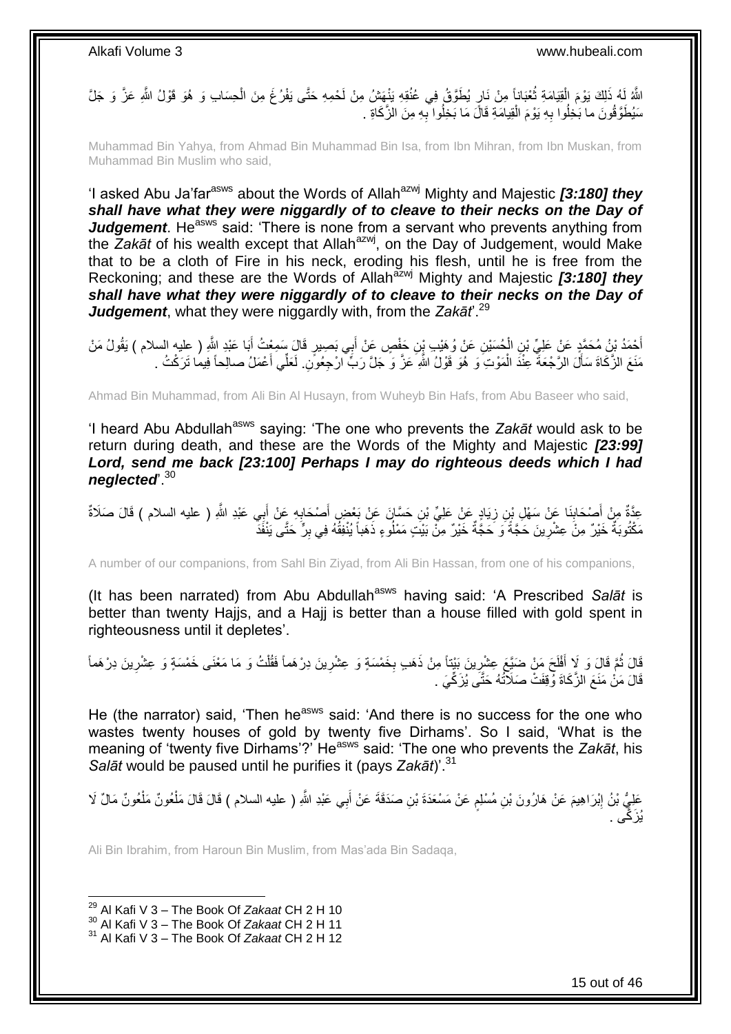اللَّهُ لَهُ ذَلِكَ يَوْمَ الْقِيَامَةِ ثُعْبَاناً مِنْ نَارٍ يُطَوَّقُ فِي عُنُقِهِ يَنْهَشُ مِنْ لَحْمِهِ حَتَّى يَفْرُغَ مِنَ الْحِسَابِ وَ هُوَ قَوْلُ اللَّهِ عَزَّ وَ جَلَّ سَيُطَوَّقُونَ ما بَخِلُوا بِهِ يَوْمَ الْقِيامَةِ قَالَ مَا بَخِلُوا بِهِ مِنَ الزَّكَاةِ .

Muhammad Bin Yahya, from Ahmad Bin Muhammad Bin Isa, from Ibn Mihran, from Ibn Muskan, from Muhammad Bin Muslim who said,

'I asked Abu Ja'far[asws] about the Words of Allah[azwj] Mighty and Majestic ***[3:180] they shall have what they were niggardly of to cleave to their necks on the Day of Judgement***. He[asws] said: 'There is none from a servant who prevents anything from the *Zakāt* of his wealth except that Allah[azwj], on the Day of Judgement, would Make that to be a cloth of Fire in his neck, eroding his flesh, until he is free from the Reckoning; and these are the Words of Allah[azwj] Mighty and Majestic ***[3:180] they shall have what they were niggardly of to cleave to their necks on the Day of Judgement***, what they were niggardly with, from the *Zakāt*'.[29]

أَحْمَدُ بْنُ مُحَمَّدٍ عَنْ عَلِيِّ بْنِ الْحُسَيْنِ عَنْ وُهَيْبِ بْنِ حَفْصٍ عَنْ أَبِي بَصِيرٍ قَالَ سَمِعْتُ أَبَا عَبْدِ اللَّهِ ( عليه السلام ) يَقُولُ مَنْ مَنَعَ الزَّكَاةَ سَأَلَ الرَّجْعَةَ عِنْدَ الْمَوْتِ وَ هُوَ قَوْلُ اللَّهِ عَزَّ وَ جَلَّ رَبِّ ارْجِعُونِ. لَعَلِّي أَعْمَلُ صالِحاً فِيما تَرَكْتُ .

Ahmad Bin Muhammad, from Ali Bin Al Husayn, from Wuheyb Bin Hafs, from Abu Baseer who said,

'I heard Abu Abdullah[asws] saying: 'The one who prevents the *Zakāt* would ask to be return during death, and these are the Words of the Mighty and Majestic ***[23:99] Lord, send me back [23:100] Perhaps I may do righteous deeds which I had neglected***'.[30]

عِدَّةٌ مِنْ أَصْحَابِنَا عَنْ سَهْلِ بْنِ زِيَادٍ عَنْ عَلِيِّ بْنِ حَسَّانَ عَنْ بَعْضِ أَصْحَابِهِ عَنْ أَبِي عَبْدِ اللَّهِ ( عليه السلام ) قَالَ صَلَاةٌ مَكْتُوبَةٌ خَيْرٌ مِنْ عِشْرِينَ حَجَّةً وَ حَجَّةٌ خَيْرٌ مِنْ بَيْتٍ مَمْلُوءٍ ذَهَباً يُنْفِقُهُ فِي بِرٍّ حَتَّى يَنْفَدَ

A number of our companions, from Sahl Bin Ziyad, from Ali Bin Hassan, from one of his companions,

(It has been narrated) from Abu Abdullah[asws] having said: 'A Prescribed *Salāt* is better than twenty Hajjs, and a Hajj is better than a house filled with gold spent in righteousness until it depletes'.

قَالَ ثُمَّ قَالَ وَ لَا أَفْلَحَ مَنْ ضَيَّعَ عِشْرِينَ بَيْتاً مِنْ ذَهَبٍ بِخَمْسَةٍ وَ عِشْرِينَ دِرْهَماً فَقُلْتُ وَ مَا مَعْنَى خَمْسَةٍ وَ عِشْرِينَ دِرْهَماً قَالَ مَنْ مَنَعَ الزَّكَاةَ وُقِفَتْ صَلَاتُهُ حَتَّى يُزَكِّيَ .

He (the narrator) said, 'Then he[asws] said: 'And there is no success for the one who wastes twenty houses of gold by twenty five Dirhams'. So I said, 'What is the meaning of 'twenty five Dirhams'?' He[asws] said: 'The one who prevents the *Zakāt*, his *Salāt* would be paused until he purifies it (pays *Zakāt*)'.[31]

عَلِيُّ بْنُ إِبْرَاهِيمَ عَنْ هَارُونَ بْنِ مُسْلِمٍ عَنْ مَسْعَدَةَ بْنِ صَدَقَةَ عَنْ أَبِي عَبْدِ اللَّهِ ( عليه السلام ) قَالَ قَالَ مَلْعُونٌ مَلْعُونٌ مَالٌ لَا يُزَكَّى .

Ali Bin Ibrahim, from Haroun Bin Muslim, from Mas'ada Bin Sadaqa,

[29] Al Kafi V 3 – The Book Of *Zakaat* CH 2 H 10
[30] Al Kafi V 3 – The Book Of *Zakaat* CH 2 H 11
[31] Al Kafi V 3 – The Book Of *Zakaat* CH 2 H 12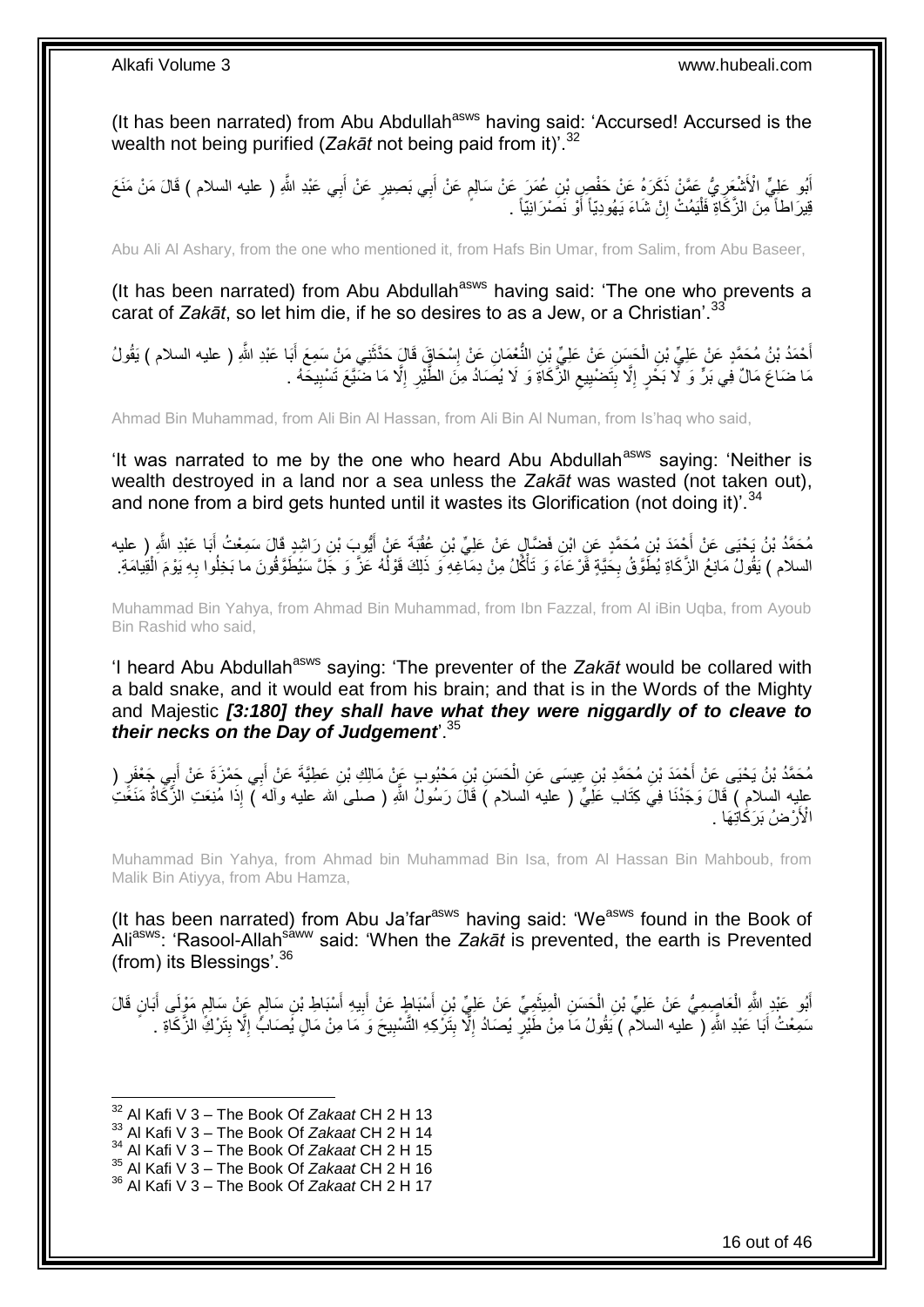(It has been narrated) from Abu Abdullah[asws] having said: 'Accursed! Accursed is the wealth not being purified (*Zakāt* not being paid from it)'.[32]

أَبُو عَلِيٍّ الْأَشْعَرِيُّ عَمَّنْ ذَكَرَهُ عَنْ حَفْصِ بْنِ عُمَرَ عَنْ سَالِمٍ عَنْ أَبِي بَصِيرٍ عَنْ أَبِي عَبْدِ اللَّهِ ( عليه السلام ) قَالَ مَنْ مَنَعَ قِيرَاطاً مِنَ الزَّكَاةِ فَلْيَمُتْ إِنْ شَاءَ يَهُودِيّاً أَوْ نَصْرَانِيّاً .

Abu Ali Al Ashary, from the one who mentioned it, from Hafs Bin Umar, from Salim, from Abu Baseer,

(It has been narrated) from Abu Abdullah[asws] having said: 'The one who prevents a carat of *Zakāt*, so let him die, if he so desires to as a Jew, or a Christian'.[33]

أَحْمَدُ بْنُ مُحَمَّدٍ عَنْ عَلِيِّ بْنِ الْحَسَنِ عَنْ عَلِيِّ بْنِ النُّعْمَانِ عَنْ إِسْحَاقَ قَالَ حَدَّثَنِي مَنْ سَمِعَ أَبَا عَبْدِ اللَّهِ ( عليه السلام ) يَقُولُ مَا ضَاعَ مَالٌ فِي بَرٍّ وَ لَا بَحْرٍ إِلَّا بِتَضْيِيعِ الزَّكَاةِ وَ لَا يُصَادُ مِنَ الطَّيْرِ إِلَّا مَا ضَيَّعَ تَسْبِيحَهُ .

Ahmad Bin Muhammad, from Ali Bin Al Hassan, from Ali Bin Al Numan, from Is'haq who said,

'It was narrated to me by the one who heard Abu Abdullah[asws] saying: 'Neither is wealth destroyed in a land nor a sea unless the *Zakāt* was wasted (not taken out), and none from a bird gets hunted until it wastes its Glorification (not doing it)'.[34]

مُحَمَّدُ بْنُ يَحْيَى عَنْ أَحْمَدَ بْنِ مُحَمَّدٍ عَنِ ابْنِ فَضَّالٍ عَنْ عَلِيِّ بْنِ عُقْبَةَ عَنْ أَيُّوبَ بْنِ رَاشِدٍ قَالَ سَمِعْتُ أَبَا عَبْدِ اللَّهِ ( عليه السلام ) يَقُولُ مَانِعُ الزَّكَاةِ يُطَوَّقُ بِحَيَّةٍ قَرْعَاءَ وَ تَأْكُلُ مِنْ دِمَاغِهِ وَ ذَلِكَ قَوْلُهُ عَزَّ وَ جَلَّ سَيُطَوَّقُونَ ما بَخِلُوا بِهِ يَوْمَ الْقِيامَةِ.

Muhammad Bin Yahya, from Ahmad Bin Muhammad, from Ibn Fazzal, from Al iBin Uqba, from Ayoub Bin Rashid who said,

'I heard Abu Abdullah[asws] saying: 'The preventer of the *Zakāt* would be collared with a bald snake, and it would eat from his brain; and that is in the Words of the Mighty and Majestic ***[3:180] they shall have what they were niggardly of to cleave to their necks on the Day of Judgement***'.[35]

مُحَمَّدُ بْنُ يَحْيَى عَنْ أَحْمَدَ بْنِ مُحَمَّدِ بْنِ عِيسَى عَنِ الْحَسَنِ بْنِ مَحْبُوبٍ عَنْ مَالِكِ بْنِ عَطِيَّةَ عَنْ أَبِي حَمْزَةَ عَنْ أَبِي جَعْفَرٍ ( عليه السلام ) قَالَ وَجَدْنَا فِي كِتَابِ عَلِيٍّ ( عليه السلام ) قَالَ رَسُولُ اللَّهِ ( صلى الله عليه وآله ) إِذَا مُنِعَتِ الزَّكَاةُ مَنَعَتِ الْأَرْضُ بَرَكَاتِهَا .

Muhammad Bin Yahya, from Ahmad bin Muhammad Bin Isa, from Al Hassan Bin Mahboub, from Malik Bin Atiyya, from Abu Hamza,

(It has been narrated) from Abu Ja'far[asws] having said: 'We[asws] found in the Book of Ali[asws]: 'Rasool-Allah[saww] said: 'When the *Zakāt* is prevented, the earth is Prevented (from) its Blessings'.[36]

أَبُو عَبْدِ اللَّهِ الْعَاصِمِيُّ عَنْ عَلِيِّ بْنِ الْحَسَنِ الْمِيثَمِيِّ عَنْ عَلِيِّ بْنِ أَسْبَاطٍ عَنْ أَبِيهِ أَسْبَاطِ بْنِ سَالِمٍ عَنْ سَالِمٍ مَوْلَى أَبَانٍ قَالَ سَمِعْتُ أَبَا عَبْدِ اللَّهِ ( عليه السلام ) يَقُولُ مَا مِنْ طَيْرٍ يُصَادُ إِلَّا بِتَرْكِهِ التَّسْبِيحَ وَ مَا مِنْ مَالٍ يُصَابُ إِلَّا بِتَرْكِ الزَّكَاةِ .

---

[32] Al Kafi V 3 – The Book Of *Zakaat* CH 2 H 13
[33] Al Kafi V 3 – The Book Of *Zakaat* CH 2 H 14
[34] Al Kafi V 3 – The Book Of *Zakaat* CH 2 H 15
[35] Al Kafi V 3 – The Book Of *Zakaat* CH 2 H 16
[36] Al Kafi V 3 – The Book Of *Zakaat* CH 2 H 17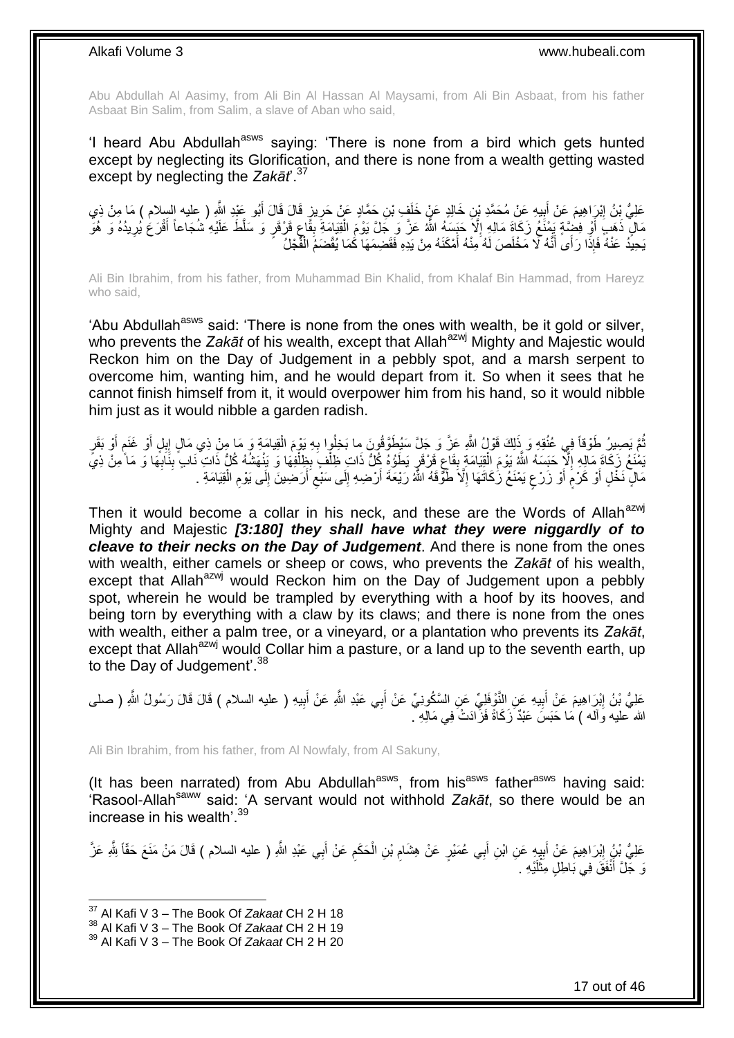Abu Abdullah Al Aasimy, from Ali Bin Al Hassan Al Maysami, from Ali Bin Asbaat, from his father Asbaat Bin Salim, from Salim, a slave of Aban who said,

'I heard Abu Abdullah[asws] saying: 'There is none from a bird which gets hunted except by neglecting its Glorification, and there is none from a wealth getting wasted except by neglecting the *Zakāt*'.[37]

عَلِيُّ بْنُ إِبْرَاهِيمَ عَنْ أَبِيهِ عَنْ مُحَمَّدِ بْنِ خَالِدٍ عَنْ خَلَفِ بْنِ حَمَّادٍ عَنْ حَرِيزٍ قَالَ قَالَ أَبُو عَبْدِ اللَّهِ ( عليه السلام ) مَا مِنْ ذِي مَالٍ ذَهَبٍ أَوْ فِضَّةٍ يَمْنَعُ زَكَاةَ مَالِهِ إِلَّا حَبَسَهُ اللَّهُ عَزَّ وَ جَلَّ يَوْمَ الْقِيَامَةِ بِقَاعٍ قَرْقَرٍ وَ سَلَّطَ عَلَيْهِ شُجَاعاً أَقْرَعَ يُرِيدُهُ وَ هُوَ يَحِيدُ عَنْهُ فَإِذَا رَأَى أَنَّهُ لَا مَخْلَصَ لَهُ مِنْهُ أَمْكَنَهُ مِنْ يَدِهِ فَقَضِمَهَا كَمَا يُقْضَمُ الْفُجْلُ

Ali Bin Ibrahim, from his father, from Muhammad Bin Khalid, from Khalaf Bin Hammad, from Hareyz who said,

'Abu Abdullah[asws] said: 'There is none from the ones with wealth, be it gold or silver, who prevents the *Zakāt* of his wealth, except that Allah[azwj] Mighty and Majestic would Reckon him on the Day of Judgement in a pebbly spot, and a marsh serpent to overcome him, wanting him, and he would depart from it. So when it sees that he cannot finish himself from it, it would overpower him from his hand, so it would nibble him just as it would nibble a garden radish.

ثُمَّ يَصِيرُ طَوْقاً فِي عُنُقِهِ وَ ذَلِكَ قَوْلُ اللَّهِ عَزَّ وَ جَلَّ سَيُطَوَّقُونَ ما بَخِلُوا بِهِ يَوْمَ الْقِيامَةِ وَ مَا مِنْ ذِي مَالٍ إِبِلٍ أَوْ غَنَمٍ أَوْ بَقَرٍ يَمْنَعُ زَكَاةَ مَالِهِ إِلَّا حَبَسَهُ اللَّهُ يَوْمَ الْقِيَامَةِ بِقَاعٍ قَرْقَرٍ يَطَؤُهُ كُلُّ ذَاتِ ظِلْفٍ بِظِلْفِهَا وَ يَنْهَشُهُ كُلُّ ذَاتِ نَابٍ بِنَابِهَا وَ مَا مِنْ ذِي مَالٍ نَخْلٍ أَوْ كَرْمٍ أَوْ زَرْعٍ يَمْنَعُ زَكَاتَهَا إِلَّا طَوَّقَهُ اللَّهُ رَيْعَةَ أَرْضِهِ إِلَى سَبْعِ أَرَضِينَ إِلَى يَوْمِ الْقِيَامَةِ .

Then it would become a collar in his neck, and these are the Words of Allah[azwj] Mighty and Majestic ***[3:180] they shall have what they were niggardly of to cleave to their necks on the Day of Judgement***. And there is none from the ones with wealth, either camels or sheep or cows, who prevents the *Zakāt* of his wealth, except that Allah[azwj] would Reckon him on the Day of Judgement upon a pebbly spot, wherein he would be trampled by everything with a hoof by its hooves, and being torn by everything with a claw by its claws; and there is none from the ones with wealth, either a palm tree, or a vineyard, or a plantation who prevents its *Zakāt*, except that Allah[azwj] would Collar him a pasture, or a land up to the seventh earth, up to the Day of Judgement'.[38]

عَلِيُّ بْنُ إِبْرَاهِيمَ عَنْ أَبِيهِ عَنِ النَّوْفَلِيِّ عَنِ السَّكُونِيِّ عَنْ أَبِي عَبْدِ اللَّهِ عَنْ أَبِيهِ ( عليه السلام ) قَالَ قَالَ رَسُولُ اللَّهِ ( صلى الله عليه وآله ) مَا حَبَسَ عَبْدٌ زَكَاةً فَزَادَتْ فِي مَالِهِ .

Ali Bin Ibrahim, from his father, from Al Nowfaly, from Al Sakuny,

(It has been narrated) from Abu Abdullah[asws], from his[asws] father[asws] having said: 'Rasool-Allah[saww] said: 'A servant would not withhold *Zakāt*, so there would be an increase in his wealth'.[39]

عَلِيُّ بْنُ إِبْرَاهِيمَ عَنْ أَبِيهِ عَنِ ابْنِ أَبِي عُمَيْرٍ عَنْ هِشَامِ بْنِ الْحَكَمِ عَنْ أَبِي عَبْدِ اللَّهِ ( عليه السلام ) قَالَ مَنْ مَنَعَ حَقّاً لِلَّهِ عَزَّ وَ جَلَّ أَنْفَقَ فِي بَاطِلٍ مِثْلَيْهِ .

[37] Al Kafi V 3 – The Book Of *Zakaat* CH 2 H 18
[38] Al Kafi V 3 – The Book Of *Zakaat* CH 2 H 19
[39] Al Kafi V 3 – The Book Of *Zakaat* CH 2 H 20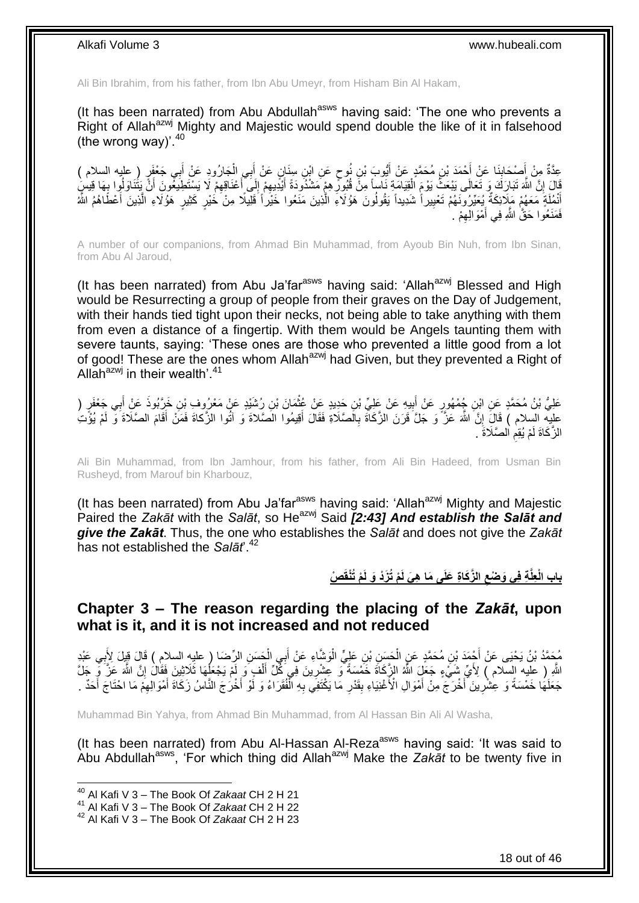Ali Bin Ibrahim, from his father, from Ibn Abu Umeyr, from Hisham Bin Al Hakam,

(It has been narrated) from Abu Abdullah[asws] having said: 'The one who prevents a Right of Allah[azwj] Mighty and Majestic would spend double the like of it in falsehood (the wrong way)'.[40]

عِدَّةٌ مِنْ أَصْحَابِنَا عَنْ أَحْمَدَ بْنِ مُحَمَّدٍ عَنْ أَيُّوبَ بْنِ نُوحٍ عَنِ ابْنِ سِنَانٍ عَنْ أَبِي الْجَارُودِ عَنْ أَبِي جَعْفَرٍ ( عليه السلام ) قَالَ إِنَّ اللَّهَ تَبَارَكَ وَ تَعَالَى يَبْعَثُ يَوْمَ الْقِيَامَةِ نَاساً مِنْ قُبُورِهِمْ مَشْدُودَةً أَيْدِيهِمْ إِلَى أَعْنَاقِهِمْ لَا يَسْتَطِيعُونَ أَنْ يَتَنَاوَلُوا بِهَا قِيسَ أَنْمُلَةٍ مَعَهُمْ مَلَائِكَةٌ يُعَيِّرُونَهُمْ تَعْيِيراً شَدِيداً يَقُولُونَ هَؤُلَاءِ الَّذِينَ مَنَعُوا خَيْراً قَلِيلًا مِنْ خَيْرٍ كَثِيرٍ هَؤُلَاءِ الَّذِينَ أَعْطَاهُمُ اللَّهُ فَمَنَعُوا حَقَّ اللَّهِ فِي أَمْوَالِهِمْ .

A number of our companions, from Ahmad Bin Muhammad, from Ayoub Bin Nuh, from Ibn Sinan, from Abu Al Jaroud,

(It has been narrated) from Abu Ja'far[asws] having said: 'Allah[azwj] Blessed and High would be Resurrecting a group of people from their graves on the Day of Judgement, with their hands tied tight upon their necks, not being able to take anything with them from even a distance of a fingertip. With them would be Angels taunting them with severe taunts, saying: 'These ones are those who prevented a little good from a lot of good! These are the ones whom Allah[azwj] had Given, but they prevented a Right of Allah[azwj] in their wealth'.[41]

عَلِيُّ بْنُ مُحَمَّدٍ عَنِ ابْنِ جُمْهُورٍ عَنْ أَبِيهِ عَنْ عَلِيِّ بْنِ حَدِيدٍ عَنْ عُثْمَانَ بْنِ رُشَيْدٍ عَنْ مَعْرُوفِ بْنِ خَرَّبُوذَ عَنْ أَبِي جَعْفَرٍ ( عليه السلام ) قَالَ إِنَّ اللَّهَ عَزَّ وَ جَلَّ قَرَنَ الزَّكَاةَ بِالصَّلَاةِ فَقَالَ أَقِيمُوا الصَّلاةَ وَ آتُوا الزَّكاةَ فَمَنْ أَقَامَ الصَّلَاةَ وَ لَمْ يُؤْتِ الزَّكَاةَ لَمْ يُقِمِ الصَّلَاةَ .

Ali Bin Muhammad, from Ibn Jamhour, from his father, from Ali Bin Hadeed, from Usman Bin Rusheyd, from Marouf bin Kharbouz,

(It has been narrated) from Abu Ja'far[asws] having said: 'Allah[azwj] Mighty and Majestic Paired the *Zakāt* with the *Salāt*, so He[azwj] Said ***[2:43] And establish the Salāt and give the Zakāt***. Thus, the one who establishes the *Salāt* and does not give the *Zakāt* has not established the *Salāt*'.[42]

## بَابُ الْعِلَّةِ فِي وَضْعِ الزَّكَاةِ عَلَى مَا هِيَ لَمْ تُزَدْ وَ لَمْ تُنْقَصْ

## Chapter 3 – The reason regarding the placing of the *Zakāt*, upon what is it, and it is not increased and not reduced

مُحَمَّدُ بْنُ يَحْيَى عَنْ أَحْمَدَ بْنِ مُحَمَّدٍ عَنِ الْحَسَنِ بْنِ عَلِيٍّ الْوَشَّاءِ عَنْ أَبِي الْحَسَنِ الرِّضَا ( عليه السلام ) قَالَ قِيلَ لِأَبِي عَبْدِ اللَّهِ ( عليه السلام ) لِأَيِّ شَيْءٍ جَعَلَ اللَّهُ الزَّكَاةَ خَمْسَةً وَ عِشْرِينَ فِي كُلِّ أَلْفٍ وَ لَمْ يَجْعَلْهَا ثَلَاثِينَ فَقَالَ إِنَّ اللَّهَ عَزَّ وَ جَلَّ جَعَلَهَا خَمْسَةً وَ عِشْرِينَ أَخْرَجَ مِنْ أَمْوَالِ الْأَغْنِيَاءِ بِقَدْرِ مَا يَكْتَفِي بِهِ الْفُقَرَاءُ وَ لَوْ أَخْرَجَ النَّاسُ زَكَاةَ أَمْوَالِهِمْ مَا احْتَاجَ أَحَدٌ .

Muhammad Bin Yahya, from Ahmad Bin Muhammad, from Al Hassan Bin Ali Al Washa,

(It has been narrated) from Abu Al-Hassan Al-Reza[asws] having said: 'It was said to Abu Abdullah[asws], 'For which thing did Allah[azwj] Make the *Zakāt* to be twenty five in

---

[40] Al Kafi V 3 – The Book Of *Zakaat* CH 2 H 21
[41] Al Kafi V 3 – The Book Of *Zakaat* CH 2 H 22
[42] Al Kafi V 3 – The Book Of *Zakaat* CH 2 H 23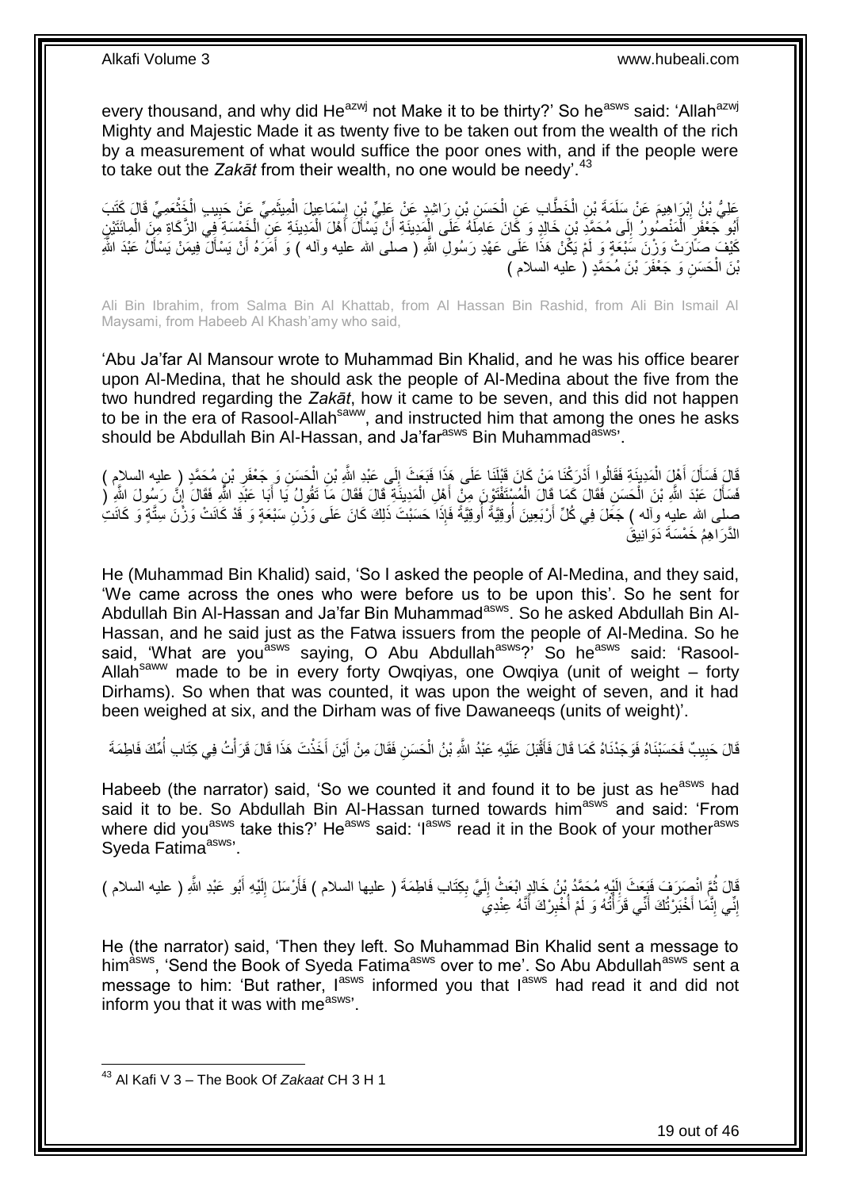every thousand, and why did He[azwj] not Make it to be thirty?' So he[asws] said: 'Allah[azwj] Mighty and Majestic Made it as twenty five to be taken out from the wealth of the rich by a measurement of what would suffice the poor ones with, and if the people were to take out the *Zakāt* from their wealth, no one would be needy'.[43]

عَلِيُّ بْنُ إِبْرَاهِيمَ عَنْ سَلَمَةَ بْنِ الْخَطَّابِ عَنِ الْحَسَنِ بْنِ رَاشِدٍ عَنْ عَلِيِّ بْنِ إِسْمَاعِيلَ الْمِيثَمِيِّ عَنْ حَبِيبٍ الْخَثْعَمِيِّ قَالَ كَتَبَ أَبُو جَعْفَرٍ الْمَنْصُورُ إِلَى مُحَمَّدِ بْنِ خَالِدٍ وَ كَانَ عَامِلَهُ عَلَى الْمَدِينَةِ أَنْ يَسْأَلَ أَهْلَ الْمَدِينَةِ عَنِ الْخَمْسَةِ فِي الزَّكَاةِ مِنَ الْمِائَتَيْنِ كَيْفَ صَارَتْ وَزْنَ سَبْعَةٍ وَ لَمْ يَكُنْ هَذَا عَلَى عَهْدِ رَسُولِ اللَّهِ ( صلى الله عليه وآله ) وَ أَمَرَهُ أَنْ يَسْأَلَ فِيمَنْ يَسْأَلُ عَبْدَ اللَّهِ بْنَ الْحَسَنِ وَ جَعْفَرَ بْنَ مُحَمَّدٍ ( عليه السلام )

Ali Bin Ibrahim, from Salma Bin Al Khattab, from Al Hassan Bin Rashid, from Ali Bin Ismail Al Maysami, from Habeeb Al Khash'amy who said,

'Abu Ja'far Al Mansour wrote to Muhammad Bin Khalid, and he was his office bearer upon Al-Medina, that he should ask the people of Al-Medina about the five from the two hundred regarding the *Zakāt*, how it came to be seven, and this did not happen to be in the era of Rasool-Allah[saww], and instructed him that among the ones he asks should be Abdullah Bin Al-Hassan, and Ja'far[asws] Bin Muhammad[asws]'.

قَالَ فَسَأَلَ أَهْلَ الْمَدِينَةِ فَقَالُوا أَدْرَكْنَا مَنْ كَانَ قَبْلَنَا عَلَى هَذَا فَبَعَثَ إِلَى عَبْدِ اللَّهِ بْنِ الْحَسَنِ وَ جَعْفَرِ بْنِ مُحَمَّدٍ ( عليه السلام ) فَسَأَلَ عَبْدَ اللَّهِ بْنَ الْحَسَنِ فَقَالَ كَمَا قَالَ الْمُسْتَفْتَوْنَ مِنْ أَهْلِ الْمَدِينَةِ قَالَ فَقَالَ مَا تَقُولُ يَا أَبَا عَبْدِ اللَّهِ فَقَالَ إِنَّ رَسُولَ اللَّهِ ( صلى الله عليه وآله ) جَعَلَ فِي كُلِّ أَرْبَعِينَ أُوقِيَّةً أُوقِيَّةً فَإِذَا حَسَبْتَ ذَلِكَ كَانَ عَلَى وَزْنِ سَبْعَةٍ وَ قَدْ كَانَتْ وَزْنَ سِتَّةٍ وَ كَانَتِ الدَّرَاهِمُ خَمْسَةَ دَوَانِيقَ

He (Muhammad Bin Khalid) said, 'So I asked the people of Al-Medina, and they said, 'We came across the ones who were before us to be upon this'. So he sent for Abdullah Bin Al-Hassan and Ja'far Bin Muhammad[asws]. So he asked Abdullah Bin Al-Hassan, and he said just as the Fatwa issuers from the people of Al-Medina. So he said, 'What are you[asws] saying, O Abu Abdullah[asws]?' So he[asws] said: 'Rasool-Allah[saww] made to be in every forty Owqiyas, one Owqiya (unit of weight – forty Dirhams). So when that was counted, it was upon the weight of seven, and it had been weighed at six, and the Dirham was of five Dawaneeqs (units of weight)'.

قَالَ حَبِيبٌ فَحَسَبْنَاهُ فَوَجَدْنَاهُ كَمَا قَالَ فَأَقْبَلَ عَلَيْهِ عَبْدُ اللَّهِ بْنُ الْحَسَنِ فَقَالَ مِنْ أَيْنَ أَخَذْتَ هَذَا قَالَ قَرَأْتُ فِي كِتَابِ أُمِّكَ فَاطِمَةَ

Habeeb (the narrator) said, 'So we counted it and found it to be just as he[asws] had said it to be. So Abdullah Bin Al-Hassan turned towards him[asws] and said: 'From where did you[asws] take this?' He[asws] said: 'I[asws] read it in the Book of your mother[asws] Syeda Fatima[asws]'.

قَالَ ثُمَّ انْصَرَفَ فَبَعَثَ إِلَيْهِ مُحَمَّدُ بْنُ خَالِدٍ ابْعَثْ إِلَيَّ بِكِتَابِ فَاطِمَةَ ( عليها السلام ) فَأَرْسَلَ إِلَيْهِ أَبُو عَبْدِ اللَّهِ ( عليه السلام ) إِنِّي إِنَّمَا أَخْبَرْتُكَ أَنِّي قَرَأْتُهُ وَ لَمْ أُخْبِرْكَ أَنَّهُ عِنْدِي

He (the narrator) said, 'Then they left. So Muhammad Bin Khalid sent a message to him[asws], 'Send the Book of Syeda Fatima[asws] over to me'. So Abu Abdullah[asws] sent a message to him: 'But rather, I[asws] informed you that I[asws] had read it and did not inform you that it was with me[asws]'.

[43] Al Kafi V 3 – The Book Of *Zakaat* CH 3 H 1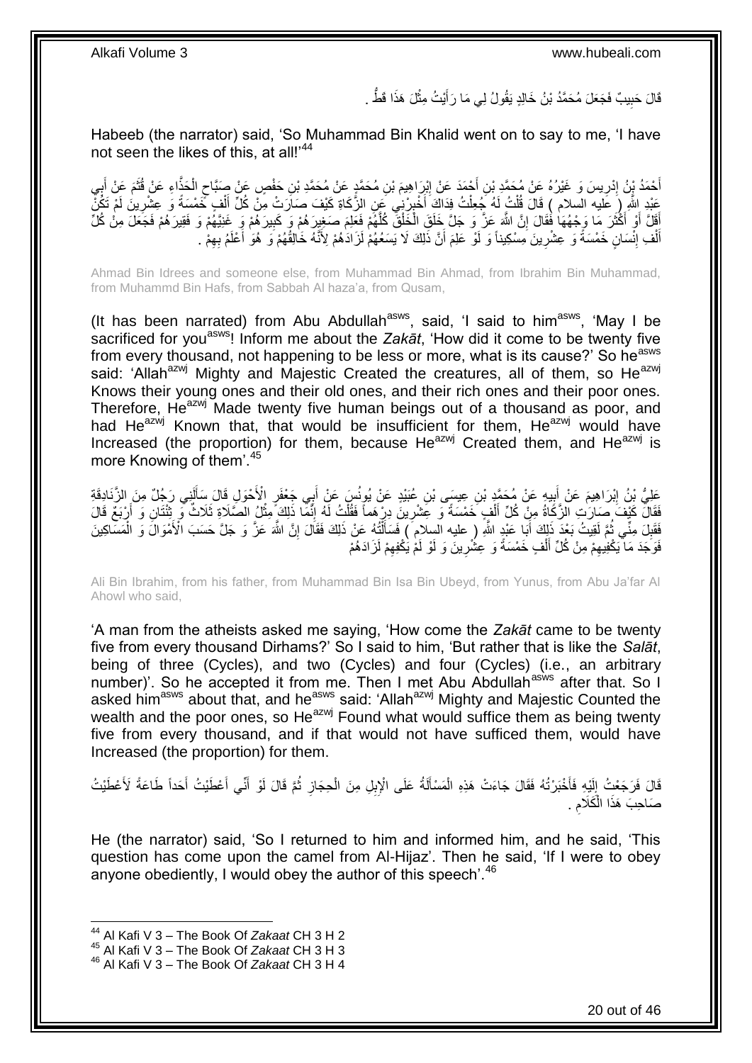قَالَ حَبِيبٌ فَجَعَلَ مُحَمَّدُ بْنُ خَالِدٍ يَقُولُ لِي مَا رَأَيْتُ مِثْلَ هَذَا قَطُّ .

Habeeb (the narrator) said, 'So Muhammad Bin Khalid went on to say to me, 'I have not seen the likes of this, at all!'[44]

أَحْمَدُ بْنُ إِدْرِيسَ وَ غَيْرُهُ عَنْ مُحَمَّدِ بْنِ أَحْمَدَ عَنْ إِبْرَاهِيمَ بْنِ مُحَمَّدٍ عَنْ مُحَمَّدِ بْنِ حَفْصٍ عَنْ صَبَّاحٍ الْحَذَّاءِ عَنْ قُثَمَ عَنْ أَبِي عَبْدِ اللَّهِ ( عليه السلام ) قَالَ قُلْتُ لَهُ جُعِلْتُ فِدَاكَ أَخْبِرْنِي عَنِ الزَّكَاةِ كَيْفَ صَارَتْ مِنْ كُلِّ أَلْفٍ خَمْسَةً وَ عِشْرِينَ لَمْ تَكُنْ أَقَلَّ أَوْ أَكْثَرَ مَا وَجْهُهَا فَقَالَ إِنَّ اللَّهَ عَزَّ وَ جَلَّ خَلَقَ الْخَلْقَ كُلَّهُمْ فَعَلِمَ صَغِيرَهُمْ وَ كَبِيرَهُمْ وَ غَنِيَّهُمْ وَ فَقِيرَهُمْ فَجَعَلَ مِنْ كُلِّ أَلْفِ إِنْسَانٍ خَمْسَةً وَ عِشْرِينَ مِسْكِيناً وَ لَوْ عَلِمَ أَنَّ ذَلِكَ لَا يَسَعُهُمْ لَزَادَهُمْ لِأَنَّهُ خَالِقُهُمْ وَ هُوَ أَعْلَمُ بِهِمْ .

Ahmad Bin Idrees and someone else, from Muhammad Bin Ahmad, from Ibrahim Bin Muhammad, from Muhammd Bin Hafs, from Sabbah Al haza'a, from Qusam,

(It has been narrated) from Abu Abdullah[asws], said, 'I said to him[asws], 'May I be sacrificed for you[asws]! Inform me about the *Zakāt*, 'How did it come to be twenty five from every thousand, not happening to be less or more, what is its cause?' So he[asws] said: 'Allah[azwj] Mighty and Majestic Created the creatures, all of them, so He[azwj] Knows their young ones and their old ones, and their rich ones and their poor ones. Therefore, He[azwj] Made twenty five human beings out of a thousand as poor, and had He[azwj] Known that, that would be insufficient for them, He[azwj] would have Increased (the proportion) for them, because He[azwj] Created them, and He[azwj] is more Knowing of them'.[45]

عَلِيُّ بْنُ إِبْرَاهِيمَ عَنْ أَبِيهِ عَنْ مُحَمَّدِ بْنِ عِيسَى بْنِ عُبَيْدٍ عَنْ يُونُسَ عَنْ أَبِي جَعْفَرٍ الْأَحْوَلِ قَالَ سَأَلَنِي رَجُلٌ مِنَ الزَّنَادِقَةِ فَقَالَ كَيْفَ صَارَتِ الزَّكَاةُ مِنْ كُلِّ أَلْفٍ خَمْسَةً وَ عِشْرِينَ دِرْهَماً فَقُلْتُ لَهُ إِنَّمَا ذَلِكَ مِثْلُ الصَّلَاةِ ثَلَاثٌ وَ ثِنْتَانِ وَ أَرْبَعٌ قَالَ فَقَبِلَ مِنِّي ثُمَّ لَقِيتُ بَعْدَ ذَلِكَ أَبَا عَبْدِ اللَّهِ ( عليه السلام ) فَسَأَلْتُهُ عَنْ ذَلِكَ فَقَالَ إِنَّ اللَّهَ عَزَّ وَ جَلَّ حَسَبَ الْأَمْوَالَ وَ الْمَسَاكِينَ فَوَجَدَ مَا يَكْفِيهِمْ مِنْ كُلِّ أَلْفٍ خَمْسَةً وَ عِشْرِينَ وَ لَوْ لَمْ يَكْفِهِمْ لَزَادَهُمْ

Ali Bin Ibrahim, from his father, from Muhammad Bin Isa Bin Ubeyd, from Yunus, from Abu Ja'far Al Ahowl who said,

'A man from the atheists asked me saying, 'How come the *Zakāt* came to be twenty five from every thousand Dirhams?' So I said to him, 'But rather that is like the *Salāt*, being of three (Cycles), and two (Cycles) and four (Cycles) (i.e., an arbitrary number)'. So he accepted it from me. Then I met Abu Abdullah[asws] after that. So I asked him[asws] about that, and he[asws] said: 'Allah[azwj] Mighty and Majestic Counted the wealth and the poor ones, so He[azwj] Found what would suffice them as being twenty five from every thousand, and if that would not have sufficed them, would have Increased (the proportion) for them.

قَالَ فَرَجَعْتُ إِلَيْهِ فَأَخْبَرْتُهُ فَقَالَ جَاءَتْ هَذِهِ الْمَسْأَلَةُ عَلَى الْإِبِلِ مِنَ الْحِجَازِ ثُمَّ قَالَ لَوْ أَنِّي أَعْطَيْتُ أَحَداً طَاعَةً لَأَعْطَيْتُ صَاحِبَ هَذَا الْكَلَامِ .

He (the narrator) said, 'So I returned to him and informed him, and he said, 'This question has come upon the camel from Al-Hijaz'. Then he said, 'If I were to obey anyone obediently, I would obey the author of this speech'.[46]

---

[44] Al Kafi V 3 – The Book Of *Zakaat* CH 3 H 2
[45] Al Kafi V 3 – The Book Of *Zakaat* CH 3 H 3
[46] Al Kafi V 3 – The Book Of *Zakaat* CH 3 H 4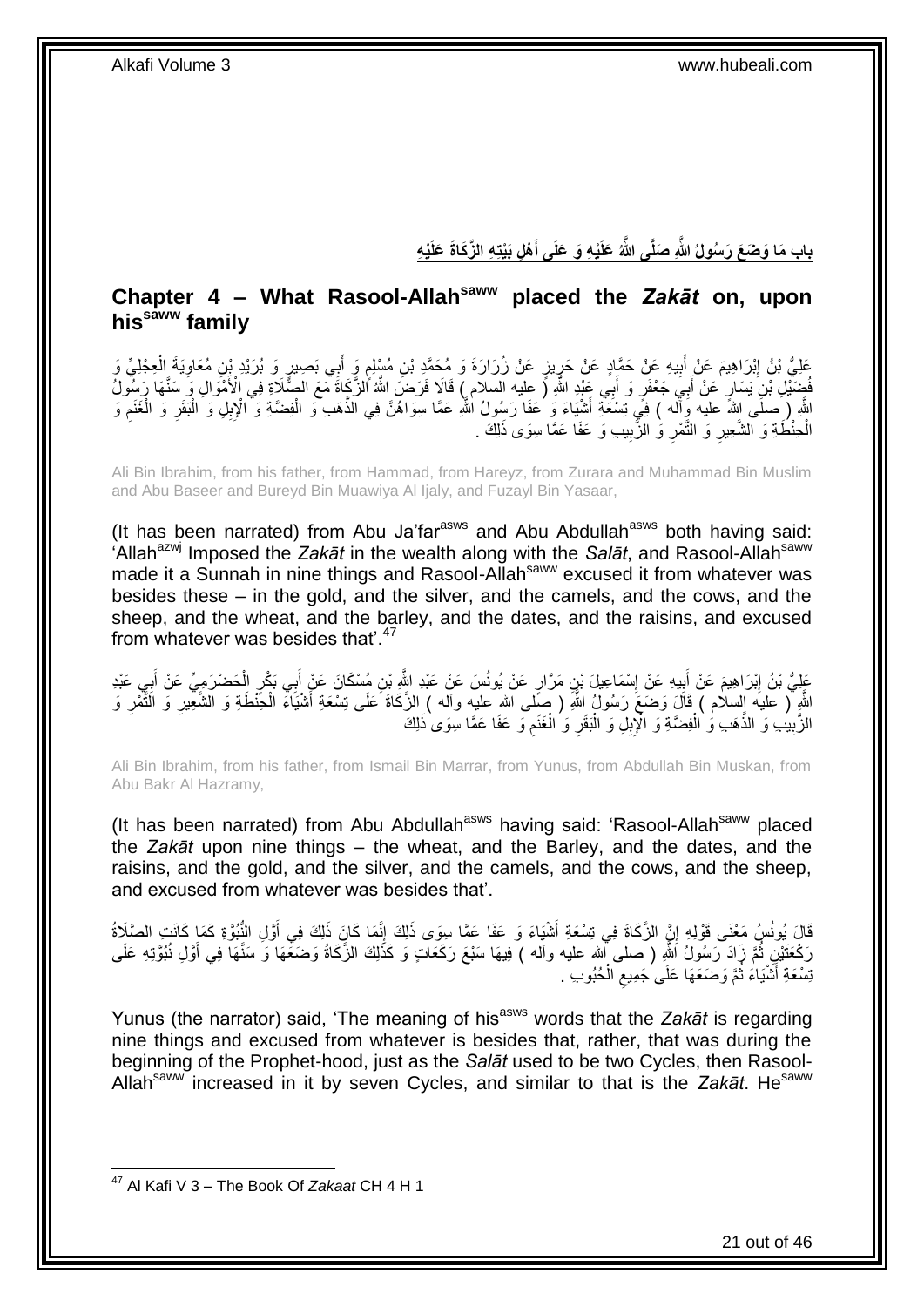## بابُ مَا وَضَعَ رَسُولُ اللَّهِ صَلَّى اللَّهُ عَلَيْهِ وَ عَلَى أَهْلِ بَيْتِهِ الزَّكَاةَ عَلَيْهِ

## Chapter 4 – What Rasool-Allah[saww] placed the *Zakāt* on, upon his[saww] family

عَلِيُّ بْنُ إِبْرَاهِيمَ عَنْ أَبِيهِ عَنْ حَمَّادٍ عَنْ حَرِيزٍ عَنْ زُرَارَةَ وَ مُحَمَّدِ بْنِ مُسْلِمٍ وَ أَبِي بَصِيرٍ وَ بُرَيْدِ بْنِ مُعَاوِيَةَ الْعِجْلِيِّ وَ فُضَيْلِ بْنِ يَسَارٍ عَنْ أَبِي جَعْفَرٍ وَ أَبِي عَبْدِ اللَّهِ ( عليه السلام ) قَالا فَرَضَ اللَّهُ الزَّكَاةَ مَعَ الصَّلَاةِ فِي الْأَمْوَالِ وَ سَنَّهَا رَسُولُ اللَّهِ ( صلى الله عليه وآله ) فِي تِسْعَةِ أَشْيَاءَ وَ عَفَا رَسُولُ اللَّهِ عَمَّا سِوَاهُنَّ فِي الذَّهَبِ وَ الْفِضَّةِ وَ الْإِبِلِ وَ الْبَقَرِ وَ الْغَنَمِ وَ الْحِنْطَةِ وَ الشَّعِيرِ وَ التَّمْرِ وَ الزَّبِيبِ وَ عَفَا عَمَّا سِوَى ذَلِكَ .

Ali Bin Ibrahim, from his father, from Hammad, from Hareyz, from Zurara and Muhammad Bin Muslim and Abu Baseer and Bureyd Bin Muawiya Al Ijaly, and Fuzayl Bin Yasaar,

(It has been narrated) from Abu Ja'far[asws] and Abu Abdullah[asws] both having said: 'Allah[azwj] Imposed the *Zakāt* in the wealth along with the *Salāt*, and Rasool-Allah[saww] made it a Sunnah in nine things and Rasool-Allah[saww] excused it from whatever was besides these – in the gold, and the silver, and the camels, and the cows, and the sheep, and the wheat, and the barley, and the dates, and the raisins, and excused from whatever was besides that'.[47]

عَلِيُّ بْنُ إِبْرَاهِيمَ عَنْ أَبِيهِ عَنْ إِسْمَاعِيلَ بْنِ مَرَّارٍ عَنْ يُونُسَ عَنْ عَبْدِ اللَّهِ بْنِ مُسْكَانَ عَنْ أَبِي بَكْرٍ الْحَضْرَمِيِّ عَنْ أَبِي عَبْدِ اللَّهِ ( عليه السلام ) قَالَ وَضَعَ رَسُولُ اللَّهِ ( صلى الله عليه وآله ) الزَّكَاةَ عَلَى تِسْعَةِ أَشْيَاءَ الْحِنْطَةِ وَ الشَّعِيرِ وَ التَّمْرِ وَ الزَّبِيبِ وَ الذَّهَبِ وَ الْفِضَّةِ وَ الْإِبِلِ وَ الْبَقَرِ وَ الْغَنَمِ وَ عَفَا عَمَّا سِوَى ذَلِكَ

Ali Bin Ibrahim, from his father, from Ismail Bin Marrar, from Yunus, from Abdullah Bin Muskan, from Abu Bakr Al Hazramy,

(It has been narrated) from Abu Abdullah[asws] having said: 'Rasool-Allah[saww] placed the *Zakāt* upon nine things – the wheat, and the Barley, and the dates, and the raisins, and the gold, and the silver, and the camels, and the cows, and the sheep, and excused from whatever was besides that'.

قَالَ يُونُسُ مَعْنَى قَوْلِهِ إِنَّ الزَّكَاةَ فِي تِسْعَةِ أَشْيَاءَ وَ عَفَا عَمَّا سِوَى ذَلِكَ إِنَّمَا كَانَ ذَلِكَ فِي أَوَّلِ النُّبُوَّةِ كَمَا كَانَتِ الصَّلَاةُ رَكْعَتَيْنِ ثُمَّ زَادَ رَسُولُ اللَّهِ ( صلى الله عليه وآله ) فِيهَا سَبْعَ رَكَعَاتٍ وَ كَذَلِكَ الزَّكَاةُ وَضَعَهَا وَ سَنَّهَا فِي أَوَّلِ نُبُوَّتِهِ عَلَى تِسْعَةِ أَشْيَاءَ ثُمَّ وَضَعَهَا عَلَى جَمِيعِ الْحُبُوبِ .

Yunus (the narrator) said, 'The meaning of his[asws] words that the *Zakāt* is regarding nine things and excused from whatever is besides that, rather, that was during the beginning of the Prophet-hood, just as the *Salāt* used to be two Cycles, then Rasool-Allah[saww] increased in it by seven Cycles, and similar to that is the *Zakāt*. He[saww]

[47] Al Kafi V 3 – The Book Of *Zakaat* CH 4 H 1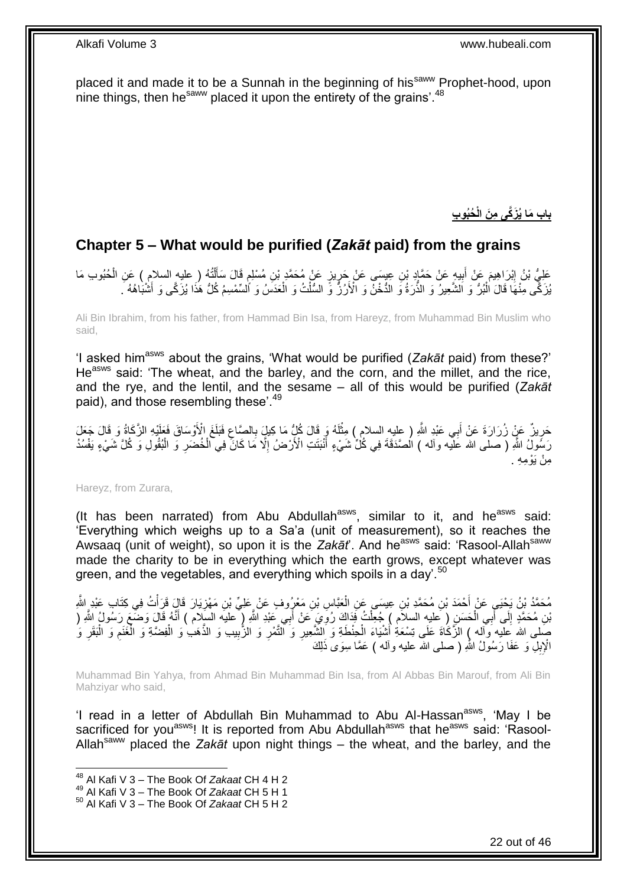placed it and made it to be a Sunnah in the beginning of his[saww] Prophet-hood, upon nine things, then he[saww] placed it upon the entirety of the grains'.[48]

**باب مَا يُزَكَّى مِنَ الْحُبُوبِ**

## Chapter 5 – What would be purified (*Zakāt* paid) from the grains

عَلِيُّ بْنُ إِبْرَاهِيمَ عَنْ أَبِيهِ عَنْ حَمَّادِ بْنِ عِيسَى عَنْ حَرِيزٍ عَنْ مُحَمَّدِ بْنِ مُسْلِمٍ قَالَ سَأَلْتُهُ ( عليه السلام ) عَنِ الْحُبُوبِ مَا يُزَكَّى مِنْهَا قَالَ الْبُرُّ وَ الشَّعِيرُ وَ الذُّرَةُ وَ الدُّخْنُ وَ الْأَرُزُّ وَ السُّلْتُ وَ الْعَدَسُ وَ السِّمْسِمُ كُلُّ هَذَا يُزَكَّى وَ أَشْبَاهُهُ .

Ali Bin Ibrahim, from his father, from Hammad Bin Isa, from Hareyz, from Muhammad Bin Muslim who said,

'I asked him[asws] about the grains, 'What would be purified (*Zakāt* paid) from these?' He[asws] said: 'The wheat, and the barley, and the corn, and the millet, and the rice, and the rye, and the lentil, and the sesame – all of this would be purified (*Zakāt* paid), and those resembling these'.[49]

حَرِيزٌ عَنْ زُرَارَةَ عَنْ أَبِي عَبْدِ اللَّهِ ( عليه السلام ) مِثْلَهُ وَ قَالَ كُلُّ مَا كِيلَ بِالصَّاعِ فَبَلَغَ الْأَوْسَاقَ فَعَلَيْهِ الزَّكَاةُ وَ قَالَ جَعَلَ رَسُولُ اللَّهِ ( صلى الله عليه وآله ) الصَّدَقَةَ فِي كُلِّ شَيْءٍ أَنْبَتَتِ الْأَرْضُ إِلَّا مَا كَانَ فِي الْخُضَرِ وَ الْبُقُولِ وَ كُلَّ شَيْءٍ يَفْسُدُ مِنْ يَوْمِهِ .

Hareyz, from Zurara,

(It has been narrated) from Abu Abdullah[asws], similar to it, and he[asws] said: 'Everything which weighs up to a Sa'a (unit of measurement), so it reaches the Awsaaq (unit of weight), so upon it is the *Zakāt*'. And he[asws] said: 'Rasool-Allah[saww] made the charity to be in everything which the earth grows, except whatever was green, and the vegetables, and everything which spoils in a day'.[50]

مُحَمَّدُ بْنُ يَحْيَى عَنْ أَحْمَدَ بْنِ مُحَمَّدِ بْنِ عِيسَى عَنِ الْعَبَّاسِ بْنِ مَعْرُوفٍ عَنْ عَلِيِّ بْنِ مَهْزِيَارَ قَالَ قَرَأْتُ فِي كِتَابِ عَبْدِ اللَّهِ بْنِ مُحَمَّدٍ إِلَى أَبِي الْحَسَنِ ( عليه السلام ) جُعِلْتُ فِدَاكَ رُوِيَ عَنْ أَبِي عَبْدِ اللَّهِ ( عليه السلام ) أَنَّهُ قَالَ وَضَعَ رَسُولُ اللَّهِ ( صلى الله عليه وآله ) الزَّكَاةَ عَلَى تِسْعَةِ أَشْيَاءَ الْحِنْطَةِ وَ الشَّعِيرِ وَ التَّمْرِ وَ الزَّبِيبِ وَ الذَّهَبِ وَ الْفِضَّةِ وَ الْغَنَمِ وَ الْبَقَرِ وَ الْإِبِلِ وَ عَفَا رَسُولُ اللَّهِ ( صلى الله عليه وآله ) عَمَّا سِوَى ذَلِكَ

Muhammad Bin Yahya, from Ahmad Bin Muhammad Bin Isa, from Al Abbas Bin Marouf, from Ali Bin Mahziyar who said,

'I read in a letter of Abdullah Bin Muhammad to Abu Al-Hassan[asws], 'May I be sacrificed for you[asws]! It is reported from Abu Abdullah[asws] that he[asws] said: 'Rasool-Allah[saww] placed the *Zakāt* upon night things – the wheat, and the barley, and the

[48] Al Kafi V 3 – The Book Of *Zakaat* CH 4 H 2
[49] Al Kafi V 3 – The Book Of *Zakaat* CH 5 H 1
[50] Al Kafi V 3 – The Book Of *Zakaat* CH 5 H 2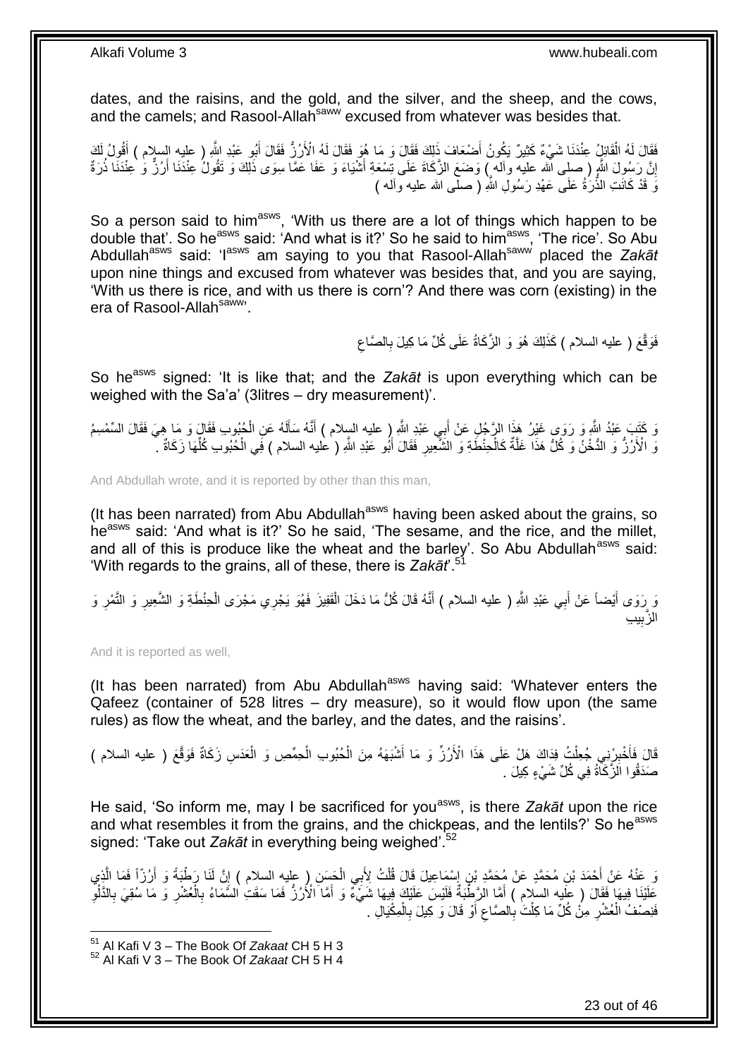dates, and the raisins, and the gold, and the silver, and the sheep, and the cows, and the camels; and Rasool-Allah[saww] excused from whatever was besides that.

فَقَالَ لَهُ الْقَائِلُ عِنْدَنَا شَيْءٌ كَثِيرٌ يَكُونُ أَضْعَافَ ذَلِكَ فَقَالَ وَ مَا هُوَ فَقَالَ لَهُ الْأَرُزُّ فَقَالَ أَبُو عَبْدِ اللَّهِ ( عليه السلام ) أَقُولُ لَكَ إِنَّ رَسُولَ اللَّهِ ( صلى الله عليه وآله ) وَضَعَ الزَّكَاةَ عَلَى تِسْعَةِ أَشْيَاءَ وَ عَفَا عَمَّا سِوَى ذَلِكَ وَ تَقُولُ عِنْدَنَا أَرُزٌّ وَ عِنْدَنَا ذُرَةٌ وَ قَدْ كَانَتِ الذُّرَةُ عَلَى عَهْدِ رَسُولِ اللَّهِ ( صلى الله عليه وآله )

So a person said to him[asws], 'With us there are a lot of things which happen to be double that'. So he[asws] said: 'And what is it?' So he said to him[asws], 'The rice'. So Abu Abdullah[asws] said: 'I[asws] am saying to you that Rasool-Allah[saww] placed the *Zakāt* upon nine things and excused from whatever was besides that, and you are saying, 'With us there is rice, and with us there is corn'? And there was corn (existing) in the era of Rasool-Allah[saww]'.

فَوَقَّعَ ( عليه السلام ) كَذَلِكَ هُوَ وَ الزَّكَاةُ عَلَى كُلِّ مَا كِيلَ بِالصَّاعِ

So he[asws] signed: 'It is like that; and the *Zakāt* is upon everything which can be weighed with the Sa'a' (3litres – dry measurement)'.

وَ كَتَبَ عَبْدُ اللَّهِ وَ رَوَى غَيْرُ هَذَا الرَّجُلِ عَنْ أَبِي عَبْدِ اللَّهِ ( عليه السلام ) أَنَّهُ سَأَلَهُ عَنِ الْحُبُوبِ فَقَالَ وَ مَا هِيَ فَقَالَ السِّمْسِمُ وَ الْأَرُزُّ وَ الدُّخْنُ وَ كُلُّ هَذَا غَلَّةٌ كَالْحِنْطَةِ وَ الشَّعِيرِ فَقَالَ أَبُو عَبْدِ اللَّهِ ( عليه السلام ) فِي الْحُبُوبِ كُلِّهَا زَكَاةٌ .

And Abdullah wrote, and it is reported by other than this man,

(It has been narrated) from Abu Abdullah[asws] having been asked about the grains, so he[asws] said: 'And what is it?' So he said, 'The sesame, and the rice, and the millet, and all of this is produce like the wheat and the barley'. So Abu Abdullah[asws] said: 'With regards to the grains, all of these, there is *Zakāt*'.[51]

وَ رَوَى أَيْضاً عَنْ أَبِي عَبْدِ اللَّهِ ( عليه السلام ) أَنَّهُ قَالَ كُلُّ مَا دَخَلَ الْقَفِيزَ فَهُوَ يَجْرِي مَجْرَى الْحِنْطَةِ وَ الشَّعِيرِ وَ التَّمْرِ وَ الزَّبِيبِ

And it is reported as well,

(It has been narrated) from Abu Abdullah[asws] having said: 'Whatever enters the Qafeez (container of 528 litres – dry measure), so it would flow upon (the same rules) as flow the wheat, and the barley, and the dates, and the raisins'.

قَالَ فَأَخْبِرْنِي جُعِلْتُ فِدَاكَ هَلْ عَلَى هَذَا الْأَرُزِّ وَ مَا أَشْبَهَهُ مِنَ الْحُبُوبِ الْحِمِّصِ وَ الْعَدَسِ زَكَاةٌ فَوَقَّعَ ( عليه السلام ) صَدِّقُوا الزَّكَاةَ فِي كُلِّ شَيْءٍ كِيلَ .

He said, 'So inform me, may I be sacrificed for you[asws], is there *Zakāt* upon the rice and what resembles it from the grains, and the chickpeas, and the lentils?' So he[asws] signed: 'Take out *Zakāt* in everything being weighed'.[52]

وَ عَنْهُ عَنْ أَحْمَدَ بْنِ مُحَمَّدٍ عَنْ مُحَمَّدِ بْنِ إِسْمَاعِيلَ قَالَ قُلْتُ لِأَبِي الْحَسَنِ ( عليه السلام ) إِنَّ لَنَا رَطْبَةً وَ أَرُزّاً فَمَا الَّذِي عَلَيْنَا فِيهَا فَقَالَ ( عليه السلام ) أَمَّا الرَّطْبَةُ فَلَيْسَ عَلَيْكَ فِيهَا شَيْءٌ وَ أَمَّا الْأَرُزُّ فَمَا سَقَتِ السَّمَاءُ بِالْعُشْرِ وَ مَا سُقِيَ بِالدَّلْوِ فَنِصْفُ الْعُشْرِ مِنْ كُلِّ مَا كِلْتَ بِالصَّاعِ أَوْ قَالَ وَ كِيلَ بِالْمِكْيَالِ .

---

[51] Al Kafi V 3 – The Book Of *Zakaat* CH 5 H 3
[52] Al Kafi V 3 – The Book Of *Zakaat* CH 5 H 4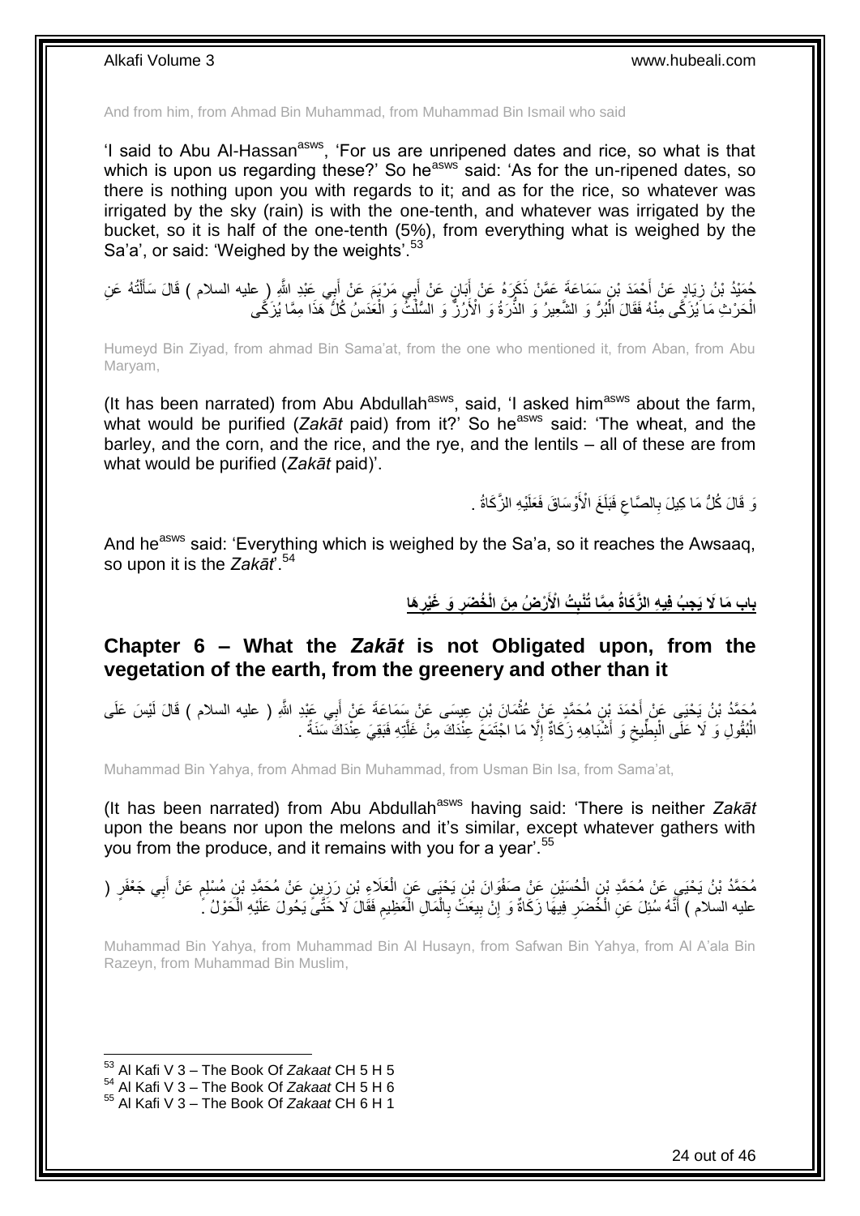And from him, from Ahmad Bin Muhammad, from Muhammad Bin Ismail who said

'I said to Abu Al-Hassan[asws], 'For us are unripened dates and rice, so what is that which is upon us regarding these?' So he[asws] said: 'As for the un-ripened dates, so there is nothing upon you with regards to it; and as for the rice, so whatever was irrigated by the sky (rain) is with the one-tenth, and whatever was irrigated by the bucket, so it is half of the one-tenth (5%), from everything what is weighed by the Sa'a', or said: 'Weighed by the weights'.[53]

حُمَيْدُ بْنُ زِيَادٍ عَنْ أَحْمَدَ بْنِ سَمَاعَةَ عَمَّنْ ذَكَرَهُ عَنْ أَبَانٍ عَنْ أَبِي مَرْيَمَ عَنْ أَبِي عَبْدِ اللَّهِ ( عليه السلام ) قَالَ سَأَلْتُهُ عَنِ الْحَرْثِ مَا يُزَكَّى مِنْهُ فَقَالَ الْبُرُّ وَ الشَّعِيرُ وَ الذُّرَةُ وَ الْأَرُزُّ وَ السُّلْتُ وَ الْعَدَسُ كُلُّ هَذَا مِمَّا يُزَكَّى

Humeyd Bin Ziyad, from ahmad Bin Sama'at, from the one who mentioned it, from Aban, from Abu Maryam,

(It has been narrated) from Abu Abdullah[asws], said, 'I asked him[asws] about the farm, what would be purified (*Zakāt* paid) from it?' So he[asws] said: 'The wheat, and the barley, and the corn, and the rice, and the rye, and the lentils – all of these are from what would be purified (*Zakāt* paid)'.

وَ قَالَ كُلُّ مَا كِيلَ بِالصَّاعِ فَبَلَغَ الْأَوْسَاقَ فَعَلَيْهِ الزَّكَاةُ .

And he[asws] said: 'Everything which is weighed by the Sa'a, so it reaches the Awsaaq, so upon it is the *Zakāt*'.[54]

## باب مَا لَا يَجِبُ فِيهِ الزَّكَاةُ مِمَّا تُنْبِتُ الْأَرْضُ مِنَ الْخُضَرِ وَ غَيْرِهَا

## Chapter 6 – What the *Zakāt* is not Obligated upon, from the vegetation of the earth, from the greenery and other than it

مُحَمَّدُ بْنُ يَحْيَى عَنْ أَحْمَدَ بْنِ مُحَمَّدٍ عَنْ عُثْمَانَ بْنِ عِيسَى عَنْ سَمَاعَةَ عَنْ أَبِي عَبْدِ اللَّهِ ( عليه السلام ) قَالَ لَيْسَ عَلَى الْبُقُولِ وَ لَا عَلَى الْبِطِّيخِ وَ أَشْبَاهِهِ زَكَاةٌ إِلَّا مَا اجْتَمَعَ عِنْدَكَ مِنْ غَلَّتِهِ فَبَقِيَ عِنْدَكَ سَنَةً .

Muhammad Bin Yahya, from Ahmad Bin Muhammad, from Usman Bin Isa, from Sama'at,

(It has been narrated) from Abu Abdullah[asws] having said: 'There is neither *Zakāt* upon the beans nor upon the melons and it's similar, except whatever gathers with you from the produce, and it remains with you for a year'.[55]

مُحَمَّدُ بْنُ يَحْيَى عَنْ مُحَمَّدِ بْنِ الْحُسَيْنِ عَنْ صَفْوَانَ بْنِ يَحْيَى عَنِ الْعَلَاءِ بْنِ رَزِينٍ عَنْ مُحَمَّدِ بْنِ مُسْلِمٍ عَنْ أَبِي جَعْفَرٍ ( عليه السلام ) أَنَّهُ سُئِلَ عَنِ الْخُضَرِ فِيهَا زَكَاةٌ وَ إِنْ بِيعَتْ بِالْمَالِ الْعَظِيمِ فَقَالَ لَا حَتَّى يَحُولَ عَلَيْهِ الْحَوْلُ .

Muhammad Bin Yahya, from Muhammad Bin Al Husayn, from Safwan Bin Yahya, from Al A'ala Bin Razeyn, from Muhammad Bin Muslim,

[53] Al Kafi V 3 – The Book Of *Zakaat* CH 5 H 5
[54] Al Kafi V 3 – The Book Of *Zakaat* CH 5 H 6
[55] Al Kafi V 3 – The Book Of *Zakaat* CH 6 H 1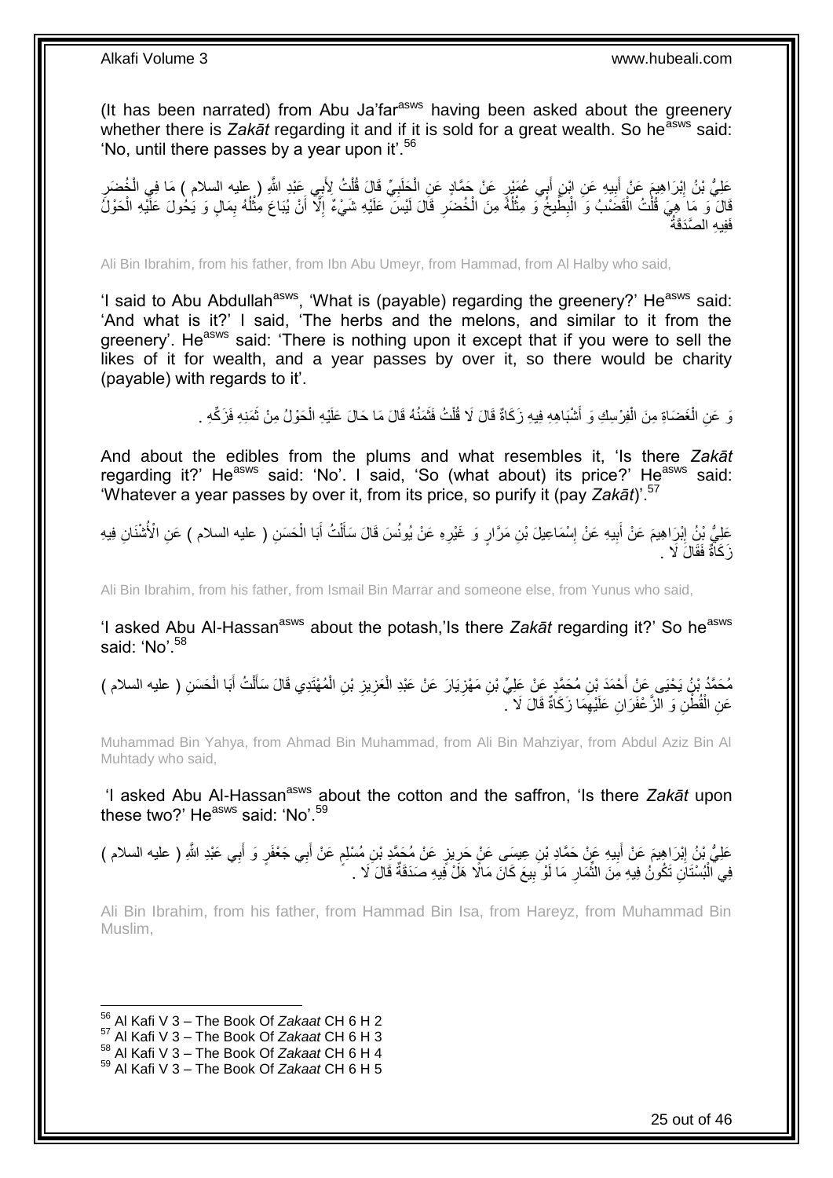(It has been narrated) from Abu Ja'far[asws] having been asked about the greenery whether there is *Zakāt* regarding it and if it is sold for a great wealth. So he[asws] said: 'No, until there passes by a year upon it'.[56]

عَلِيُّ بْنُ إِبْرَاهِيمَ عَنْ أَبِيهِ عَنِ ابْنِ أَبِي عُمَيْرٍ عَنْ حَمَّادٍ عَنِ الْحَلَبِيِّ قَالَ قُلْتُ لِأَبِي عَبْدِ اللَّهِ ( عليه السلام ) مَا فِي الْخُضَرِ قَالَ وَ مَا هِيَ قُلْتُ الْقَضْبُ وَ الْبِطِّيخُ وَ مِثْلُهُ مِنَ الْخُضَرِ قَالَ لَيْسَ عَلَيْهِ شَيْءٌ إِلَّا أَنْ يُبَاعَ مِثْلُهُ بِمَالٍ وَ يَحُولَ عَلَيْهِ الْحَوْلُ فَفِيهِ الصَّدَقَةُ

Ali Bin Ibrahim, from his father, from Ibn Abu Umeyr, from Hammad, from Al Halby who said,

'I said to Abu Abdullah[asws], 'What is (payable) regarding the greenery?' He[asws] said: 'And what is it?' I said, 'The herbs and the melons, and similar to it from the greenery'. He[asws] said: 'There is nothing upon it except that if you were to sell the likes of it for wealth, and a year passes by over it, so there would be charity (payable) with regards to it'.

وَ عَنِ الْغَضَاةِ مِنَ الْفِرْسِكِ وَ أَشْبَاهِهِ فِيهِ زَكَاةٌ قَالَ لَا قُلْتُ فَثَمَنُهُ قَالَ مَا حَالَ عَلَيْهِ الْحَوْلُ مِنْ ثَمَنِهِ فَزَكِّهِ .

And about the edibles from the plums and what resembles it, 'Is there *Zakāt* regarding it?' He[asws] said: 'No'. I said, 'So (what about) its price?' He[asws] said: 'Whatever a year passes by over it, from its price, so purify it (pay *Zakāt*)'.[57]

عَلِيُّ بْنُ إِبْرَاهِيمَ عَنْ أَبِيهِ عَنْ إِسْمَاعِيلَ بْنِ مَرَّارٍ وَ غَيْرِهِ عَنْ يُونُسَ قَالَ سَأَلْتُ أَبَا الْحَسَنِ ( عليه السلام ) عَنِ الْأُشْنَانِ فِيهِ زَكَاةٌ فَقَالَ لَا .

Ali Bin Ibrahim, from his father, from Ismail Bin Marrar and someone else, from Yunus who said,

'I asked Abu Al-Hassan[asws] about the potash,'Is there *Zakāt* regarding it?' So he[asws] said: 'No'.[58]

مُحَمَّدُ بْنُ يَحْيَى عَنْ أَحْمَدَ بْنِ مُحَمَّدٍ عَنْ عَلِيِّ بْنِ مَهْزِيَارَ عَنْ عَبْدِ الْعَزِيزِ بْنِ الْمُهْتَدِي قَالَ سَأَلْتُ أَبَا الْحَسَنِ ( عليه السلام ) عَنِ الْقُطْنِ وَ الزَّعْفَرَانِ عَلَيْهِمَا زَكَاةٌ قَالَ لَا .

Muhammad Bin Yahya, from Ahmad Bin Muhammad, from Ali Bin Mahziyar, from Abdul Aziz Bin Al Muhtady who said,

'I asked Abu Al-Hassan[asws] about the cotton and the saffron, 'Is there *Zakāt* upon these two?' He[asws] said: 'No'.[59]

عَلِيُّ بْنُ إِبْرَاهِيمَ عَنْ أَبِيهِ عَنْ حَمَّادِ بْنِ عِيسَى عَنْ حَرِيزٍ عَنْ مُحَمَّدِ بْنِ مُسْلِمٍ عَنْ أَبِي جَعْفَرٍ وَ أَبِي عَبْدِ اللَّهِ ( عليه السلام ) فِي الْبُسْتَانِ تَكُونُ فِيهِ مِنَ الثِّمَارِ مَا لَوْ بِيعَ كَانَ مَالًا هَلْ فِيهِ صَدَقَةٌ قَالَ لَا .

Ali Bin Ibrahim, from his father, from Hammad Bin Isa, from Hareyz, from Muhammad Bin Muslim,

[56] Al Kafi V 3 – The Book Of *Zakaat* CH 6 H 2
[57] Al Kafi V 3 – The Book Of *Zakaat* CH 6 H 3
[58] Al Kafi V 3 – The Book Of *Zakaat* CH 6 H 4
[59] Al Kafi V 3 – The Book Of *Zakaat* CH 6 H 5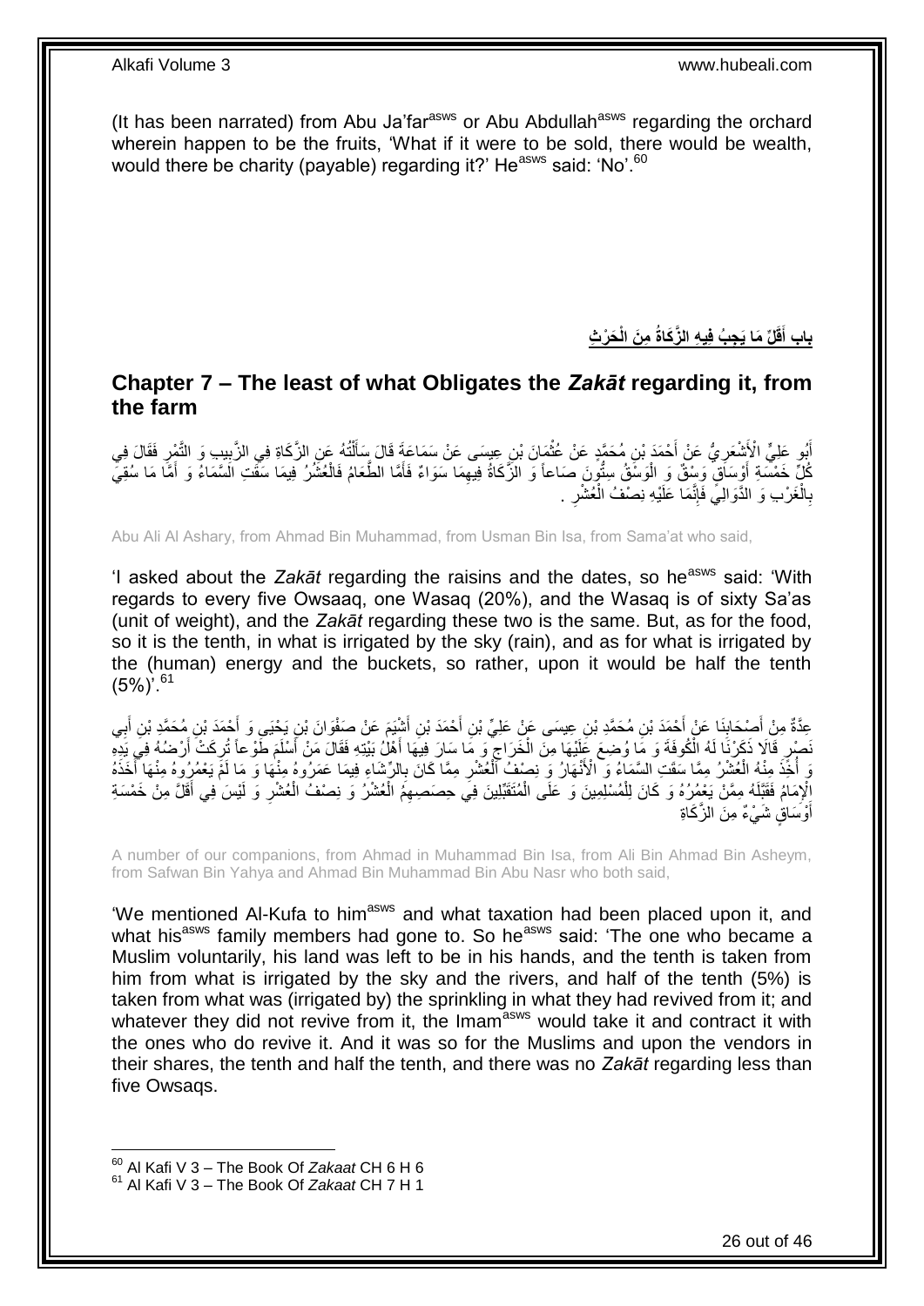(It has been narrated) from Abu Ja'far[asws] or Abu Abdullah[asws] regarding the orchard wherein happen to be the fruits, 'What if it were to be sold, there would be wealth, would there be charity (payable) regarding it?' He[asws] said: 'No'.[60]

## باب أَقَلِّ مَا يَجِبُ فِيهِ الزَّكَاةُ مِنَ الْحَرْثِ

## Chapter 7 – The least of what Obligates the *Zakāt* regarding it, from the farm

أَبُو عَلِيٍّ الْأَشْعَرِيُّ عَنْ أَحْمَدَ بْنِ مُحَمَّدٍ عَنْ عُثْمَانَ بْنِ عِيسَى عَنْ سَمَاعَةَ قَالَ سَأَلْتُهُ عَنِ الزَّكَاةِ فِي الزَّبِيبِ وَ التَّمْرِ فَقَالَ فِي كُلِّ خَمْسَةِ أَوْسَاقٍ وَسْقٌ وَ الْوَسْقُ سِتُّونَ صَاعاً وَ الزَّكَاةُ فِيهِمَا سَوَاءٌ فَأَمَّا الطَّعَامُ فَالْعُشْرُ فِيمَا سَقَتِ السَّمَاءُ وَ أَمَّا مَا سُقِيَ بِالْغَرْبِ وَ الدَّوَالِي فَإِنَّمَا عَلَيْهِ نِصْفُ الْعُشْرِ .

Abu Ali Al Ashary, from Ahmad Bin Muhammad, from Usman Bin Isa, from Sama'at who said,

'I asked about the *Zakāt* regarding the raisins and the dates, so he[asws] said: 'With regards to every five Owsaaq, one Wasaq (20%), and the Wasaq is of sixty Sa'as (unit of weight), and the *Zakāt* regarding these two is the same. But, as for the food, so it is the tenth, in what is irrigated by the sky (rain), and as for what is irrigated by the (human) energy and the buckets, so rather, upon it would be half the tenth (5%)'.[61]

عِدَّةٌ مِنْ أَصْحَابِنَا عَنْ أَحْمَدَ بْنِ مُحَمَّدِ بْنِ عِيسَى عَنْ عَلِيِّ بْنِ أَحْمَدَ بْنِ أَشْيَمَ عَنْ صَفْوَانَ بْنِ يَحْيَى وَ أَحْمَدَ بْنِ مُحَمَّدِ بْنِ أَبِي نَصْرٍ قَالَا ذَكَرْنَا لَهُ الْكُوفَةَ وَ مَا وُضِعَ عَلَيْهَا مِنَ الْخَرَاجِ وَ مَا سَارَ فِيهَا أَهْلُ بَيْتِهِ فَقَالَ مَنْ أَسْلَمَ طَوْعاً تُرِكَتْ أَرْضُهُ فِي يَدِهِ وَ أُخِذَ مِنْهُ الْعُشْرُ مِمَّا سَقَتِ السَّمَاءُ وَ الْأَنْهَارُ وَ نِصْفُ الْعُشْرِ مِمَّا كَانَ بِالرِّشَاءِ فِيمَا عَمَرُوهُ مِنْهَا وَ مَا لَمْ يَعْمُرُوهُ مِنْهَا أَخَذَهُ الْإِمَامُ فَقَبَّلَهُ مِمَّنْ يَعْمُرُهُ وَ كَانَ لِلْمُسْلِمِينَ وَ عَلَى الْمُتَقَبِّلِينَ فِي حِصَصِهِمُ الْعُشْرُ وَ نِصْفُ الْعُشْرِ وَ لَيْسَ فِي أَقَلَّ مِنْ خَمْسَةِ أَوْسَاقٍ شَيْءٌ مِنَ الزَّكَاةِ

A number of our companions, from Ahmad in Muhammad Bin Isa, from Ali Bin Ahmad Bin Asheym, from Safwan Bin Yahya and Ahmad Bin Muhammad Bin Abu Nasr who both said,

'We mentioned Al-Kufa to him[asws] and what taxation had been placed upon it, and what his[asws] family members had gone to. So he[asws] said: 'The one who became a Muslim voluntarily, his land was left to be in his hands, and the tenth is taken from him from what is irrigated by the sky and the rivers, and half of the tenth (5%) is taken from what was (irrigated by) the sprinkling in what they had revived from it; and whatever they did not revive from it, the Imam[asws] would take it and contract it with the ones who do revive it. And it was so for the Muslims and upon the vendors in their shares, the tenth and half the tenth, and there was no *Zakāt* regarding less than five Owsaqs.

[60] Al Kafi V 3 – The Book Of *Zakaat* CH 6 H 6
[61] Al Kafi V 3 – The Book Of *Zakaat* CH 7 H 1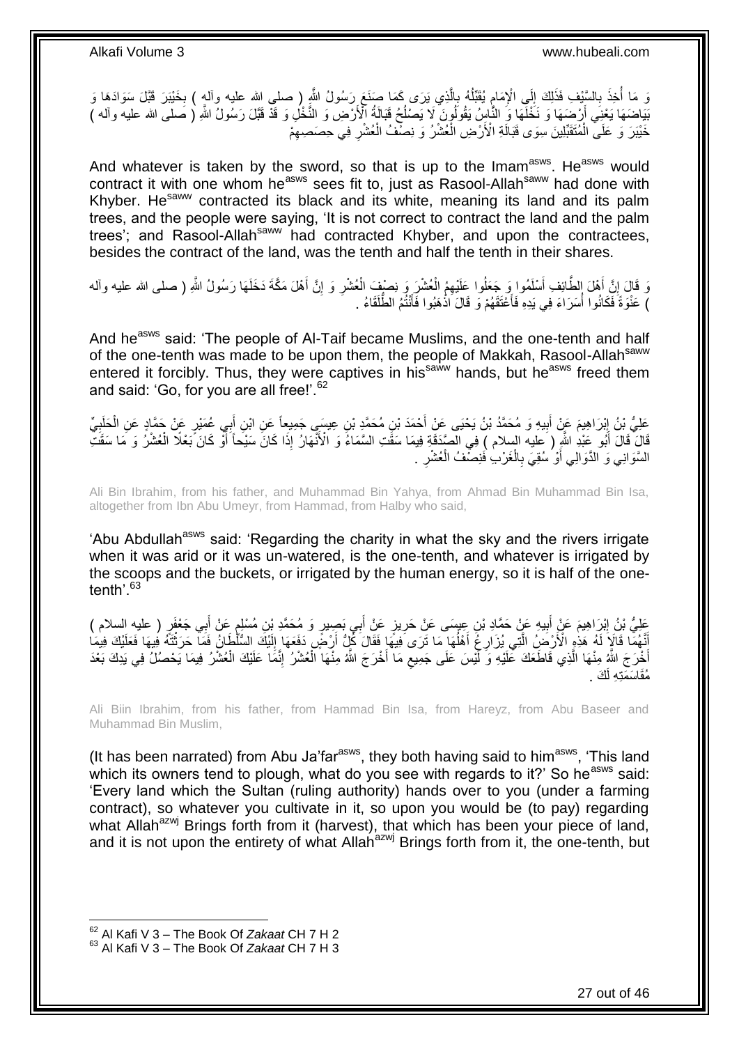وَ مَا أُخِذَ بِالسَّيْفِ فَذَلِكَ إِلَى الْإِمَامِ يُقَبِّلُهُ بِالَّذِي يَرَى كَمَا صَنَعَ رَسُولُ اللَّهِ ( صلى الله عليه وآله ) بِخَيْبَرَ قَبَّلَ سَوَادَهَا وَ بَيَاضَهَا يَعْنِي أَرْضَهَا وَ نَخْلَهَا وَ النَّاسُ يَقُولُونَ لَا يَصْلُحُ قَبَالَةُ الْأَرْضِ وَ النَّخْلِ وَ قَدْ قَبَّلَ رَسُولُ اللَّهِ ( صلى الله عليه وآله ) خَيْبَرَ وَ عَلَى الْمُتَقَبِّلِينَ سِوَى قَبَالَةِ الْأَرْضِ الْعُشْرُ وَ نِصْفُ الْعُشْرِ فِي حِصَصِهِمْ

And whatever is taken by the sword, so that is up to the Imam[asws]. He[asws] would contract it with one whom he[asws] sees fit to, just as Rasool-Allah[saww] had done with Khyber. He[saww] contracted its black and its white, meaning its land and its palm trees, and the people were saying, 'It is not correct to contract the land and the palm trees'; and Rasool-Allah[saww] had contracted Khyber, and upon the contractees, besides the contract of the land, was the tenth and half the tenth in their shares.

وَ قَالَ إِنَّ أَهْلَ الطَّائِفِ أَسْلَمُوا وَ جَعَلُوا عَلَيْهِمُ الْعُشْرَ وَ نِصْفَ الْعُشْرِ وَ إِنَّ أَهْلَ مَكَّةَ دَخَلَهَا رَسُولُ اللَّهِ ( صلى الله عليه وآله ) عَنْوَةً فَكَانُوا أُسَرَاءَ فِي يَدِهِ فَأَعْتَقَهُمْ وَ قَالَ اذْهَبُوا فَأَنْتُمُ الطُّلَقَاءُ .

And he[asws] said: 'The people of Al-Taif became Muslims, and the one-tenth and half of the one-tenth was made to be upon them, the people of Makkah, Rasool-Allah[saww] entered it forcibly. Thus, they were captives in his[saww] hands, but he[asws] freed them and said: 'Go, for you are all free!'.[62]

عَلِيُّ بْنُ إِبْرَاهِيمَ عَنْ أَبِيهِ وَ مُحَمَّدُ بْنُ يَحْيَى عَنْ أَحْمَدَ بْنِ مُحَمَّدِ بْنِ عِيسَى جَمِيعاً عَنِ ابْنِ أَبِي عُمَيْرٍ عَنْ حَمَّادٍ عَنِ الْحَلَبِيِّ قَالَ قَالَ أَبُو عَبْدِ اللَّهِ ( عليه السلام ) فِي الصَّدَقَةِ فِيمَا سَقَتِ السَّمَاءُ وَ الْأَنْهَارُ إِذَا كَانَ سَيْحاً أَوْ كَانَ بَعْلًا الْعُشْرُ وَ مَا سَقَتِ السَّوَانِي وَ الدَّوَالِي أَوْ سُقِيَ بِالْغَرْبِ فَنِصْفُ الْعُشْرِ .

Ali Bin Ibrahim, from his father, and Muhammad Bin Yahya, from Ahmad Bin Muhammad Bin Isa, altogether from Ibn Abu Umeyr, from Hammad, from Halby who said,

'Abu Abdullah[asws] said: 'Regarding the charity in what the sky and the rivers irrigate when it was arid or it was un-watered, is the one-tenth, and whatever is irrigated by the scoops and the buckets, or irrigated by the human energy, so it is half of the one-tenth'.[63]

عَلِيُّ بْنُ إِبْرَاهِيمَ عَنْ أَبِيهِ عَنْ حَمَّادِ بْنِ عِيسَى عَنْ حَرِيزٍ عَنْ أَبِي بَصِيرٍ وَ مُحَمَّدِ بْنِ مُسْلِمٍ عَنْ أَبِي جَعْفَرٍ ( عليه السلام ) أَنَّهُمَا قَالَا لَهُ هَذِهِ الْأَرْضُ الَّتِي يُزَارِعُ أَهْلُهَا مَا تَرَى فِيهَا فَقَالَ كُلُّ أَرْضٍ دَفَعَهَا إِلَيْكَ السُّلْطَانُ فَمَا حَرَثْتَهُ فِيهَا فَعَلَيْكَ فِيمَا أَخْرَجَ اللَّهُ مِنْهَا الَّذِي قَاطَعَكَ عَلَيْهِ وَ لَيْسَ عَلَى جَمِيعِ مَا أَخْرَجَ اللَّهُ مِنْهَا الْعُشْرُ إِنَّمَا عَلَيْكَ الْعُشْرُ فِيمَا يَحْصُلُ فِي يَدِكَ بَعْدَ مُقَاسَمَتِهِ لَكَ .

Ali Biin Ibrahim, from his father, from Hammad Bin Isa, from Hareyz, from Abu Baseer and Muhammad Bin Muslim,

(It has been narrated) from Abu Ja'far[asws], they both having said to him[asws], 'This land which its owners tend to plough, what do you see with regards to it?' So he[asws] said: 'Every land which the Sultan (ruling authority) hands over to you (under a farming contract), so whatever you cultivate in it, so upon you would be (to pay) regarding what Allah[azwj] Brings forth from it (harvest), that which has been your piece of land, and it is not upon the entirety of what Allah[azwj] Brings forth from it, the one-tenth, but

---

[62] Al Kafi V 3 – The Book Of *Zakaat* CH 7 H 2
[63] Al Kafi V 3 – The Book Of *Zakaat* CH 7 H 3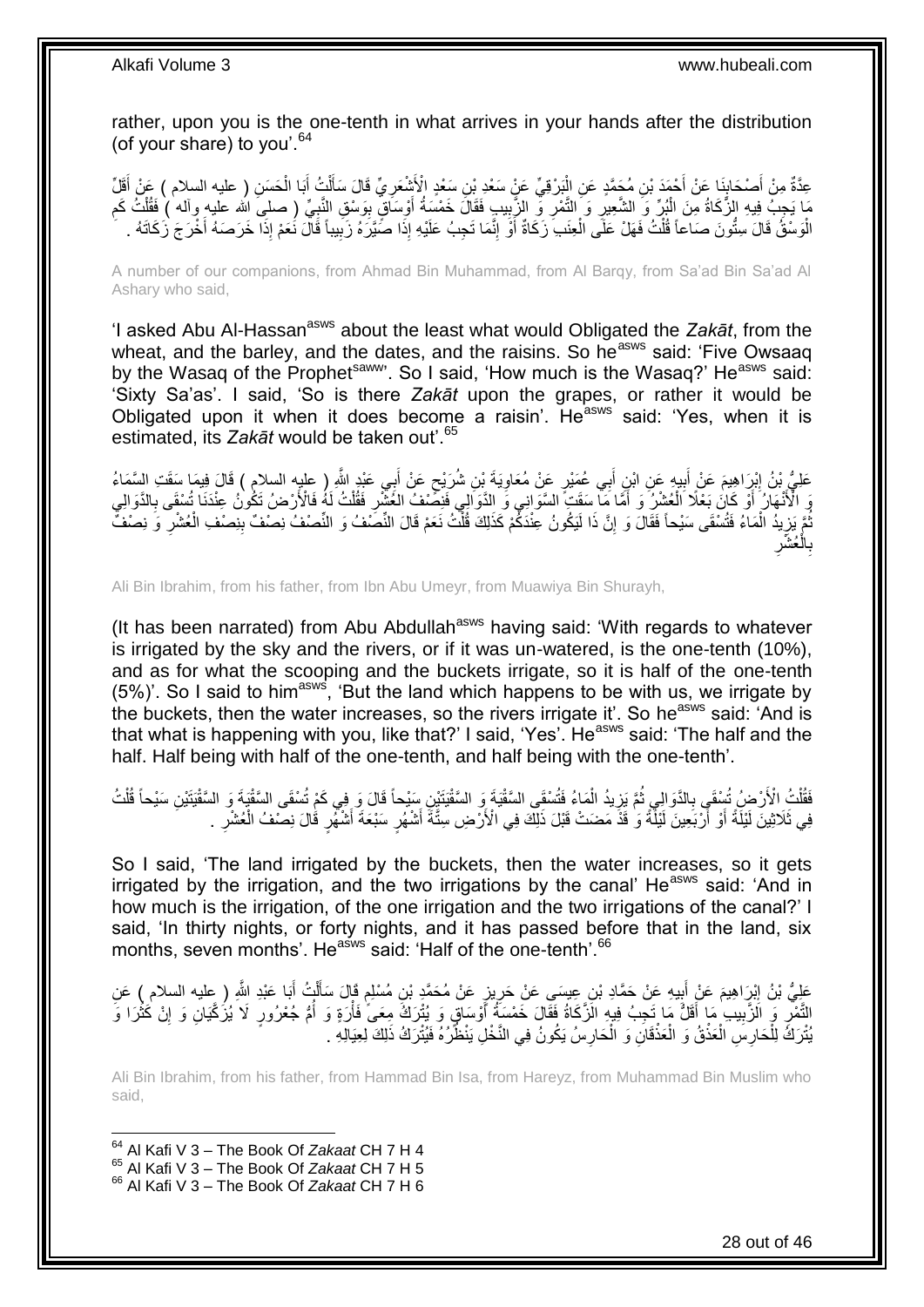rather, upon you is the one-tenth in what arrives in your hands after the distribution (of your share) to you'.[64]

عِدَّةٌ مِنْ أَصْحَابِنَا عَنْ أَحْمَدَ بْنِ مُحَمَّدٍ عَنِ الْبَرْقِيِّ عَنْ سَعْدِ بْنِ سَعْدٍ الْأَشْعَرِيِّ قَالَ سَأَلْتُ أَبَا الْحَسَنِ ( عليه السلام ) عَنْ أَقَلِّ مَا يَجِبُ فِيهِ الزَّكَاةُ مِنَ الْبُرِّ وَ الشَّعِيرِ وَ التَّمْرِ وَ الزَّبِيبِ فَقَالَ خَمْسَةُ أَوْسَاقٍ بِوَسْقِ النَّبِيِّ ( صلى الله عليه وآله ) فَقُلْتُ كَمِ الْوَسْقُ قَالَ سِتُّونَ صَاعاً قُلْتُ فَهَلْ عَلَى الْعِنَبِ زَكَاةٌ أَوْ إِنَّمَا تَجِبُ عَلَيْهِ إِذَا صَيَّرَهُ زَبِيباً قَالَ نَعَمْ إِذَا خَرَصَهُ أَخْرَجَ زَكَاتَهُ .

A number of our companions, from Ahmad Bin Muhammad, from Al Barqy, from Sa'ad Bin Sa'ad Al Ashary who said,

'I asked Abu Al-Hassan[asws] about the least what would Obligated the *Zakāt*, from the wheat, and the barley, and the dates, and the raisins. So he[asws] said: 'Five Owsaaq by the Wasaq of the Prophet[saww]'. So I said, 'How much is the Wasaq?' He[asws] said: 'Sixty Sa'as'. I said, 'So is there *Zakāt* upon the grapes, or rather it would be Obligated upon it when it does become a raisin'. He[asws] said: 'Yes, when it is estimated, its *Zakāt* would be taken out'.[65]

عَلِيُّ بْنُ إِبْرَاهِيمَ عَنْ أَبِيهِ عَنِ ابْنِ أَبِي عُمَيْرٍ عَنْ مُعَاوِيَةَ بْنِ شُرَيْحٍ عَنْ أَبِي عَبْدِ اللَّهِ ( عليه السلام ) قَالَ فِيمَا سَقَتِ السَّمَاءُ وَ الْأَنْهَارُ أَوْ كَانَ بَعْلًا الْعُشْرُ وَ أَمَّا مَا سَقَتِ السَّوَانِي وَ الدَّوَالِي فَنِصْفُ الْعُشْرِ فَقُلْتُ لَهُ فَالْأَرْضُ تَكُونُ عِنْدَنَا تُسْقَى بِالدَّوَالِي ثُمَّ يَزِيدُ الْمَاءُ فَتُسْقَى سَيْحاً فَقَالَ وَ إِنَّ ذَا لَيَكُونُ عِنْدَكُمْ كَذَلِكَ قُلْتُ نَعَمْ قَالَ النِّصْفُ وَ النِّصْفُ نِصْفٌ بِنِصْفِ الْعُشْرِ وَ نِصْفٌ بِالْعُشْرِ

Ali Bin Ibrahim, from his father, from Ibn Abu Umeyr, from Muawiya Bin Shurayh,

(It has been narrated) from Abu Abdullah[asws] having said: 'With regards to whatever is irrigated by the sky and the rivers, or if it was un-watered, is the one-tenth (10%), and as for what the scooping and the buckets irrigate, so it is half of the one-tenth (5%)'. So I said to him[asws], 'But the land which happens to be with us, we irrigate by the buckets, then the water increases, so the rivers irrigate it'. So he[asws] said: 'And is that what is happening with you, like that?' I said, 'Yes'. He[asws] said: 'The half and the half. Half being with half of the one-tenth, and half being with the one-tenth'.

فَقُلْتُ الْأَرْضُ تُسْقَى بِالدَّوَالِي ثُمَّ يَزِيدُ الْمَاءُ فَتُسْقَى السَّقْيَةَ وَ السَّقْيَتَيْنِ سَيْحاً قَالَ وَ فِي كَمْ تُسْقَى السَّقْيَةَ وَ السَّقْيَتَيْنِ سَيْحاً قُلْتُ فِي ثَلَاثِينَ لَيْلَةً أَوْ أَرْبَعِينَ لَيْلَةً وَ قَدْ مَضَتْ قَبْلَ ذَلِكَ فِي الْأَرْضِ سِتَّةُ أَشْهُرٍ سَبْعَةُ أَشْهُرٍ قَالَ نِصْفُ الْعُشْرِ .

So I said, 'The land irrigated by the buckets, then the water increases, so it gets irrigated by the irrigation, and the two irrigations by the canal' He[asws] said: 'And in how much is the irrigation, of the one irrigation and the two irrigations of the canal?' I said, 'In thirty nights, or forty nights, and it has passed before that in the land, six months, seven months'. He[asws] said: 'Half of the one-tenth'.[66]

عَلِيُّ بْنُ إِبْرَاهِيمَ عَنْ أَبِيهِ عَنْ حَمَّادِ بْنِ عِيسَى عَنْ حَرِيزٍ عَنْ مُحَمَّدِ بْنِ مُسْلِمٍ قَالَ سَأَلْتُ أَبَا عَبْدِ اللَّهِ ( عليه السلام ) عَنِ التَّمْرِ وَ الزَّبِيبِ مَا أَقَلُّ مَا تَجِبُ فِيهِ الزَّكَاةُ فَقَالَ خَمْسَةُ أَوْسَاقٍ وَ يُتْرَكُ مِعَى فَأْرَةٍ وَ أُمُّ جُعْرُورٍ لَا يُزَكَّيَانِ وَ إِنْ كَثُرَا وَ يُتْرَكُ لِلْحَارِسِ الْعَذْقُ وَ الْعَذْقَانِ وَ الْحَارِسُ يَكُونُ فِي النَّخْلِ يَنْظُرُهُ فَيُتْرَكُ ذَلِكَ لِعِيَالِهِ .

Ali Bin Ibrahim, from his father, from Hammad Bin Isa, from Hareyz, from Muhammad Bin Muslim who said,

[64] Al Kafi V 3 – The Book Of *Zakaat* CH 7 H 4
[65] Al Kafi V 3 – The Book Of *Zakaat* CH 7 H 5
[66] Al Kafi V 3 – The Book Of *Zakaat* CH 7 H 6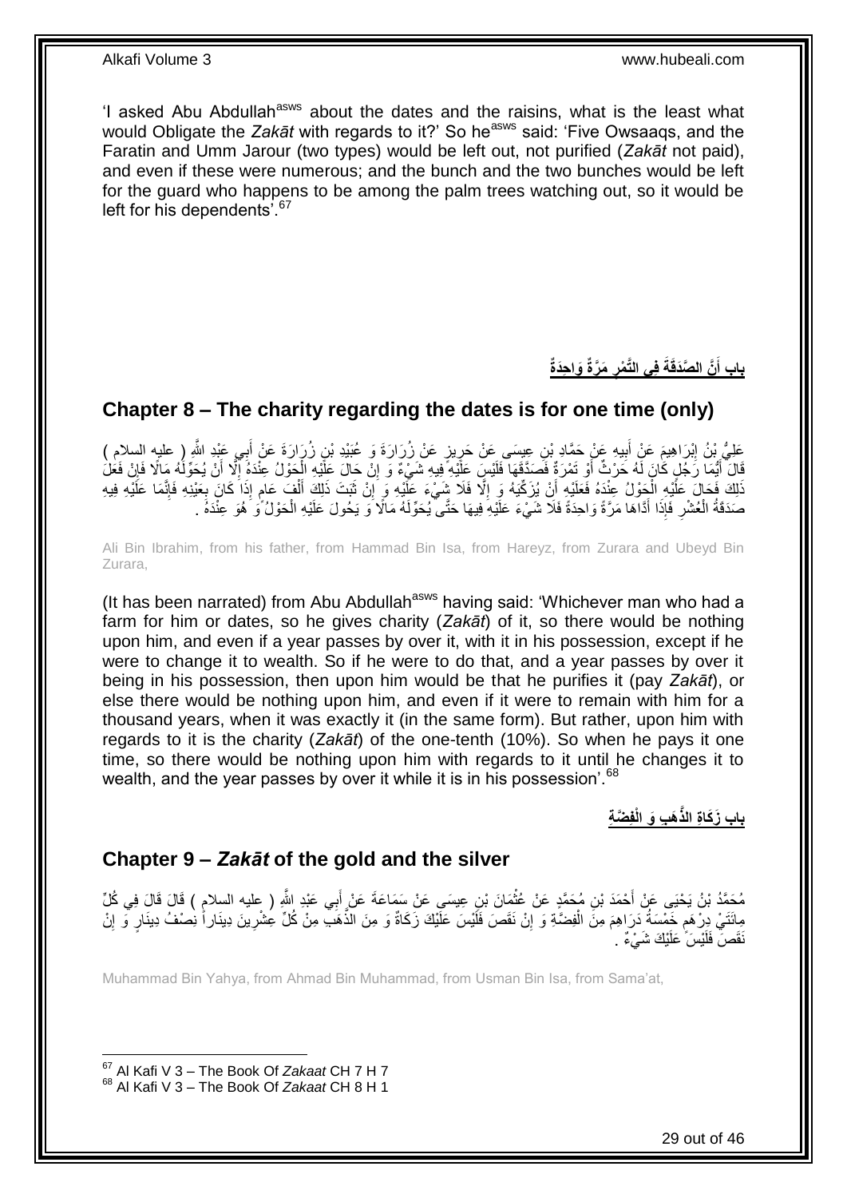'I asked Abu Abdullah[asws] about the dates and the raisins, what is the least what would Obligate the *Zakāt* with regards to it?' So he[asws] said: 'Five Owsaaqs, and the Faratin and Umm Jarour (two types) would be left out, not purified (*Zakāt* not paid), and even if these were numerous; and the bunch and the two bunches would be left for the guard who happens to be among the palm trees watching out, so it would be left for his dependents'.[67]

## باب أَنَّ الصَّدَقَةَ فِي التَّمْرِ مَرَّةٌ وَاحِدَةٌ

## Chapter 8 – The charity regarding the dates is for one time (only)

عَلِيُّ بْنُ إِبْرَاهِيمَ عَنْ أَبِيهِ عَنْ حَمَّادِ بْنِ عِيسَى عَنْ حَرِيزٍ عَنْ زُرَارَةَ وَ عُبَيْدِ بْنِ زُرَارَةَ عَنْ أَبِي عَبْدِ اللَّهِ ( عليه السلام ) قَالَ أَيُّمَا رَجُلٍ كَانَ لَهُ حَرْثٌ أَوْ تَمْرَةٌ فَصَدَّقَهَا فَلَيْسَ عَلَيْهِ فِيهِ شَيْءٌ وَ إِنْ حَالَ عَلَيْهِ الْحَوْلُ عِنْدَهُ إِلَّا أَنْ يُحَوِّلَهُ مَالًا فَإِنْ فَعَلَ ذَلِكَ فَحَالَ عَلَيْهِ الْحَوْلُ عِنْدَهُ فَعَلَيْهِ أَنْ يُزَكِّيَهُ وَ إِلَّا فَلَا شَيْءَ عَلَيْهِ وَ إِنْ ثَبَتَ ذَلِكَ أَلْفَ عَامٍ إِذَا كَانَ بِعَيْنِهِ فَإِنَّمَا عَلَيْهِ فِيهِ صَدَقَةُ الْعُشْرِ فَإِذَا أَدَّاهَا مَرَّةً وَاحِدَةً فَلَا شَيْءَ عَلَيْهِ فِيهَا حَتَّى يُحَوِّلَهُ مَالًا وَ يَحُولَ عَلَيْهِ الْحَوْلُ وَ هُوَ عِنْدَهُ .

Ali Bin Ibrahim, from his father, from Hammad Bin Isa, from Hareyz, from Zurara and Ubeyd Bin Zurara,

(It has been narrated) from Abu Abdullah[asws] having said: 'Whichever man who had a farm for him or dates, so he gives charity (*Zakāt*) of it, so there would be nothing upon him, and even if a year passes by over it, with it in his possession, except if he were to change it to wealth. So if he were to do that, and a year passes by over it being in his possession, then upon him would be that he purifies it (pay *Zakāt*), or else there would be nothing upon him, and even if it were to remain with him for a thousand years, when it was exactly it (in the same form). But rather, upon him with regards to it is the charity (*Zakāt*) of the one-tenth (10%). So when he pays it one time, so there would be nothing upon him with regards to it until he changes it to wealth, and the year passes by over it while it is in his possession'.[68]

## باب زَكَاةِ الذَّهَبِ وَ الْفِضَّةِ

## Chapter 9 – *Zakāt* of the gold and the silver

مُحَمَّدُ بْنُ يَحْيَى عَنْ أَحْمَدَ بْنِ مُحَمَّدٍ عَنْ عُثْمَانَ بْنِ عِيسَى عَنْ سَمَاعَةَ عَنْ أَبِي عَبْدِ اللَّهِ ( عليه السلام ) قَالَ قَالَ فِي كُلِّ مِائَتَيْ دِرْهَمٍ خَمْسَةُ دَرَاهِمَ مِنَ الْفِضَّةِ وَ إِنْ نَقَصَ فَلَيْسَ عَلَيْكَ زَكَاةٌ وَ مِنَ الذَّهَبِ مِنْ كُلِّ عِشْرِينَ دِينَاراً نِصْفُ دِينَارٍ وَ إِنْ نَقَصَ فَلَيْسَ عَلَيْكَ شَيْءٌ .

Muhammad Bin Yahya, from Ahmad Bin Muhammad, from Usman Bin Isa, from Sama'at,

[67] Al Kafi V 3 – The Book Of *Zakaat* CH 7 H 7
[68] Al Kafi V 3 – The Book Of *Zakaat* CH 8 H 1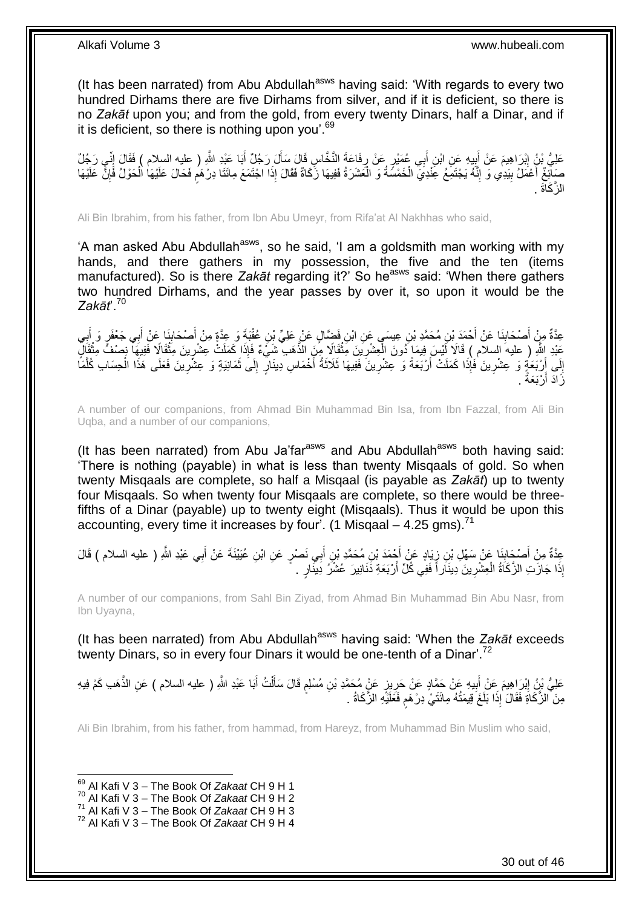(It has been narrated) from Abu Abdullah[asws] having said: 'With regards to every two hundred Dirhams there are five Dirhams from silver, and if it is deficient, so there is no *Zakāt* upon you; and from the gold, from every twenty Dinars, half a Dinar, and if it is deficient, so there is nothing upon you'.[69]

عَلِيُّ بْنُ إِبْرَاهِيمَ عَنْ أَبِيهِ عَنِ ابْنِ أَبِي عُمَيْرٍ عَنْ رِفَاعَةَ النَّخَّاسِ قَالَ سَأَلَ رَجُلٌ أَبَا عَبْدِ اللَّهِ ( عليه السلام ) فَقَالَ إِنِّي رَجُلٌ صَائِغٌ أَعْمَلُ بِيَدِي وَ إِنَّهُ يَجْتَمِعُ عِنْدِيَ الْخَمْسَةُ وَ الْعَشَرَةُ فَفِيهَا زَكَاةٌ فَقَالَ إِذَا اجْتَمَعَ مِائَتَا دِرْهَمٍ فَحَالَ عَلَيْهَا الْحَوْلُ فَإِنَّ عَلَيْهَا الزَّكَاةَ .

Ali Bin Ibrahim, from his father, from Ibn Abu Umeyr, from Rifa'at Al Nakhhas who said,

'A man asked Abu Abdullah[asws], so he said, 'I am a goldsmith man working with my hands, and there gathers in my possession, the five and the ten (items manufactured). So is there *Zakāt* regarding it?' So he[asws] said: 'When there gathers two hundred Dirhams, and the year passes by over it, so upon it would be the *Zakāt*'.[70]

عِدَّةٌ مِنْ أَصْحَابِنَا عَنْ أَحْمَدَ بْنِ مُحَمَّدِ بْنِ عِيسَى عَنِ ابْنِ فَضَّالٍ عَنْ عَلِيِّ بْنِ عُقْبَةَ وَ عِدَّةٍ مِنْ أَصْحَابِنَا عَنْ أَبِي جَعْفَرٍ وَ أَبِي عَبْدِ اللَّهِ ( عليه السلام ) قَالَا لَيْسَ فِيمَا دُونَ الْعِشْرِينَ مِثْقَالًا مِنَ الذَّهَبِ شَيْءٌ فَإِذَا كَمَلَتْ عِشْرِينَ مِثْقَالًا فَفِيهَا نِصْفُ مِثْقَالٍ إِلَى أَرْبَعَةٍ وَ عِشْرِينَ فَإِذَا كَمَلَتْ أَرْبَعَةً وَ عِشْرِينَ فَفِيهَا ثَلَاثَةُ أَخْمَاسِ دِينَارٍ إِلَى ثَمَانِيَةٍ وَ عِشْرِينَ فَعَلَى هَذَا الْحِسَابِ كُلَّمَا زَادَ أَرْبَعَةً .

A number of our companions, from Ahmad Bin Muhammad Bin Isa, from Ibn Fazzal, from Ali Bin Uqba, and a number of our companions,

(It has been narrated) from Abu Ja'far[asws] and Abu Abdullah[asws] both having said: 'There is nothing (payable) in what is less than twenty Misqaals of gold. So when twenty Misqaals are complete, so half a Misqaal (is payable as *Zakāt*) up to twenty four Misqaals. So when twenty four Misqaals are complete, so there would be three-fifths of a Dinar (payable) up to twenty eight (Misqaals). Thus it would be upon this accounting, every time it increases by four'. (1 Misqaal – 4.25 gms).[71]

عِدَّةٌ مِنْ أَصْحَابِنَا عَنْ سَهْلِ بْنِ زِيَادٍ عَنْ أَحْمَدَ بْنِ مُحَمَّدِ بْنِ أَبِي نَصْرٍ عَنِ ابْنِ عُيَيْنَةَ عَنْ أَبِي عَبْدِ اللَّهِ ( عليه السلام ) قَالَ إِذَا جَازَتِ الزَّكَاةُ الْعِشْرِينَ دِينَاراً فَفِي كُلِّ أَرْبَعَةِ دَنَانِيرَ عُشْرُ دِينَارٍ .

A number of our companions, from Sahl Bin Ziyad, from Ahmad Bin Muhammad Bin Abu Nasr, from Ibn Uyayna,

(It has been narrated) from Abu Abdullah[asws] having said: 'When the *Zakāt* exceeds twenty Dinars, so in every four Dinars it would be one-tenth of a Dinar'.[72]

عَلِيُّ بْنُ إِبْرَاهِيمَ عَنْ أَبِيهِ عَنْ حَمَّادٍ عَنْ حَرِيزٍ عَنْ مُحَمَّدِ بْنِ مُسْلِمٍ قَالَ سَأَلْتُ أَبَا عَبْدِ اللَّهِ ( عليه السلام ) عَنِ الذَّهَبِ كَمْ فِيهِ مِنَ الزَّكَاةِ فَقَالَ إِذَا بَلَغَ قِيمَتُهُ مِائَتَيْ دِرْهَمٍ فَعَلَيْهِ الزَّكَاةُ .

Ali Bin Ibrahim, from his father, from hammad, from Hareyz, from Muhammad Bin Muslim who said,

[69] Al Kafi V 3 – The Book Of *Zakaat* CH 9 H 1
[70] Al Kafi V 3 – The Book Of *Zakaat* CH 9 H 2
[71] Al Kafi V 3 – The Book Of *Zakaat* CH 9 H 3
[72] Al Kafi V 3 – The Book Of *Zakaat* CH 9 H 4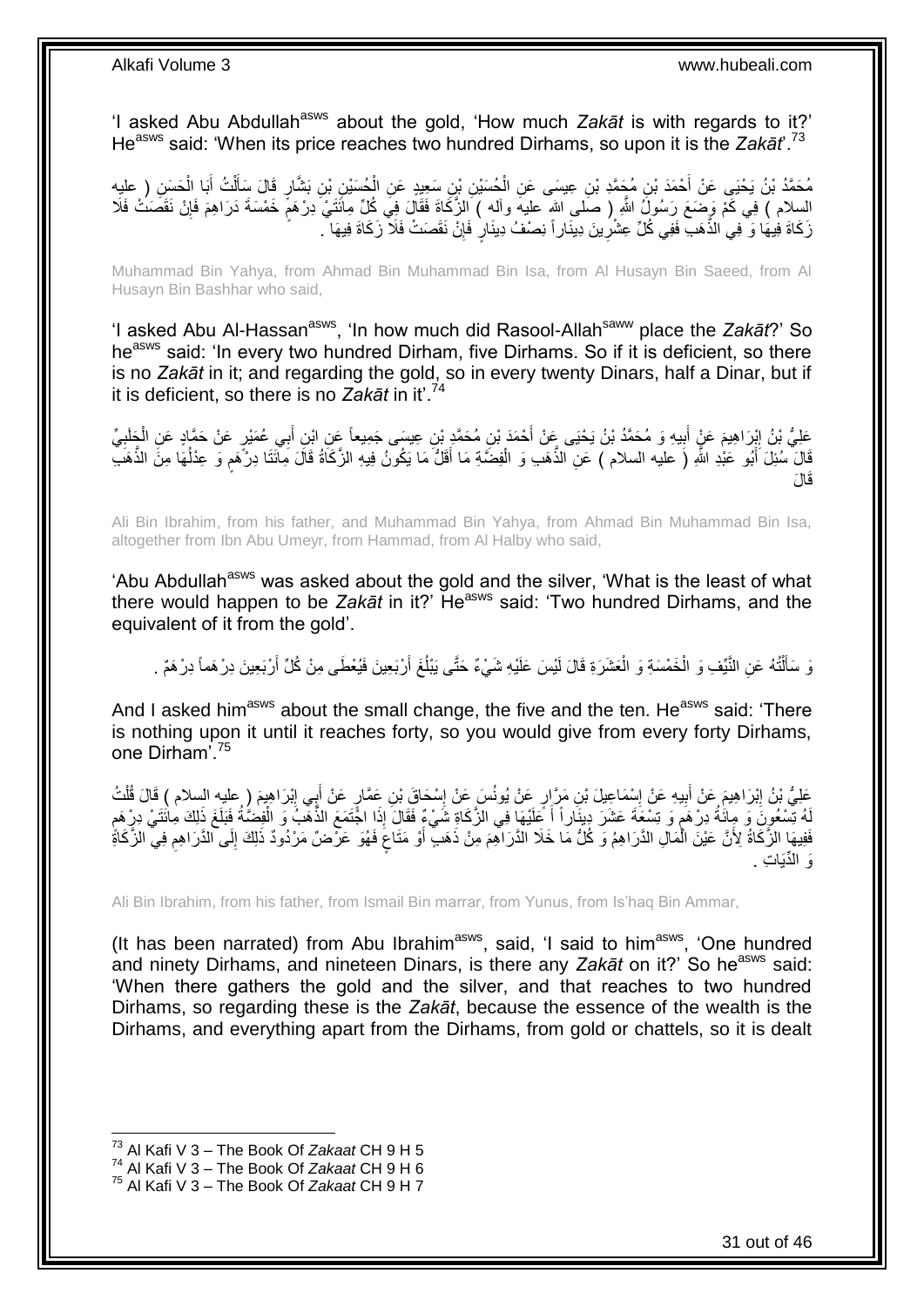'I asked Abu Abdullah[asws] about the gold, 'How much *Zakāt* is with regards to it?' He[asws] said: 'When its price reaches two hundred Dirhams, so upon it is the *Zakāt*'.[73]

مُحَمَّدُ بْنُ يَحْيَى عَنْ أَحْمَدَ بْنِ مُحَمَّدِ بْنِ عِيسَى عَنِ الْحُسَيْنِ بْنِ سَعِيدٍ عَنِ الْحُسَيْنِ بْنِ بَشَّارٍ قَالَ سَأَلْتُ أَبَا الْحَسَنِ ( عليه السلام ) فِي كَمْ وَضَعَ رَسُولُ اللَّهِ ( صلى الله عليه وآله ) الزَّكَاةَ فَقَالَ فِي كُلِّ مِائَتَيْ دِرْهَمٍ خَمْسَةَ دَرَاهِمَ فَإِنْ نَقَصَتْ فَلَا زَكَاةَ فِيهَا وَ فِي الذَّهَبِ فَفِي كُلِّ عِشْرِينَ دِينَاراً نِصْفُ دِينَارٍ فَإِنْ نَقَصَتْ فَلَا زَكَاةَ فِيهَا .

Muhammad Bin Yahya, from Ahmad Bin Muhammad Bin Isa, from Al Husayn Bin Saeed, from Al Husayn Bin Bashhar who said,

'I asked Abu Al-Hassan[asws], 'In how much did Rasool-Allah[saww] place the *Zakāt*?' So he[asws] said: 'In every two hundred Dirham, five Dirhams. So if it is deficient, so there is no *Zakāt* in it; and regarding the gold, so in every twenty Dinars, half a Dinar, but if it is deficient, so there is no *Zakāt* in it'.[74]

عَلِيُّ بْنُ إِبْرَاهِيمَ عَنْ أَبِيهِ وَ مُحَمَّدُ بْنُ يَحْيَى عَنْ أَحْمَدَ بْنِ مُحَمَّدِ بْنِ عِيسَى جَمِيعاً عَنِ ابْنِ أَبِي عُمَيْرٍ عَنْ حَمَّادٍ عَنِ الْحَلَبِيِّ قَالَ سُئِلَ أَبُو عَبْدِ اللَّهِ ( عليه السلام ) عَنِ الذَّهَبِ وَ الْفِضَّةِ مَا أَقَلُّ مَا يَكُونُ فِيهِ الزَّكَاةُ قَالَ مِائَتَا دِرْهَمٍ وَ عِدْلُهَا مِنَ الذَّهَبِ قَالَ

Ali Bin Ibrahim, from his father, and Muhammad Bin Yahya, from Ahmad Bin Muhammad Bin Isa, altogether from Ibn Abu Umeyr, from Hammad, from Al Halby who said,

'Abu Abdullah[asws] was asked about the gold and the silver, 'What is the least of what there would happen to be *Zakāt* in it?' He[asws] said: 'Two hundred Dirhams, and the equivalent of it from the gold'.

وَ سَأَلْتُهُ عَنِ النَّيِّفِ وَ الْخَمْسَةِ وَ الْعَشَرَةِ قَالَ لَيْسَ عَلَيْهِ شَيْءٌ حَتَّى يَبْلُغَ أَرْبَعِينَ فَيُعْطَى مِنْ كُلِّ أَرْبَعِينَ دِرْهَماً دِرْهَمٌ .

And I asked him[asws] about the small change, the five and the ten. He[asws] said: 'There is nothing upon it until it reaches forty, so you would give from every forty Dirhams, one Dirham'.[75]

عَلِيُّ بْنُ إِبْرَاهِيمَ عَنْ أَبِيهِ عَنْ إِسْمَاعِيلَ بْنِ مَرَّارٍ عَنْ يُونُسَ عَنْ إِسْحَاقَ بْنِ عَمَّارٍ عَنْ أَبِي إِبْرَاهِيمَ ( عليه السلام ) قَالَ قُلْتُ لَهُ تِسْعُونَ وَ مِائَةُ دِرْهَمٍ وَ تِسْعَةَ عَشَرَ دِينَاراً أَ عَلَيْهَا فِي الزَّكَاةِ شَيْءٌ فَقَالَ إِذَا اجْتَمَعَ الذَّهَبُ وَ الْفِضَّةُ فَبَلَغَ ذَلِكَ مِائَتَيْ دِرْهَمٍ فَفِيهَا الزَّكَاةُ لِأَنَّ عَيْنَ الْمَالِ الدَّرَاهِمُ وَ كُلُّ مَا خَلَا الدَّرَاهِمَ مِنْ ذَهَبٍ أَوْ مَتَاعٍ فَهُوَ عَرْضٌ مَرْدُودٌ ذَلِكَ إِلَى الدَّرَاهِمِ فِي الزَّكَاةِ وَ الدِّيَاتِ .

Ali Bin Ibrahim, from his father, from Ismail Bin marrar, from Yunus, from Is'haq Bin Ammar,

(It has been narrated) from Abu Ibrahim[asws], said, 'I said to him[asws], 'One hundred and ninety Dirhams, and nineteen Dinars, is there any *Zakāt* on it?' So he[asws] said: 'When there gathers the gold and the silver, and that reaches to two hundred Dirhams, so regarding these is the *Zakāt*, because the essence of the wealth is the Dirhams, and everything apart from the Dirhams, from gold or chattels, so it is dealt

---

[73] Al Kafi V 3 – The Book Of *Zakaat* CH 9 H 5
[74] Al Kafi V 3 – The Book Of *Zakaat* CH 9 H 6
[75] Al Kafi V 3 – The Book Of *Zakaat* CH 9 H 7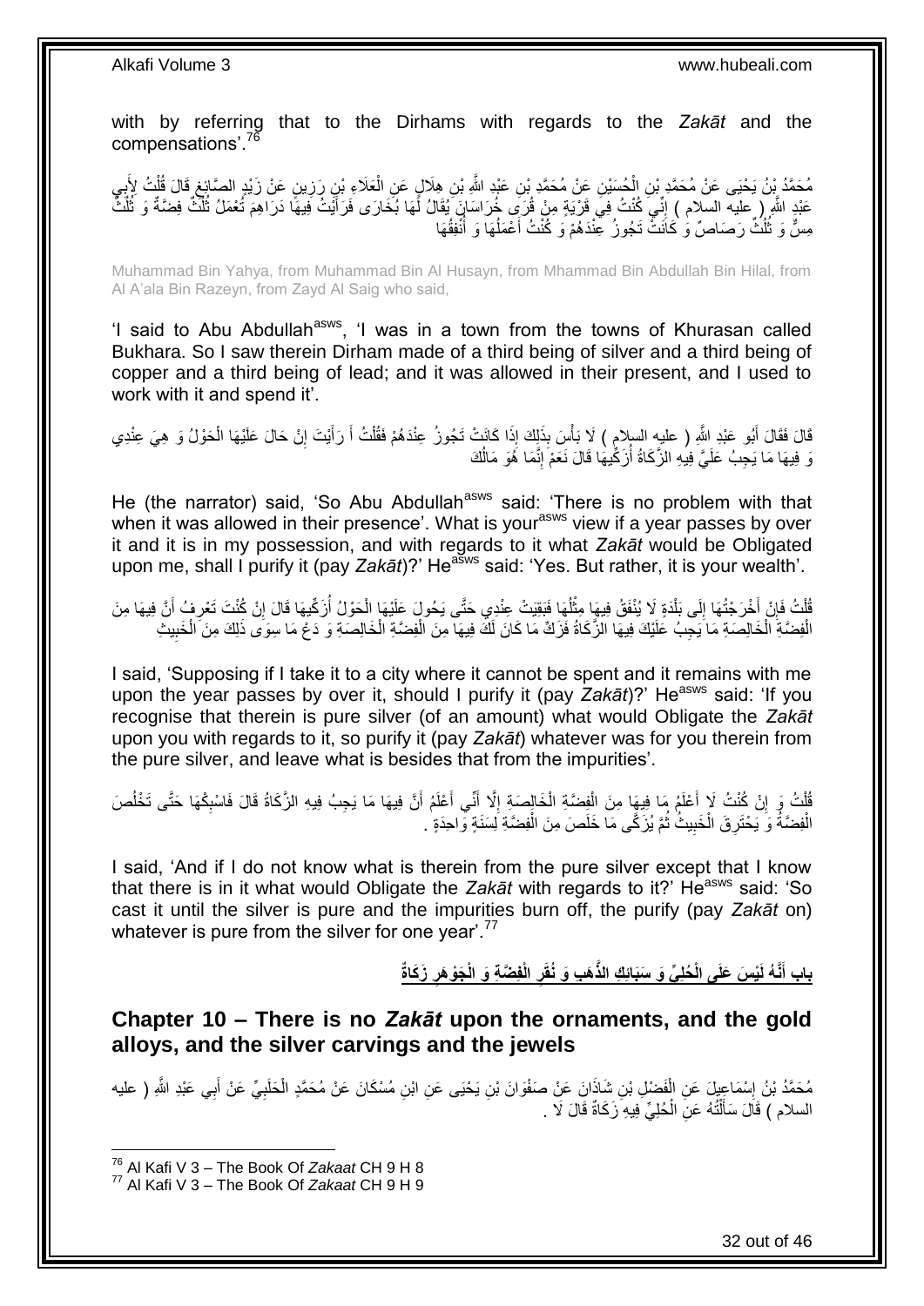with by referring that to the Dirhams with regards to the *Zakāt* and the compensations'.[76]

مُحَمَّدُ بْنُ يَحْيَى عَنْ مُحَمَّدِ بْنِ الْحُسَيْنِ عَنْ مُحَمَّدِ بْنِ عَبْدِ اللَّهِ بْنِ هِلَالٍ عَنِ الْعَلَاءِ بْنِ رَزِينٍ عَنْ زَيْدٍ الصَّائِغِ قَالَ قُلْتُ لِأَبِي عَبْدِ اللَّهِ ( عليه السلام ) إِنِّي كُنْتُ فِي قَرْيَةٍ مِنْ قُرَى خُرَاسَانَ يُقَالُ لَهَا بُخَارَى فَرَأَيْتُ فِيهَا دَرَاهِمَ تُعْمَلُ ثُلُثٌ فِضَّةٌ وَ ثُلُثٌ مِسٌّ وَ ثُلُثٌ رَصَاصٌ وَ كَانَتْ تَجُوزُ عِنْدَهُمْ وَ كُنْتُ أَعْمَلُهَا وَ أُنْفِقُهَا

Muhammad Bin Yahya, from Muhammad Bin Al Husayn, from Mhammad Bin Abdullah Bin Hilal, from Al A'ala Bin Razeyn, from Zayd Al Saig who said,

'I said to Abu Abdullah[asws], 'I was in a town from the towns of Khurasan called Bukhara. So I saw therein Dirham made of a third being of silver and a third being of copper and a third being of lead; and it was allowed in their present, and I used to work with it and spend it'.

قَالَ فَقَالَ أَبُو عَبْدِ اللَّهِ ( عليه السلام ) لَا بَأْسَ بِذَلِكَ إِذَا كَانَتْ تَجُوزُ عِنْدَهُمْ فَقُلْتُ أَ رَأَيْتَ إِنْ حَالَ عَلَيْهَا الْحَوْلُ وَ هِيَ عِنْدِي وَ فِيهَا مَا يَجِبُ عَلَيَّ فِيهِ الزَّكَاةُ أُزَكِّيهَا قَالَ نَعَمْ إِنَّمَا هُوَ مَالُكَ

He (the narrator) said, 'So Abu Abdullah[asws] said: 'There is no problem with that when it was allowed in their presence'. What is your[asws] view if a year passes by over it and it is in my possession, and with regards to it what *Zakāt* would be Obligated upon me, shall I purify it (pay *Zakāt*)?' He[asws] said: 'Yes. But rather, it is your wealth'.

قُلْتُ فَإِنْ أَخْرَجْتُهَا إِلَى بَلْدَةٍ لَا يُنْفَقُ فِيهَا مِثْلُهَا فَبَقِيَتْ عِنْدِي حَتَّى يَحُولَ عَلَيْهَا الْحَوْلُ أُزَكِّيهَا قَالَ إِنْ كُنْتَ تَعْرِفُ أَنَّ فِيهَا مِنَ الْفِضَّةِ الْخَالِصَةِ مَا يَجِبُ عَلَيْكَ فِيهَا الزَّكَاةُ فَزَكِّ مَا كَانَ لَكَ فِيهَا مِنَ الْفِضَّةِ الْخَالِصَةِ وَ دَعْ مَا سِوَى ذَلِكَ مِنَ الْخَبِيثِ

I said, 'Supposing if I take it to a city where it cannot be spent and it remains with me upon the year passes by over it, should I purify it (pay *Zakāt*)?' He[asws] said: 'If you recognise that therein is pure silver (of an amount) what would Obligate the *Zakāt* upon you with regards to it, so purify it (pay *Zakāt*) whatever was for you therein from the pure silver, and leave what is besides that from the impurities'.

قُلْتُ وَ إِنْ كُنْتُ لَا أَعْلَمُ مَا فِيهَا مِنَ الْفِضَّةِ الْخَالِصَةِ إِلَّا أَنِّي أَعْلَمُ أَنَّ فِيهَا مَا يَجِبُ فِيهِ الزَّكَاةُ قَالَ فَاسْبِكْهَا حَتَّى تَخْلُصَ الْفِضَّةُ وَ يَحْتَرِقَ الْخَبِيثُ ثُمَّ يُزَكَّى مَا خَلَصَ مِنَ الْفِضَّةِ لِسَنَةٍ وَاحِدَةٍ .

I said, 'And if I do not know what is therein from the pure silver except that I know that there is in it what would Obligate the *Zakāt* with regards to it?' He[asws] said: 'So cast it until the silver is pure and the impurities burn off, the purify (pay *Zakāt* on) whatever is pure from the silver for one year'.[77]

## باب أَنَّهُ لَيْسَ عَلَى الْحُلِيِّ وَ سَبَائِكِ الذَّهَبِ وَ نُقَرِ الْفِضَّةِ وَ الْجَوْهَرِ زَكَاةٌ

## Chapter 10 – There is no *Zakāt* upon the ornaments, and the gold alloys, and the silver carvings and the jewels

مُحَمَّدُ بْنُ إِسْمَاعِيلَ عَنِ الْفَضْلِ بْنِ شَاذَانَ عَنْ صَفْوَانَ بْنِ يَحْيَى عَنِ ابْنِ مُسْكَانَ عَنْ مُحَمَّدٍ الْحَلَبِيِّ عَنْ أَبِي عَبْدِ اللَّهِ ( عليه السلام ) قَالَ سَأَلْتُهُ عَنِ الْحُلِيِّ فِيهِ زَكَاةٌ قَالَ لَا .

[76] Al Kafi V 3 – The Book Of *Zakaat* CH 9 H 8
[77] Al Kafi V 3 – The Book Of *Zakaat* CH 9 H 9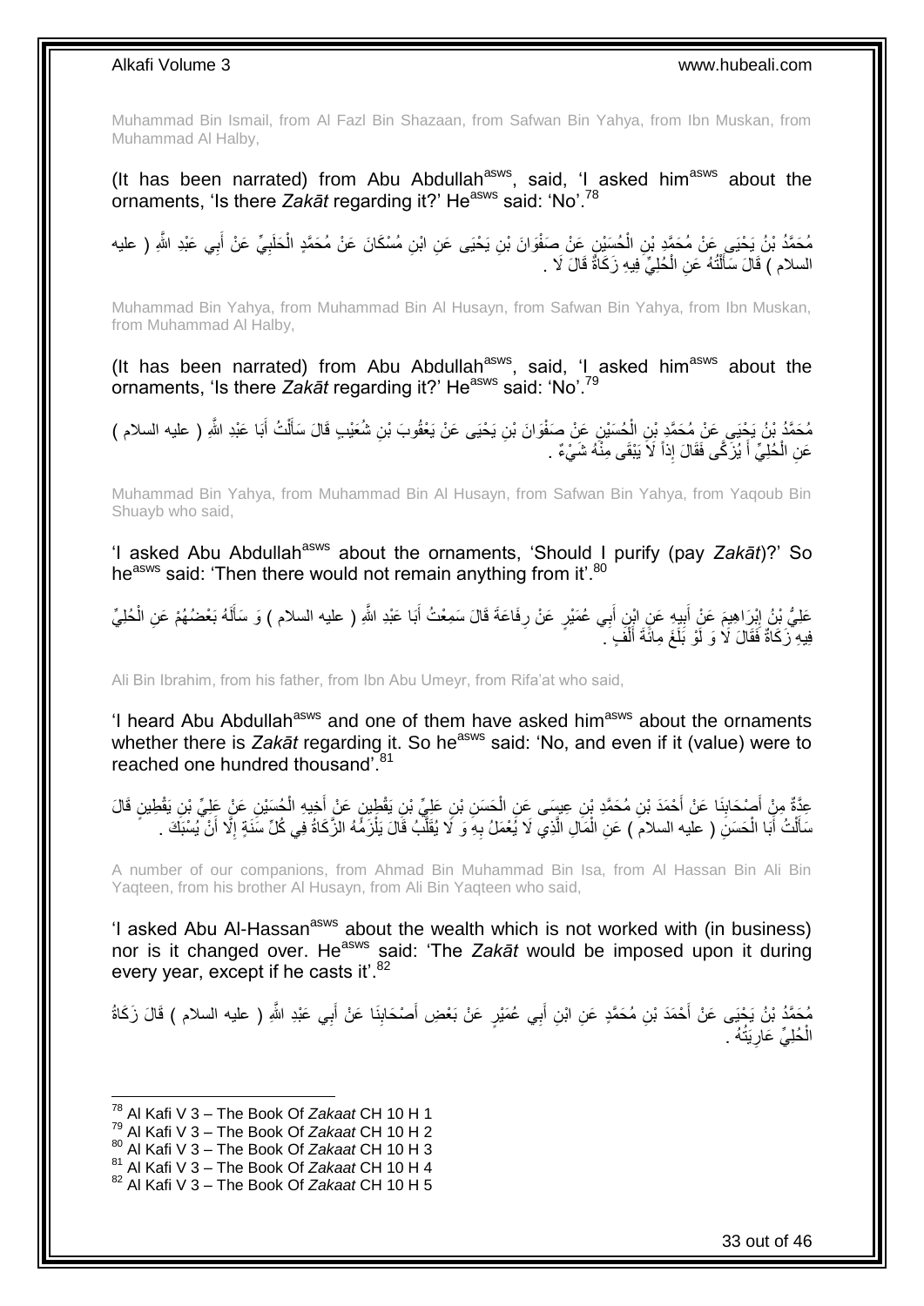Muhammad Bin Ismail, from Al Fazl Bin Shazaan, from Safwan Bin Yahya, from Ibn Muskan, from Muhammad Al Halby,

(It has been narrated) from Abu Abdullah[asws], said, 'I asked him[asws] about the ornaments, 'Is there *Zakāt* regarding it?' He[asws] said: 'No'.[78]

مُحَمَّدُ بْنُ يَحْيَى عَنْ مُحَمَّدِ بْنِ الْحُسَيْنِ عَنْ صَفْوَانَ بْنِ يَحْيَى عَنِ ابْنِ مُسْكَانَ عَنْ مُحَمَّدٍ الْحَلَبِيِّ عَنْ أَبِي عَبْدِ اللَّهِ ( عليه السلام ) قَالَ سَأَلْتُهُ عَنِ الْحُلِيِّ فِيهِ زَكَاةٌ قَالَ لَا .

Muhammad Bin Yahya, from Muhammad Bin Al Husayn, from Safwan Bin Yahya, from Ibn Muskan, from Muhammad Al Halby,

(It has been narrated) from Abu Abdullah[asws], said, 'I asked him[asws] about the ornaments, 'Is there *Zakāt* regarding it?' He[asws] said: 'No'.[79]

مُحَمَّدُ بْنُ يَحْيَى عَنْ مُحَمَّدِ بْنِ الْحُسَيْنِ عَنْ صَفْوَانَ بْنِ يَحْيَى عَنْ يَعْقُوبَ بْنِ شُعَيْبٍ قَالَ سَأَلْتُ أَبَا عَبْدِ اللَّهِ ( عليه السلام ) عَنِ الْحُلِيِّ أَ يُزَكَّى فَقَالَ إِذاً لَا يَبْقَى مِنْهُ شَيْءٌ .

Muhammad Bin Yahya, from Muhammad Bin Al Husayn, from Safwan Bin Yahya, from Yaqoub Bin Shuayb who said,

'I asked Abu Abdullah[asws] about the ornaments, 'Should I purify (pay *Zakāt*)?' So he[asws] said: 'Then there would not remain anything from it'.[80]

عَلِيُّ بْنُ إِبْرَاهِيمَ عَنْ أَبِيهِ عَنِ ابْنِ أَبِي عُمَيْرٍ عَنْ رِفَاعَةَ قَالَ سَمِعْتُ أَبَا عَبْدِ اللَّهِ ( عليه السلام ) وَ سَأَلَهُ بَعْضُهُمْ عَنِ الْحُلِيِّ فِيهِ زَكَاةٌ فَقَالَ لَا وَ لَوْ بَلَغَ مِائَةَ أَلْفٍ .

Ali Bin Ibrahim, from his father, from Ibn Abu Umeyr, from Rifa'at who said,

'I heard Abu Abdullah[asws] and one of them have asked him[asws] about the ornaments whether there is *Zakāt* regarding it. So he[asws] said: 'No, and even if it (value) were to reached one hundred thousand'.[81]

عِدَّةٌ مِنْ أَصْحَابِنَا عَنْ أَحْمَدَ بْنِ مُحَمَّدِ بْنِ عِيسَى عَنِ الْحَسَنِ بْنِ عَلِيِّ بْنِ يَقْطِينٍ عَنْ أَخِيهِ الْحُسَيْنِ عَنْ عَلِيِّ بْنِ يَقْطِينٍ قَالَ سَأَلْتُ أَبَا الْحَسَنِ ( عليه السلام ) عَنِ الْمَالِ الَّذِي لَا يُعْمَلُ بِهِ وَ لَا يُقَلَّبُ قَالَ يَلْزَمُهُ الزَّكَاةُ فِي كُلِّ سَنَةٍ إِلَّا أَنْ يُسْبَكَ .

A number of our companions, from Ahmad Bin Muhammad Bin Isa, from Al Hassan Bin Ali Bin Yaqteen, from his brother Al Husayn, from Ali Bin Yaqteen who said,

'I asked Abu Al-Hassan[asws] about the wealth which is not worked with (in business) nor is it changed over. He[asws] said: 'The *Zakāt* would be imposed upon it during every year, except if he casts it'.[82]

مُحَمَّدُ بْنُ يَحْيَى عَنْ أَحْمَدَ بْنِ مُحَمَّدٍ عَنِ ابْنِ أَبِي عُمَيْرٍ عَنْ بَعْضِ أَصْحَابِنَا عَنْ أَبِي عَبْدِ اللَّهِ ( عليه السلام ) قَالَ زَكَاةُ الْحُلِيِّ عَارِيَتُهُ .

[78] Al Kafi V 3 – The Book Of *Zakaat* CH 10 H 1
[79] Al Kafi V 3 – The Book Of *Zakaat* CH 10 H 2
[80] Al Kafi V 3 – The Book Of *Zakaat* CH 10 H 3
[81] Al Kafi V 3 – The Book Of *Zakaat* CH 10 H 4
[82] Al Kafi V 3 – The Book Of *Zakaat* CH 10 H 5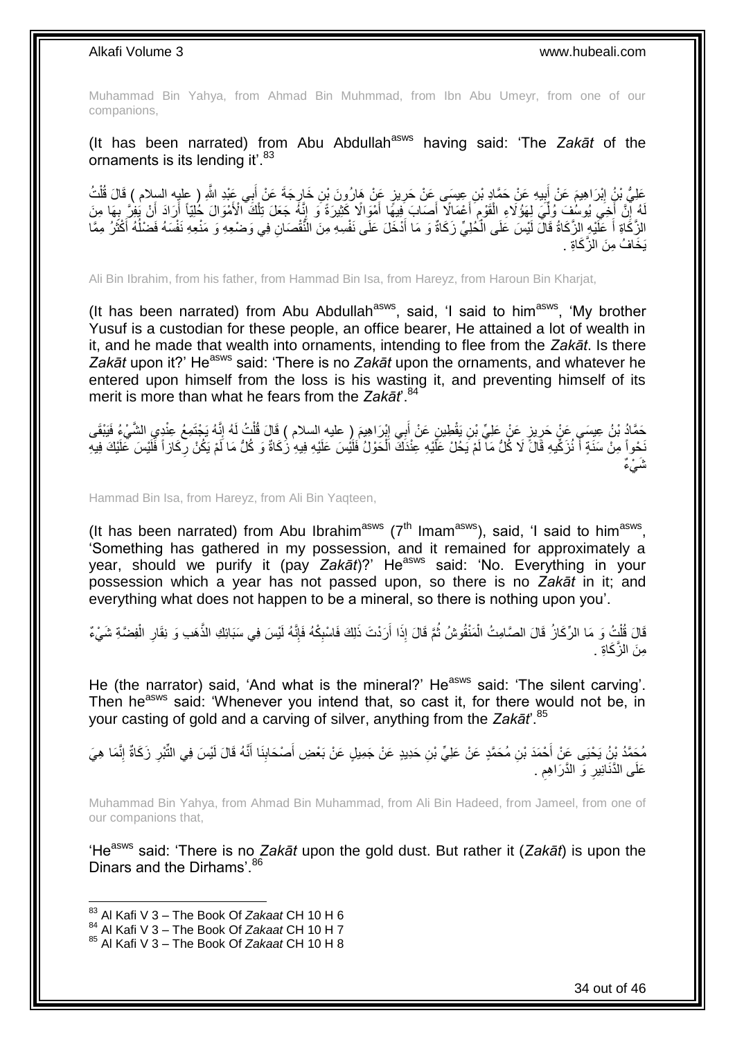Muhammad Bin Yahya, from Ahmad Bin Muhmmad, from Ibn Abu Umeyr, from one of our companions,

(It has been narrated) from Abu Abdullah[asws] having said: 'The *Zakāt* of the ornaments is its lending it'.[83]

عَلِيُّ بْنُ إِبْرَاهِيمَ عَنْ أَبِيهِ عَنْ حَمَّادِ بْنِ عِيسَى عَنْ حَرِيزٍ عَنْ هَارُونَ بْنِ خَارِجَةَ عَنْ أَبِي عَبْدِ اللَّهِ ( عليه السلام ) قَالَ قُلْتُ لَهُ إِنَّ أَخِي يُوسُفَ وَلِيَ لِهَؤُلَاءِ الْقَوْمِ أَعْمَالًا أَصَابَ فِيهَا أَمْوَالًا كَثِيرَةً وَ إِنَّهُ جَعَلَ تِلْكَ الْأَمْوَالَ حُلِيّاً أَرَادَ أَنْ يَفِرَّ بِهَا مِنَ الزَّكَاةِ أَ عَلَيْهِ الزَّكَاةُ قَالَ لَيْسَ عَلَى الْحُلِيِّ زَكَاةٌ وَ مَا أَدْخَلَ عَلَى نَفْسِهِ مِنَ النُّقْصَانِ فِي وَضْعِهِ وَ مَنْعِهِ نَفْسَهُ فَضْلَهُ أَكْثَرُ مِمَّا يَخَافُ مِنَ الزَّكَاةِ .

Ali Bin Ibrahim, from his father, from Hammad Bin Isa, from Hareyz, from Haroun Bin Kharjat,

(It has been narrated) from Abu Abdullah[asws], said, 'I said to him[asws], 'My brother Yusuf is a custodian for these people, an office bearer, He attained a lot of wealth in it, and he made that wealth into ornaments, intending to flee from the *Zakāt*. Is there *Zakāt* upon it?' He[asws] said: 'There is no *Zakāt* upon the ornaments, and whatever he entered upon himself from the loss is his wasting it, and preventing himself of its merit is more than what he fears from the *Zakāt*'.[84]

حَمَّادُ بْنُ عِيسَى عَنْ حَرِيزٍ عَنْ عَلِيِّ بْنِ يَقْطِينٍ عَنْ أَبِي إِبْرَاهِيمَ ( عليه السلام ) قَالَ قُلْتُ لَهُ إِنَّهُ يَجْتَمِعُ عِنْدِي الشَّيْءُ فَيَبْقَى نَحْواً مِنْ سَنَةٍ أَ نُزَكِّيهِ قَالَ لَا كُلُّ مَا لَمْ يَحُلْ عَلَيْهِ عِنْدَكَ الْحَوْلُ فَلَيْسَ عَلَيْهِ فِيهِ زَكَاةٌ وَ كُلُّ مَا لَمْ يَكُنْ رِكَازاً فَلَيْسَ عَلَيْكَ فِيهِ شَيْءٌ

Hammad Bin Isa, from Hareyz, from Ali Bin Yaqteen,

(It has been narrated) from Abu Ibrahim[asws] (7[th] Imam[asws]), said, 'I said to him[asws], 'Something has gathered in my possession, and it remained for approximately a year, should we purify it (pay *Zakāt*)?' He[asws] said: 'No. Everything in your possession which a year has not passed upon, so there is no *Zakāt* in it; and everything what does not happen to be a mineral, so there is nothing upon you'.

قَالَ قُلْتُ وَ مَا الرِّكَازُ قَالَ الصَّامِتُ الْمَنْقُوشُ ثُمَّ قَالَ إِذَا أَرَدْتَ ذَلِكَ فَاسْبِكْهُ فَإِنَّهُ لَيْسَ فِي سَبَائِكِ الذَّهَبِ وَ نِقَارِ الْفِضَّةِ شَيْءٌ مِنَ الزَّكَاةِ .

He (the narrator) said, 'And what is the mineral?' He[asws] said: 'The silent carving'. Then he[asws] said: 'Whenever you intend that, so cast it, for there would not be, in your casting of gold and a carving of silver, anything from the *Zakāt*'.[85]

مُحَمَّدُ بْنُ يَحْيَى عَنْ أَحْمَدَ بْنِ مُحَمَّدٍ عَنْ عَلِيِّ بْنِ حَدِيدٍ عَنْ جَمِيلٍ عَنْ بَعْضِ أَصْحَابِنَا أَنَّهُ قَالَ لَيْسَ فِي التِّبْرِ زَكَاةٌ إِنَّمَا هِيَ عَلَى الدَّنَانِيرِ وَ الدَّرَاهِمِ .

Muhammad Bin Yahya, from Ahmad Bin Muhammad, from Ali Bin Hadeed, from Jameel, from one of our companions that,

'He[asws] said: 'There is no *Zakāt* upon the gold dust. But rather it (*Zakāt*) is upon the Dinars and the Dirhams'.[86]

[83] Al Kafi V 3 – The Book Of *Zakaat* CH 10 H 6
[84] Al Kafi V 3 – The Book Of *Zakaat* CH 10 H 7
[85] Al Kafi V 3 – The Book Of *Zakaat* CH 10 H 8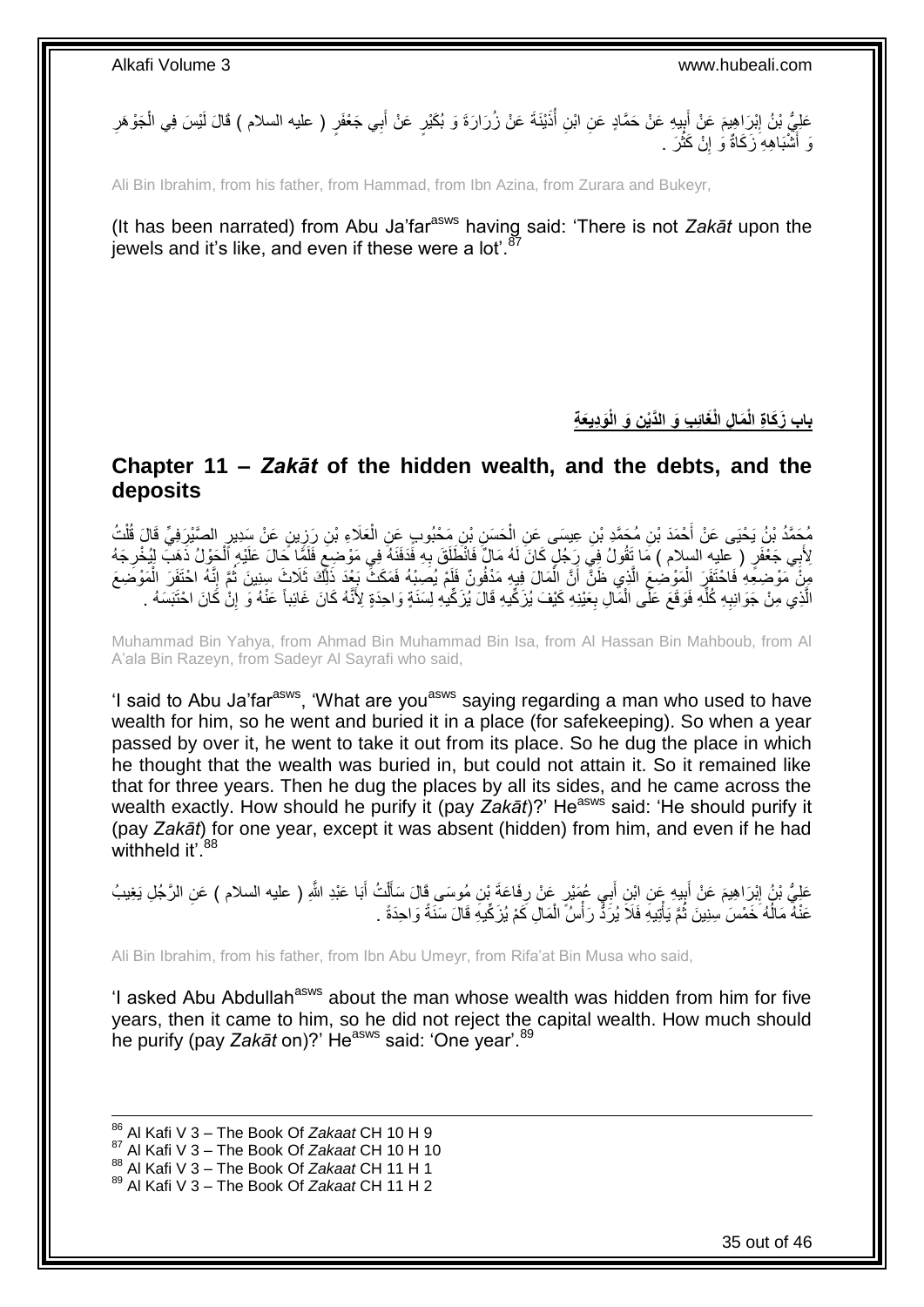عَلِيُّ بْنُ إِبْرَاهِيمَ عَنْ أَبِيهِ عَنْ حَمَّادٍ عَنِ ابْنِ أُذَيْنَةَ عَنْ زُرَارَةَ وَ بُكَيْرٍ عَنْ أَبِي جَعْفَرٍ ( عليه السلام ) قَالَ لَيْسَ فِي الْجَوْهَرِ وَ أَشْبَاهِهِ زَكَاةٌ وَ إِنْ كَثُرَ .

Ali Bin Ibrahim, from his father, from Hammad, from Ibn Azina, from Zurara and Bukeyr,

(It has been narrated) from Abu Ja'far[asws] having said: 'There is not *Zakāt* upon the jewels and it's like, and even if these were a lot'.[87]

## باب زَكَاةِ الْمَالِ الْغَائِبِ وَ الدَّيْنِ وَ الْوَدِيعَةِ

## Chapter 11 – *Zakāt* of the hidden wealth, and the debts, and the deposits

مُحَمَّدُ بْنُ يَحْيَى عَنْ أَحْمَدَ بْنِ مُحَمَّدِ بْنِ عِيسَى عَنِ الْحَسَنِ بْنِ مَحْبُوبٍ عَنِ الْعَلَاءِ بْنِ رَزِينٍ عَنْ سَدِيرٍ الصَّيْرَفِيِّ قَالَ قُلْتُ لِأَبِي جَعْفَرٍ ( عليه السلام ) مَا تَقُولُ فِي رَجُلٍ كَانَ لَهُ مَالٌ فَانْطَلَقَ بِهِ فَدَفَنَهُ فِي مَوْضِعٍ فَلَمَّا حَالَ عَلَيْهِ الْحَوْلُ ذَهَبَ لِيُخْرِجَهُ مِنْ مَوْضِعِهِ فَاحْتَفَرَ الْمَوْضِعَ الَّذِي ظَنَّ أَنَّ الْمَالَ فِيهِ مَدْفُونٌ فَلَمْ يُصِبْهُ فَمَكَثَ بَعْدَ ذَلِكَ ثَلَاثَ سِنِينَ ثُمَّ إِنَّهُ احْتَفَرَ الْمَوْضِعَ الَّذِي مِنْ جَوَانِبِهِ كُلِّهِ فَوَقَعَ عَلَى الْمَالِ بِعَيْنِهِ كَيْفَ يُزَكِّيهِ قَالَ يُزَكِّيهِ لِسَنَةٍ وَاحِدَةٍ لِأَنَّهُ كَانَ غَائِباً عَنْهُ وَ إِنْ كَانَ احْتَبَسَهُ .

Muhammad Bin Yahya, from Ahmad Bin Muhammad Bin Isa, from Al Hassan Bin Mahboub, from Al A'ala Bin Razeyn, from Sadeyr Al Sayrafi who said,

'I said to Abu Ja'far[asws], 'What are you[asws] saying regarding a man who used to have wealth for him, so he went and buried it in a place (for safekeeping). So when a year passed by over it, he went to take it out from its place. So he dug the place in which he thought that the wealth was buried in, but could not attain it. So it remained like that for three years. Then he dug the places by all its sides, and he came across the wealth exactly. How should he purify it (pay *Zakāt*)?' He[asws] said: 'He should purify it (pay *Zakāt*) for one year, except it was absent (hidden) from him, and even if he had withheld it'.[88]

عَلِيُّ بْنُ إِبْرَاهِيمَ عَنْ أَبِيهِ عَنِ ابْنِ أَبِي عُمَيْرٍ عَنْ رِفَاعَةَ بْنِ مُوسَى قَالَ سَأَلْتُ أَبَا عَبْدِ اللَّهِ ( عليه السلام ) عَنِ الرَّجُلِ يَغِيبُ عَنْهُ مَالُهُ خَمْسَ سِنِينَ ثُمَّ يَأْتِيهِ فَلَا يُرَدُّ رَأْسُ الْمَالِ كَمْ يُزَكِّيهِ قَالَ سَنَةً وَاحِدَةً .

Ali Bin Ibrahim, from his father, from Ibn Abu Umeyr, from Rifa'at Bin Musa who said,

'I asked Abu Abdullah[asws] about the man whose wealth was hidden from him for five years, then it came to him, so he did not reject the capital wealth. How much should he purify (pay *Zakāt* on)?' He[asws] said: 'One year'.[89]

---

[86] Al Kafi V 3 – The Book Of *Zakaat* CH 10 H 9
[87] Al Kafi V 3 – The Book Of *Zakaat* CH 10 H 10
[88] Al Kafi V 3 – The Book Of *Zakaat* CH 11 H 1
[89] Al Kafi V 3 – The Book Of *Zakaat* CH 11 H 2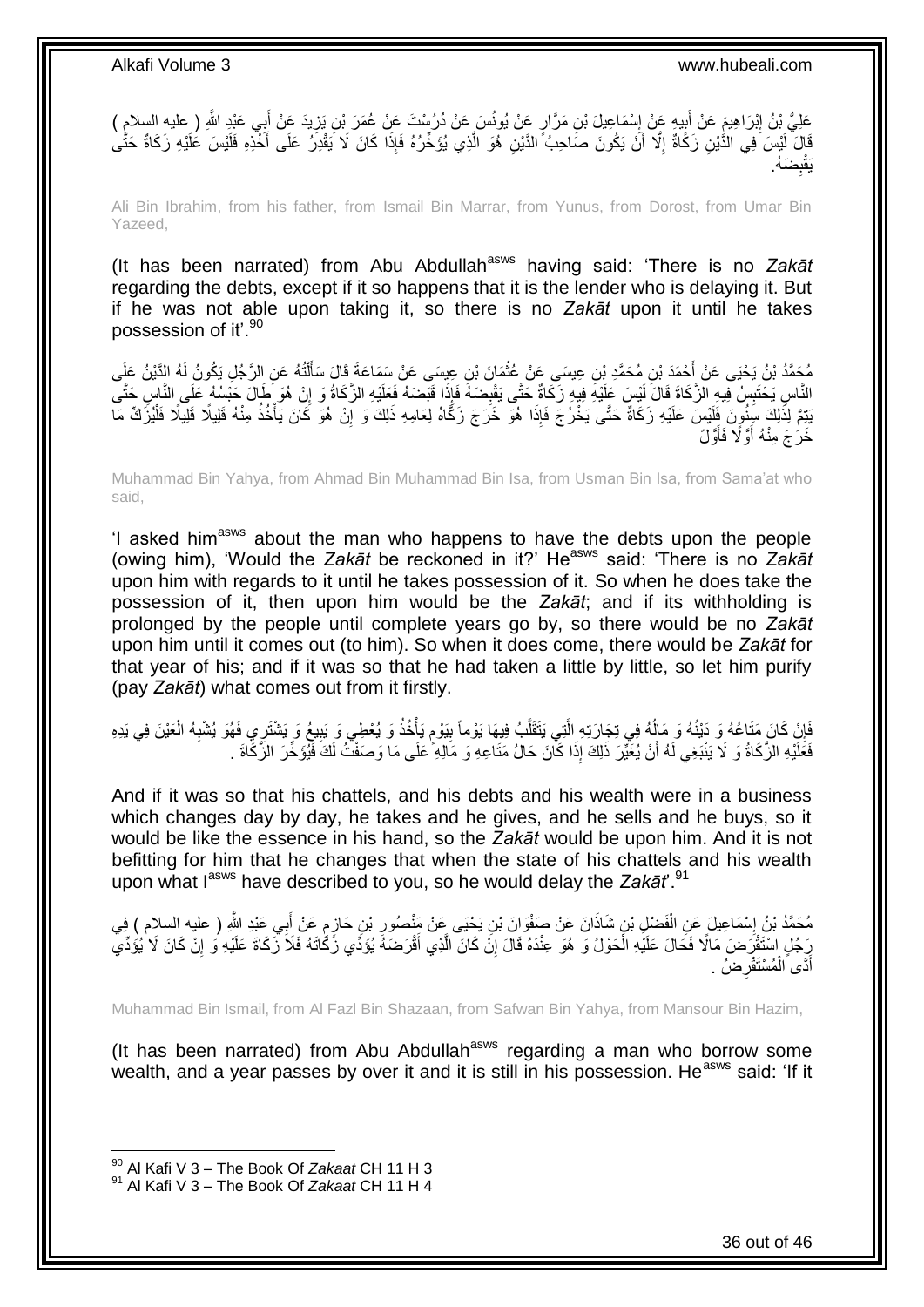عَلِيُّ بْنُ إِبْرَاهِيمَ عَنْ أَبِيهِ عَنْ إِسْمَاعِيلَ بْنِ مَرَّارٍ عَنْ يُونُسَ عَنْ دُرُسْتَ عَنْ عُمَرَ بْنِ يَزِيدَ عَنْ أَبِي عَبْدِ اللَّهِ ( عليه السلام ) قَالَ لَيْسَ فِي الدَّيْنِ زَكَاةٌ إِلَّا أَنْ يَكُونَ صَاحِبُ الدَّيْنِ هُوَ الَّذِي يُؤَخِّرُهُ فَإِذَا كَانَ لَا يَقْدِرُ عَلَى أَخْذِهِ فَلَيْسَ عَلَيْهِ زَكَاةٌ حَتَّى يَقْبِضَهُ .

Ali Bin Ibrahim, from his father, from Ismail Bin Marrar, from Yunus, from Dorost, from Umar Bin Yazeed,

(It has been narrated) from Abu Abdullah[asws] having said: 'There is no *Zakāt* regarding the debts, except if it so happens that it is the lender who is delaying it. But if he was not able upon taking it, so there is no *Zakāt* upon it until he takes possession of it'.[90]

مُحَمَّدُ بْنُ يَحْيَى عَنْ أَحْمَدَ بْنِ مُحَمَّدِ بْنِ عِيسَى عَنْ عُثْمَانَ بْنِ عِيسَى عَنْ سَمَاعَةَ قَالَ سَأَلْتُهُ عَنِ الرَّجُلِ يَكُونُ لَهُ الدَّيْنُ عَلَى النَّاسِ يَحْتَبِسُ فِيهِ الزَّكَاةَ قَالَ لَيْسَ عَلَيْهِ فِيهِ زَكَاةٌ حَتَّى يَقْبِضَهُ فَإِذَا قَبَضَهُ فَعَلَيْهِ الزَّكَاةُ وَ إِنْ هُوَ طَالَ حَبْسُهُ عَلَى النَّاسِ حَتَّى يَتِمَّ لِذَلِكَ سِنُونَ فَلَيْسَ عَلَيْهِ زَكَاةٌ حَتَّى يَخْرُجَ فَإِذَا هُوَ خَرَجَ زَكَّاهُ لِعَامِهِ ذَلِكَ وَ إِنْ هُوَ كَانَ يَأْخُذُ مِنْهُ قَلِيلًا قَلِيلًا فَلْيُزَكِّ مَا خَرَجَ مِنْهُ أَوَّلًا فَأَوَّلًا

Muhammad Bin Yahya, from Ahmad Bin Muhammad Bin Isa, from Usman Bin Isa, from Sama'at who said,

'I asked him[asws] about the man who happens to have the debts upon the people (owing him), 'Would the *Zakāt* be reckoned in it?' He[asws] said: 'There is no *Zakāt* upon him with regards to it until he takes possession of it. So when he does take the possession of it, then upon him would be the *Zakāt*; and if its withholding is prolonged by the people until complete years go by, so there would be no *Zakāt* upon him until it comes out (to him). So when it does come, there would be *Zakāt* for that year of his; and if it was so that he had taken a little by little, so let him purify (pay *Zakāt*) what comes out from it firstly.

فَإِنْ كَانَ مَتَاعُهُ وَ دَيْنُهُ وَ مَالُهُ فِي تِجَارَتِهِ الَّتِي يَتَقَلَّبُ فِيهَا يَوْماً بِيَوْمٍ يَأْخُذُ وَ يُعْطِي وَ يَبِيعُ وَ يَشْتَرِي فَهُوَ يُشْبِهُ الْعَيْنَ فِي يَدِهِ فَعَلَيْهِ الزَّكَاةُ وَ لَا يَنْبَغِي لَهُ أَنْ يُغَيِّرَ ذَلِكَ إِذَا كَانَ حَالُ مَتَاعِهِ وَ مَالِهِ عَلَى مَا وَصَفْتُ لَكَ فَيُؤَخِّرَ الزَّكَاةَ .

And if it was so that his chattels, and his debts and his wealth were in a business which changes day by day, he takes and he gives, and he sells and he buys, so it would be like the essence in his hand, so the *Zakāt* would be upon him. And it is not befitting for him that he changes that when the state of his chattels and his wealth upon what I[asws] have described to you, so he would delay the *Zakāt*'.[91]

مُحَمَّدُ بْنُ إِسْمَاعِيلَ عَنِ الْفَضْلِ بْنِ شَاذَانَ عَنْ صَفْوَانَ بْنِ يَحْيَى عَنْ مَنْصُورِ بْنِ حَازِمٍ عَنْ أَبِي عَبْدِ اللَّهِ ( عليه السلام ) فِي رَجُلٍ اسْتَقْرَضَ مَالًا فَحَالَ عَلَيْهِ الْحَوْلُ وَ هُوَ عِنْدَهُ قَالَ إِنْ كَانَ الَّذِي أَقْرَضَهُ يُؤَدِّي زَكَاتَهُ فَلَا زَكَاةَ عَلَيْهِ وَ إِنْ كَانَ لَا يُؤَدِّي أَدَّى الْمُسْتَقْرِضُ .

Muhammad Bin Ismail, from Al Fazl Bin Shazaan, from Safwan Bin Yahya, from Mansour Bin Hazim,

(It has been narrated) from Abu Abdullah[asws] regarding a man who borrow some wealth, and a year passes by over it and it is still in his possession. He[asws] said: 'If it

[90] Al Kafi V 3 – The Book Of *Zakaat* CH 11 H 3
[91] Al Kafi V 3 – The Book Of *Zakaat* CH 11 H 4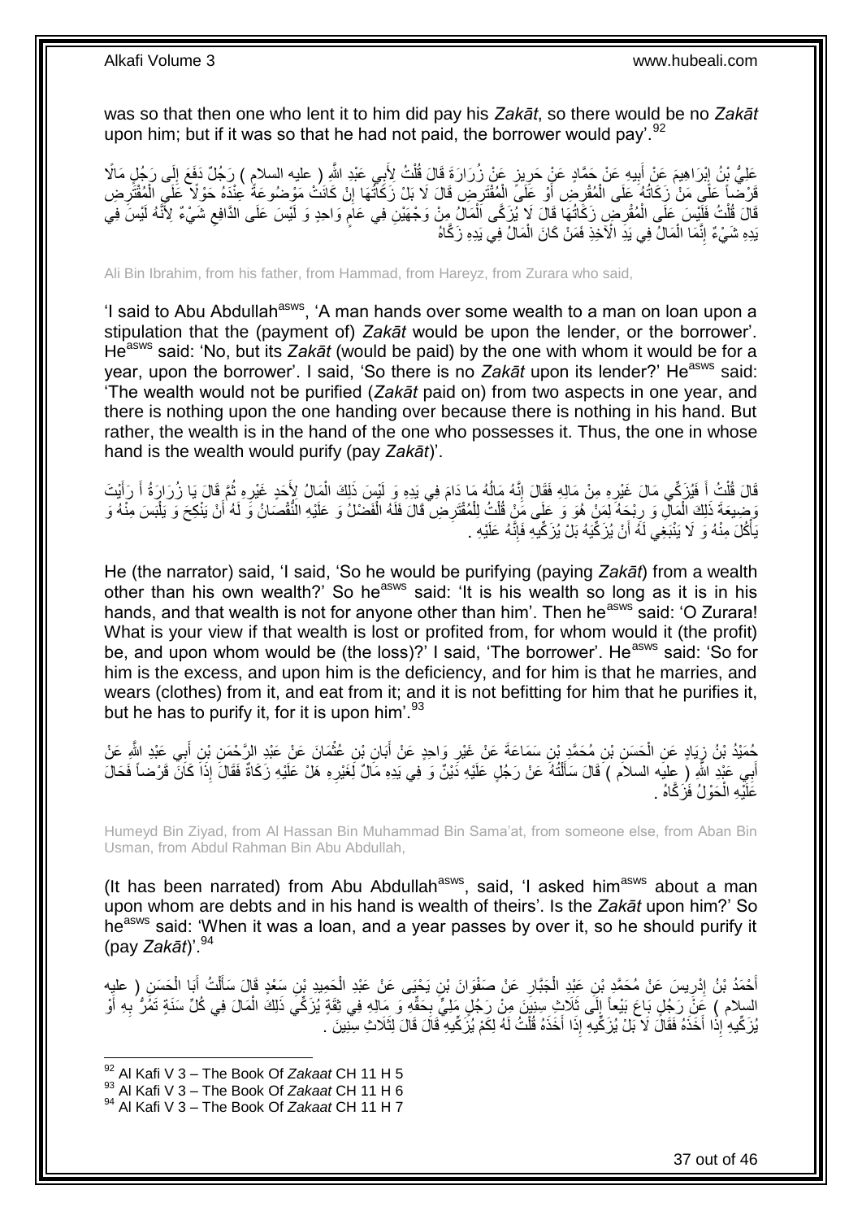was so that then one who lent it to him did pay his *Zakāt*, so there would be no *Zakāt* upon him; but if it was so that he had not paid, the borrower would pay'.[92]

عَلِيُّ بْنُ إِبْرَاهِيمَ عَنْ أَبِيهِ عَنْ حَمَّادٍ عَنْ حَرِيزٍ عَنْ زُرَارَةَ قَالَ قُلْتُ لِأَبِي عَبْدِ اللَّهِ ( عليه السلام ) رَجُلٌ دَفَعَ إِلَى رَجُلٍ مَالًا قَرْضاً عَلَى مَنْ زَكَاتُهُ عَلَى الْمُقْرِضِ أَوْ عَلَى الْمُقْتَرِضِ قَالَ لَا بَلْ زَكَاتُهَا إِنْ كَانَتْ مَوْضُوعَةً عِنْدَهُ حَوْلًا عَلَى الْمُقْتَرِضِ قَالَ قُلْتُ فَلَيْسَ عَلَى الْمُقْرِضِ زَكَاتُهَا قَالَ لَا يُزَكَّى الْمَالُ مِنْ وَجْهَيْنِ فِي عَامٍ وَاحِدٍ وَ لَيْسَ عَلَى الدَّافِعِ شَيْءٌ لِأَنَّهُ لَيْسَ فِي يَدِهِ شَيْءٌ إِنَّمَا الْمَالُ فِي يَدِ الْآخِذِ فَمَنْ كَانَ الْمَالُ فِي يَدِهِ زَكَّاهُ

Ali Bin Ibrahim, from his father, from Hammad, from Hareyz, from Zurara who said,

'I said to Abu Abdullah[asws], 'A man hands over some wealth to a man on loan upon a stipulation that the (payment of) *Zakāt* would be upon the lender, or the borrower'. He[asws] said: 'No, but its *Zakāt* (would be paid) by the one with whom it would be for a year, upon the borrower'. I said, 'So there is no *Zakāt* upon its lender?' He[asws] said: 'The wealth would not be purified (*Zakāt* paid on) from two aspects in one year, and there is nothing upon the one handing over because there is nothing in his hand. But rather, the wealth is in the hand of the one who possesses it. Thus, the one in whose hand is the wealth would purify (pay *Zakāt*)'.

قَالَ قُلْتُ أَ فَيُزَكِّي مَالَ غَيْرِهِ مِنْ مَالِهِ فَقَالَ إِنَّهُ مَالُهُ مَا دَامَ فِي يَدِهِ وَ لَيْسَ ذَلِكَ الْمَالُ لِأَحَدٍ غَيْرِهِ ثُمَّ قَالَ يَا زُرَارَةُ أَ رَأَيْتَ وَضِيعَةَ ذَلِكَ الْمَالِ وَ رِبْحَهُ لِمَنْ هُوَ وَ عَلَى مَنْ قُلْتُ لِلْمُقْتَرِضِ قَالَ فَلَهُ الْفَضْلُ وَ عَلَيْهِ النُّقْصَانُ وَ لَهُ أَنْ يَنْكِحَ وَ يَلْبَسَ مِنْهُ وَ يَأْكُلَ مِنْهُ وَ لَا يَنْبَغِي لَهُ أَنْ يُزَكِّيَهُ بَلْ يُزَكِّيهِ فَإِنَّهُ عَلَيْهِ .

He (the narrator) said, 'I said, 'So he would be purifying (paying *Zakāt*) from a wealth other than his own wealth?' So he[asws] said: 'It is his wealth so long as it is in his hands, and that wealth is not for anyone other than him'. Then he[asws] said: 'O Zurara! What is your view if that wealth is lost or profited from, for whom would it (the profit) be, and upon whom would be (the loss)?' I said, 'The borrower'. He[asws] said: 'So for him is the excess, and upon him is the deficiency, and for him is that he marries, and wears (clothes) from it, and eat from it; and it is not befitting for him that he purifies it, but he has to purify it, for it is upon him'.[93]

حُمَيْدُ بْنُ زِيَادٍ عَنِ الْحَسَنِ بْنِ مُحَمَّدِ بْنِ سَمَاعَةَ عَنْ غَيْرِ وَاحِدٍ عَنْ أَبَانِ بْنِ عُثْمَانَ عَنْ عَبْدِ الرَّحْمَنِ بْنِ أَبِي عَبْدِ اللَّهِ عَنْ أَبِي عَبْدِ اللَّهِ ( عليه السلام ) قَالَ سَأَلْتُهُ عَنْ رَجُلٍ عَلَيْهِ دَيْنٌ وَ فِي يَدِهِ مَالٌ لِغَيْرِهِ هَلْ عَلَيْهِ زَكَاةٌ فَقَالَ إِذَا كَانَ قَرْضاً فَحَالَ عَلَيْهِ الْحَوْلُ فَزَكَّاهُ .

Humeyd Bin Ziyad, from Al Hassan Bin Muhammad Bin Sama'at, from someone else, from Aban Bin Usman, from Abdul Rahman Bin Abu Abdullah,

(It has been narrated) from Abu Abdullah[asws], said, 'I asked him[asws] about a man upon whom are debts and in his hand is wealth of theirs'. Is the *Zakāt* upon him?' So he[asws] said: 'When it was a loan, and a year passes by over it, so he should purify it (pay *Zakāt*)'.[94]

أَحْمَدُ بْنُ إِدْرِيسَ عَنْ مُحَمَّدِ بْنِ عَبْدِ الْجَبَّارِ عَنْ صَفْوَانَ بْنِ يَحْيَى عَنْ عَبْدِ الْحَمِيدِ بْنِ سَعْدٍ قَالَ سَأَلْتُ أَبَا الْحَسَنِ ( عليه السلام ) عَنْ رَجُلٍ بَاعَ بَيْعاً إِلَى ثَلَاثِ سِنِينَ مِنْ رَجُلٍ مَلِيٍّ بِحَقِّهِ وَ مَالِهِ فِي ثِقَةٍ يُزَكِّي ذَلِكَ الْمَالَ فِي كُلِّ سَنَةٍ تَمُرُّ بِهِ أَوْ يُزَكِّيهِ إِذَا أَخَذَهُ فَقَالَ لَا بَلْ يُزَكِّيهِ إِذَا أَخَذَهُ قُلْتُ لَهُ لِكَمْ يُزَكِّيهِ قَالَ قَالَ لِثَلَاثِ سِنِينَ .

---

[92] Al Kafi V 3 – The Book Of *Zakaat* CH 11 H 5
[93] Al Kafi V 3 – The Book Of *Zakaat* CH 11 H 6
[94] Al Kafi V 3 – The Book Of *Zakaat* CH 11 H 7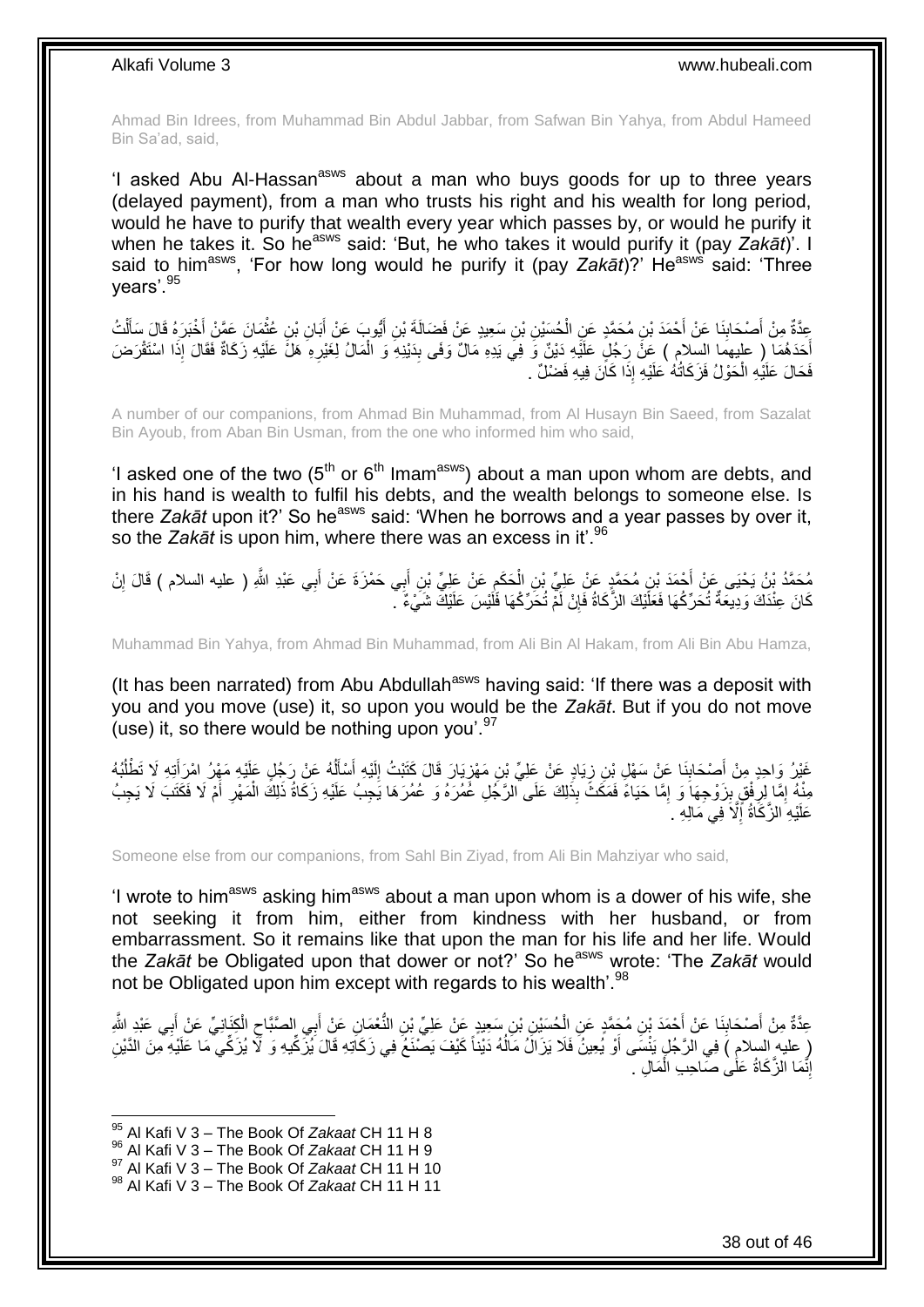Ahmad Bin Idrees, from Muhammad Bin Abdul Jabbar, from Safwan Bin Yahya, from Abdul Hameed Bin Sa'ad, said,

'I asked Abu Al-Hassan[asws] about a man who buys goods for up to three years (delayed payment), from a man who trusts his right and his wealth for long period, would he have to purify that wealth every year which passes by, or would he purify it when he takes it. So he[asws] said: 'But, he who takes it would purify it (pay *Zakāt*)'. I said to him[asws], 'For how long would he purify it (pay *Zakāt*)?' He[asws] said: 'Three years'.[95]

عِدَّةٌ مِنْ أَصْحَابِنَا عَنْ أَحْمَدَ بْنِ مُحَمَّدٍ عَنِ الْحُسَيْنِ بْنِ سَعِيدٍ عَنْ فَضَالَةَ بْنِ أَيُّوبَ عَنْ أَبَانِ بْنِ عُثْمَانَ عَمَّنْ أَخْبَرَهُ قَالَ سَأَلْتُ أَحَدَهُمَا ( عليهما السلام ) عَنْ رَجُلٍ عَلَيْهِ دَيْنٌ وَ فِي يَدِهِ مَالٌ وَفَى بِدَيْنِهِ وَ الْمَالُ لِغَيْرِهِ هَلْ عَلَيْهِ زَكَاةٌ فَقَالَ إِذَا اسْتَقْرَضَ فَحَالَ عَلَيْهِ الْحَوْلُ فَزَكَاتُهُ عَلَيْهِ إِذَا كَانَ فِيهِ فَضْلٌ .

A number of our companions, from Ahmad Bin Muhammad, from Al Husayn Bin Saeed, from Sazalat Bin Ayoub, from Aban Bin Usman, from the one who informed him who said,

'I asked one of the two (5[th] or 6[th] Imam[asws]) about a man upon whom are debts, and in his hand is wealth to fulfil his debts, and the wealth belongs to someone else. Is there *Zakāt* upon it?' So he[asws] said: 'When he borrows and a year passes by over it, so the *Zakāt* is upon him, where there was an excess in it'.[96]

مُحَمَّدُ بْنُ يَحْيَى عَنْ أَحْمَدَ بْنِ مُحَمَّدٍ عَنْ عَلِيِّ بْنِ الْحَكَمِ عَنْ عَلِيِّ بْنِ أَبِي حَمْزَةَ عَنْ أَبِي عَبْدِ اللَّهِ ( عليه السلام ) قَالَ إِنْ كَانَ عِنْدَكَ وَدِيعَةٌ تُحَرِّكُهَا فَعَلَيْكَ الزَّكَاةُ فَإِنْ لَمْ تُحَرِّكْهَا فَلَيْسَ عَلَيْكَ شَيْءٌ .

Muhammad Bin Yahya, from Ahmad Bin Muhammad, from Ali Bin Al Hakam, from Ali Bin Abu Hamza,

(It has been narrated) from Abu Abdullah[asws] having said: 'If there was a deposit with you and you move (use) it, so upon you would be the *Zakāt*. But if you do not move (use) it, so there would be nothing upon you'.[97]

غَيْرُ وَاحِدٍ مِنْ أَصْحَابِنَا عَنْ سَهْلِ بْنِ زِيَادٍ عَنْ عَلِيِّ بْنِ مَهْزِيَارَ قَالَ كَتَبْتُ إِلَيْهِ أَسْأَلُهُ عَنْ رَجُلٍ عَلَيْهِ مَهْرُ امْرَأَتِهِ لَا تَطْلُبُهُ مِنْهُ إِمَّا لِرِفْقٍ بِزَوْجِهَا وَ إِمَّا حَيَاءً فَمَكَثَ بِذَلِكَ عَلَى الرَّجُلِ عُمُرَهُ وَ عُمُرَهَا يَجِبُ عَلَيْهِ زَكَاةُ ذَلِكَ الْمَهْرِ أَمْ لَا فَكَتَبَ لَا يَجِبُ عَلَيْهِ الزَّكَاةُ إِلَّا فِي مَالِهِ .

Someone else from our companions, from Sahl Bin Ziyad, from Ali Bin Mahziyar who said,

'I wrote to him[asws] asking him[asws] about a man upon whom is a dower of his wife, she not seeking it from him, either from kindness with her husband, or from embarrassment. So it remains like that upon the man for his life and her life. Would the *Zakāt* be Obligated upon that dower or not?' So he[asws] wrote: 'The *Zakāt* would not be Obligated upon him except with regards to his wealth'.[98]

عِدَّةٌ مِنْ أَصْحَابِنَا عَنْ أَحْمَدَ بْنِ مُحَمَّدٍ عَنِ الْحُسَيْنِ بْنِ سَعِيدٍ عَنْ عَلِيِّ بْنِ النُّعْمَانِ عَنْ أَبِي الصَّبَّاحِ الْكِنَانِيِّ عَنْ أَبِي عَبْدِ اللَّهِ ( عليه السلام ) فِي الرَّجُلِ يَنْسَى أَوْ يُعِينُ فَلَا يَزَالُ مَالُهُ دَيْناً كَيْفَ يَصْنَعُ فِي زَكَاتِهِ قَالَ يُزَكِّيهِ وَ لَا يُزَكِّي مَا عَلَيْهِ مِنَ الدَّيْنِ إِنَّمَا الزَّكَاةُ عَلَى صَاحِبِ الْمَالِ .

---

[95] Al Kafi V 3 – The Book Of *Zakaat* CH 11 H 8
[96] Al Kafi V 3 – The Book Of *Zakaat* CH 11 H 9
[97] Al Kafi V 3 – The Book Of *Zakaat* CH 11 H 10
[98] Al Kafi V 3 – The Book Of *Zakaat* CH 11 H 11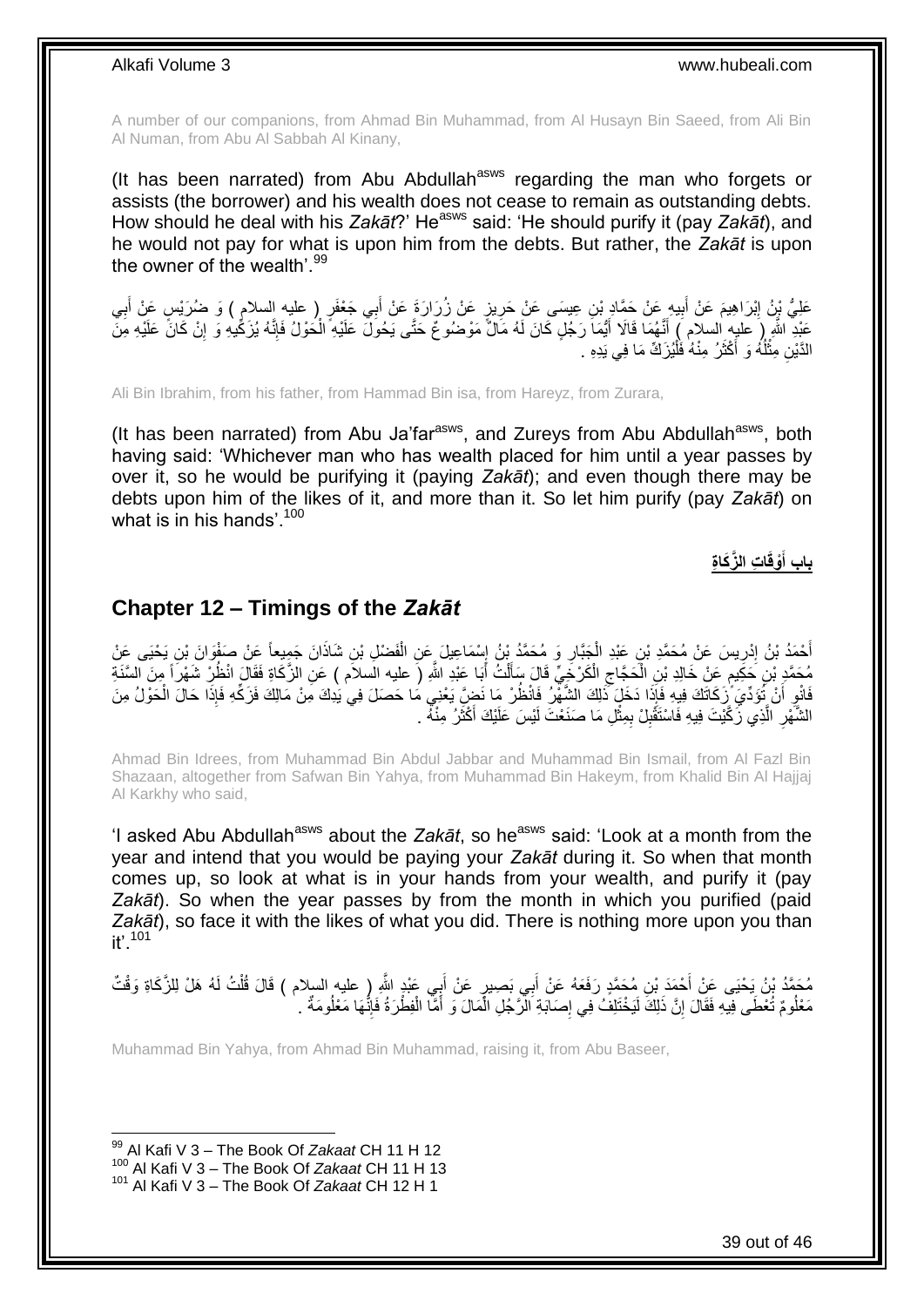A number of our companions, from Ahmad Bin Muhammad, from Al Husayn Bin Saeed, from Ali Bin Al Numan, from Abu Al Sabbah Al Kinany,

(It has been narrated) from Abu Abdullah[asws] regarding the man who forgets or assists (the borrower) and his wealth does not cease to remain as outstanding debts. How should he deal with his *Zakāt*?' He[asws] said: 'He should purify it (pay *Zakāt*), and he would not pay for what is upon him from the debts. But rather, the *Zakāt* is upon the owner of the wealth'.[99]

عَلِيُّ بْنُ إِبْرَاهِيمَ عَنْ أَبِيهِ عَنْ حَمَّادِ بْنِ عِيسَى عَنْ حَرِيزٍ عَنْ زُرَارَةَ عَنْ أَبِي جَعْفَرٍ ( عليه السلام ) وَ ضُرَيْسٍ عَنْ أَبِي عَبْدِ اللَّهِ ( عليه السلام ) أَنَّهُمَا قَالَا أَيُّمَا رَجُلٍ كَانَ لَهُ مَالٌ مَوْضُوعٌ حَتَّى يَحُولَ عَلَيْهِ الْحَوْلُ فَإِنَّهُ يُزَكِّيهِ وَ إِنْ كَانَ عَلَيْهِ مِنَ الدَّيْنِ مِثْلُهُ وَ أَكْثَرُ مِنْهُ فَلْيُزَكِّ مَا فِي يَدِهِ .

Ali Bin Ibrahim, from his father, from Hammad Bin isa, from Hareyz, from Zurara,

(It has been narrated) from Abu Ja'far[asws], and Zureys from Abu Abdullah[asws], both having said: 'Whichever man who has wealth placed for him until a year passes by over it, so he would be purifying it (paying *Zakāt*); and even though there may be debts upon him of the likes of it, and more than it. So let him purify (pay *Zakāt*) on what is in his hands'.[100]

## باب أَوْقَاتِ الزَّكَاةِ

## Chapter 12 – Timings of the *Zakāt*

أَحْمَدُ بْنُ إِدْرِيسَ عَنْ مُحَمَّدِ بْنِ عَبْدِ الْجَبَّارِ وَ مُحَمَّدُ بْنُ إِسْمَاعِيلَ عَنِ الْفَضْلِ بْنِ شَاذَانَ جَمِيعاً عَنْ صَفْوَانَ بْنِ يَحْيَى عَنْ مُحَمَّدِ بْنِ حَكِيمٍ عَنْ خَالِدِ بْنِ الْحَجَّاجِ الْكَرْخِيِّ قَالَ سَأَلْتُ أَبَا عَبْدِ اللَّهِ ( عليه السلام ) عَنِ الزَّكَاةِ فَقَالَ انْظُرْ شَهْراً مِنَ السَّنَةِ فَانْوِ أَنْ تُؤَدِّيَ زَكَاتَكَ فِيهِ فَإِذَا دَخَلَ ذَلِكَ الشَّهْرُ فَانْظُرْ مَا نَضَّ يَعْنِي مَا حَصَلَ فِي يَدِكَ مِنْ مَالِكَ فَزَكِّهِ فَإِذَا حَالَ الْحَوْلُ مِنَ الشَّهْرِ الَّذِي زَكَّيْتَ فِيهِ فَاسْتَقْبِلْ بِمِثْلِ مَا صَنَعْتَ لَيْسَ عَلَيْكَ أَكْثَرُ مِنْهُ .

Ahmad Bin Idrees, from Muhammad Bin Abdul Jabbar and Muhammad Bin Ismail, from Al Fazl Bin Shazaan, altogether from Safwan Bin Yahya, from Muhammad Bin Hakeym, from Khalid Bin Al Hajjaj Al Karkhy who said,

'I asked Abu Abdullah[asws] about the *Zakāt*, so he[asws] said: 'Look at a month from the year and intend that you would be paying your *Zakāt* during it. So when that month comes up, so look at what is in your hands from your wealth, and purify it (pay *Zakāt*). So when the year passes by from the month in which you purified (paid *Zakāt*), so face it with the likes of what you did. There is nothing more upon you than it'.[101]

مُحَمَّدُ بْنُ يَحْيَى عَنْ أَحْمَدَ بْنِ مُحَمَّدٍ رَفَعَهُ عَنْ أَبِي بَصِيرٍ عَنْ أَبِي عَبْدِ اللَّهِ ( عليه السلام ) قَالَ قُلْتُ لَهُ هَلْ لِلزَّكَاةِ وَقْتٌ مَعْلُومٌ تُعْطَى فِيهِ فَقَالَ إِنَّ ذَلِكَ لَيَخْتَلِفُ فِي إِصَابَةِ الرَّجُلِ الْمَالَ وَ أَمَّا الْفِطْرَةُ فَإِنَّهَا مَعْلُومَةٌ .

Muhammad Bin Yahya, from Ahmad Bin Muhammad, raising it, from Abu Baseer,

---

[99] Al Kafi V 3 – The Book Of *Zakaat* CH 11 H 12
[100] Al Kafi V 3 – The Book Of *Zakaat* CH 11 H 13
[101] Al Kafi V 3 – The Book Of *Zakaat* CH 12 H 1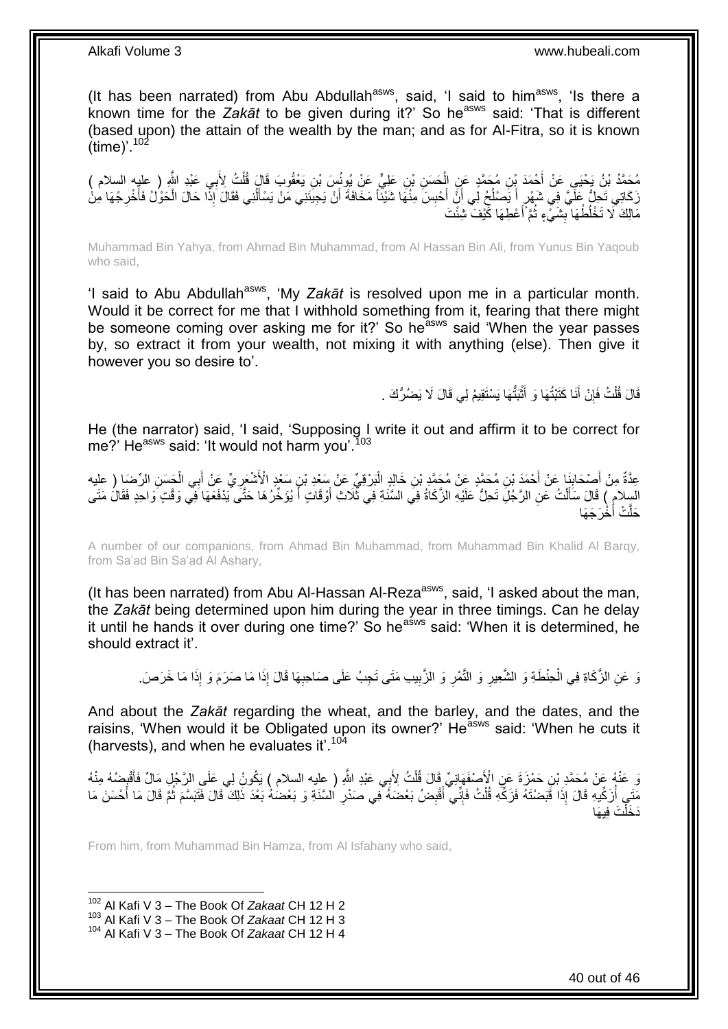(It has been narrated) from Abu Abdullah[asws], said, 'I said to him[asws], 'Is there a known time for the *Zakāt* to be given during it?' So he[asws] said: 'That is different (based upon) the attain of the wealth by the man; and as for Al-Fitra, so it is known (time)'.[102]

مُحَمَّدُ بْنُ يَحْيَى عَنْ أَحْمَدَ بْنِ مُحَمَّدٍ عَنِ الْحَسَنِ بْنِ عَلِيٍّ عَنْ يُونُسَ بْنِ يَعْقُوبَ قَالَ قُلْتُ لِأَبِي عَبْدِ اللَّهِ ( عليه السلام ) زَكَاتِي تَحِلُّ عَلَيَّ فِي شَهْرٍ أَ يَصْلُحُ لِي أَنْ أَحْبِسَ مِنْهَا شَيْئاً مَخَافَةَ أَنْ يَجِيئَنِي مَنْ يَسْأَلُنِي فَقَالَ إِذَا حَالَ الْحَوْلُ فَأَخْرِجْهَا مِنْ مَالِكَ لَا تَخْلِطْهَا بِشَيْءٍ ثُمَّ أَعْطِهَا كَيْفَ شِئْتَ

Muhammad Bin Yahya, from Ahmad Bin Muhammad, from Al Hassan Bin Ali, from Yunus Bin Yaqoub who said,

'I said to Abu Abdullah[asws], 'My *Zakāt* is resolved upon me in a particular month. Would it be correct for me that I withhold something from it, fearing that there might be someone coming over asking me for it?' So he[asws] said 'When the year passes by, so extract it from your wealth, not mixing it with anything (else). Then give it however you so desire to'.

قَالَ قُلْتُ فَإِنْ أَنَا كَتَبْتُهَا وَ أَثْبَتُّهَا يَسْتَقِيمُ لِي قَالَ لَا يَضُرُّكَ .

He (the narrator) said, 'I said, 'Supposing I write it out and affirm it to be correct for me?' He[asws] said: 'It would not harm you'.[103]

عِدَّةٌ مِنْ أَصْحَابِنَا عَنْ أَحْمَدَ بْنِ مُحَمَّدٍ عَنْ مُحَمَّدِ بْنِ خَالِدٍ الْبَرْقِيِّ عَنْ سَعْدِ بْنِ سَعْدٍ الْأَشْعَرِيِّ عَنْ أَبِي الْحَسَنِ الرِّضَا ( عليه السلام ) قَالَ سَأَلْتُ عَنِ الرَّجُلِ تَحِلُّ عَلَيْهِ الزَّكَاةُ فِي السَّنَةِ فِي ثَلَاثِ أَوْقَاتٍ أَ يُؤَخِّرُهَا حَتَّى يَدْفَعَهَا فِي وَقْتٍ وَاحِدٍ فَقَالَ مَتَى حَلَّتْ أَخْرَجَهَا

A number of our companions, from Ahmad Bin Muhammad, from Muhammad Bin Khalid Al Barqy, from Sa'ad Bin Sa'ad Al Ashary,

(It has been narrated) from Abu Al-Hassan Al-Reza[asws], said, 'I asked about the man, the *Zakāt* being determined upon him during the year in three timings. Can he delay it until he hands it over during one time?' So he[asws] said: 'When it is determined, he should extract it'.

وَ عَنِ الزَّكَاةِ فِي الْحِنْطَةِ وَ الشَّعِيرِ وَ التَّمْرِ وَ الزَّبِيبِ مَتَى تَجِبُ عَلَى صَاحِبِهَا قَالَ إِذَا مَا صَرَمَ وَ إِذَا مَا خَرَصَ.

And about the *Zakāt* regarding the wheat, and the barley, and the dates, and the raisins, 'When would it be Obligated upon its owner?' He[asws] said: 'When he cuts it (harvests), and when he evaluates it'.[104]

وَ عَنْهُ عَنْ مُحَمَّدِ بْنِ حَمْزَةَ عَنِ الْأَصْفَهَانِيِّ قَالَ قُلْتُ لِأَبِي عَبْدِ اللَّهِ ( عليه السلام ) يَكُونُ لِي عَلَى الرَّجُلِ مَالٌ فَأَقْبِضُهُ مِنْهُ مَتَى أُزَكِّيهِ قَالَ إِذَا قَبَضْتَهُ فَزَكِّهِ قُلْتُ فَإِنِّي أَقْبِضُ بَعْضَهُ فِي صَدْرِ السَّنَةِ وَ بَعْضَهُ بَعْدَ ذَلِكَ قَالَ فَتَبَسَّمَ ثُمَّ قَالَ مَا أَحْسَنَ مَا دَخَلْتَ فِيهَا

From him, from Muhammad Bin Hamza, from Al Isfahany who said,

[102] Al Kafi V 3 – The Book Of *Zakaat* CH 12 H 2
[103] Al Kafi V 3 – The Book Of *Zakaat* CH 12 H 3
[104] Al Kafi V 3 – The Book Of *Zakaat* CH 12 H 4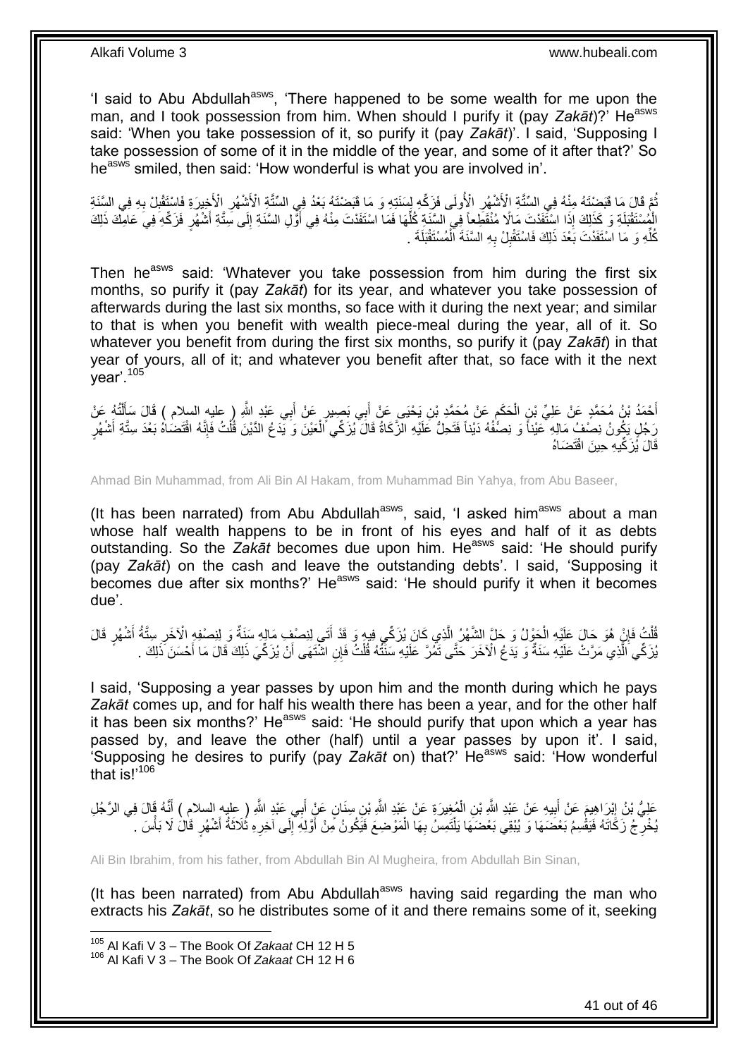'I said to Abu Abdullah[asws], 'There happened to be some wealth for me upon the man, and I took possession from him. When should I purify it (pay *Zakāt*)?' He[asws] said: 'When you take possession of it, so purify it (pay *Zakāt*)'. I said, 'Supposing I take possession of some of it in the middle of the year, and some of it after that?' So he[asws] smiled, then said: 'How wonderful is what you are involved in'.

ثُمَّ قَالَ مَا قَبَضْتَهُ مِنْهُ فِي السِّتَّةِ الْأَشْهُرِ الْأُولَى فَزَكِّهِ لِسَنَتِهِ وَ مَا قَبَضْتَهُ بَعْدُ فِي السِّتَّةِ الْأَشْهُرِ الْأَخِيرَةِ فَاسْتَقْبِلْ بِهِ فِي السَّنَةِ الْمُسْتَقْبَلَةِ وَ كَذَلِكَ إِذَا اسْتَفَدْتَ مَالًا مُنْقَطِعاً فِي السَّنَةِ كُلِّهَا فَمَا اسْتَفَدْتَ مِنْهُ فِي أَوَّلِ السَّنَةِ إِلَى سِتَّةِ أَشْهُرٍ فَزَكِّهِ فِي عَامِكَ ذَلِكَ كُلِّهِ وَ مَا اسْتَفَدْتَ بَعْدَ ذَلِكَ فَاسْتَقْبِلْ بِهِ السَّنَةَ الْمُسْتَقْبَلَةَ .

Then he[asws] said: 'Whatever you take possession from him during the first six months, so purify it (pay *Zakāt*) for its year, and whatever you take possession of afterwards during the last six months, so face with it during the next year; and similar to that is when you benefit with wealth piece-meal during the year, all of it. So whatever you benefit from during the first six months, so purify it (pay *Zakāt*) in that year of yours, all of it; and whatever you benefit after that, so face with it the next year'.[105]

أَحْمَدُ بْنُ مُحَمَّدٍ عَنْ عَلِيِّ بْنِ الْحَكَمِ عَنْ مُحَمَّدِ بْنِ يَحْيَى عَنْ أَبِي بَصِيرٍ عَنْ أَبِي عَبْدِ اللَّهِ ( عليه السلام ) قَالَ سَأَلْتُهُ عَنْ رَجُلٍ يَكُونُ نِصْفُ مَالِهِ عَيْناً وَ نِصْفُهُ دَيْناً فَتَحِلُّ عَلَيْهِ الزَّكَاةُ قَالَ يُزَكِّي الْعَيْنَ وَ يَدَعُ الدَّيْنَ قُلْتُ فَإِنَّهُ اقْتَضَاهُ بَعْدَ سِتَّةِ أَشْهُرٍ قَالَ يُزَكِّيهِ حِينَ اقْتَضَاهُ

Ahmad Bin Muhammad, from Ali Bin Al Hakam, from Muhammad Bin Yahya, from Abu Baseer,

(It has been narrated) from Abu Abdullah[asws], said, 'I asked him[asws] about a man whose half wealth happens to be in front of his eyes and half of it as debts outstanding. So the *Zakāt* becomes due upon him. He[asws] said: 'He should purify (pay *Zakāt*) on the cash and leave the outstanding debts'. I said, 'Supposing it becomes due after six months?' He[asws] said: 'He should purify it when it becomes due'.

قُلْتُ فَإِنْ هُوَ حَالَ عَلَيْهِ الْحَوْلُ وَ حَلَّ الشَّهْرُ الَّذِي كَانَ يُزَكِّي فِيهِ وَ قَدْ أَتَى لِنِصْفِ مَالِهِ سَنَةٌ وَ لِنِصْفِهِ الْآخَرِ سِتَّةُ أَشْهُرٍ قَالَ يُزَكِّي الَّذِي مَرَّتْ عَلَيْهِ سَنَةٌ وَ يَدَعُ الْآخَرَ حَتَّى تَمُرَّ عَلَيْهِ سَنَتُهُ قُلْتُ فَإِنِ اشْتَهَى أَنْ يُزَكِّيَ ذَلِكَ قَالَ مَا أَحْسَنَ ذَلِكَ .

I said, 'Supposing a year passes by upon him and the month during which he pays *Zakāt* comes up, and for half his wealth there has been a year, and for the other half it has been six months?' He[asws] said: 'He should purify that upon which a year has passed by, and leave the other (half) until a year passes by upon it'. I said, 'Supposing he desires to purify (pay *Zakāt* on) that?' He[asws] said: 'How wonderful that is!'[106]

عَلِيُّ بْنُ إِبْرَاهِيمَ عَنْ أَبِيهِ عَنْ عَبْدِ اللَّهِ بْنِ الْمُغِيرَةِ عَنْ عَبْدِ اللَّهِ بْنِ سِنَانٍ عَنْ أَبِي عَبْدِ اللَّهِ ( عليه السلام ) أَنَّهُ قَالَ فِي الرَّجُلِ يُخْرِجُ زَكَاتَهُ فَيَقْسِمُ بَعْضَهَا وَ يُبْقِي بَعْضَهَا يَلْتَمِسُ بِهَا الْمَوْضِعَ فَيَكُونُ مِنْ أَوَّلِهِ إِلَى آخِرِهِ ثَلَاثَةُ أَشْهُرٍ قَالَ لَا بَأْسَ .

Ali Bin Ibrahim, from his father, from Abdullah Bin Al Mugheira, from Abdullah Bin Sinan,

(It has been narrated) from Abu Abdullah[asws] having said regarding the man who extracts his *Zakāt*, so he distributes some of it and there remains some of it, seeking

---
[105] Al Kafi V 3 – The Book Of *Zakaat* CH 12 H 5
[106] Al Kafi V 3 – The Book Of *Zakaat* CH 12 H 6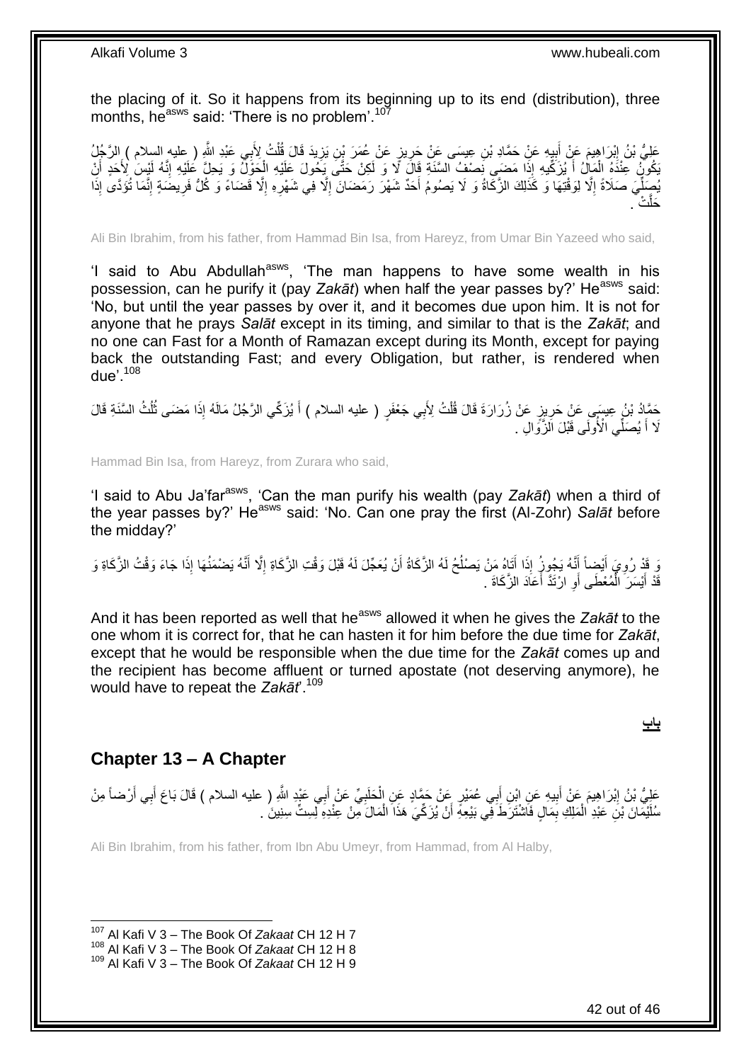the placing of it. So it happens from its beginning up to its end (distribution), three months, he[asws] said: 'There is no problem'.[107]

عَلِيُّ بْنُ إِبْرَاهِيمَ عَنْ أَبِيهِ عَنْ حَمَّادِ بْنِ عِيسَى عَنْ حَرِيزٍ عَنْ عُمَرَ بْنِ يَزِيدَ قَالَ قُلْتُ لِأَبِي عَبْدِ اللَّهِ ( عليه السلام ) الرَّجُلُ يَكُونُ عِنْدَهُ الْمَالُ أَ يُزَكِّيهِ إِذَا مَضَى نِصْفُ السَّنَةِ قَالَ لَا وَ لَكِنْ حَتَّى يَحُولَ عَلَيْهِ الْحَوْلُ وَ يَحِلَّ عَلَيْهِ إِنَّهُ لَيْسَ لِأَحَدٍ أَنْ يُصَلِّيَ صَلَاةً إِلَّا لِوَقْتِهَا وَ كَذَلِكَ الزَّكَاةُ وَ لَا يَصُومُ أَحَدٌ شَهْرَ رَمَضَانَ إِلَّا فِي شَهْرِهِ إِلَّا قَضَاءً وَ كُلُّ فَرِيضَةٍ إِنَّمَا تُؤَدَّى إِذَا حَلَّتْ .

Ali Bin Ibrahim, from his father, from Hammad Bin Isa, from Hareyz, from Umar Bin Yazeed who said,

'I said to Abu Abdullah[asws], 'The man happens to have some wealth in his possession, can he purify it (pay *Zakāt*) when half the year passes by?' He[asws] said: 'No, but until the year passes by over it, and it becomes due upon him. It is not for anyone that he prays *Salāt* except in its timing, and similar to that is the *Zakāt*; and no one can Fast for a Month of Ramazan except during its Month, except for paying back the outstanding Fast; and every Obligation, but rather, is rendered when due'.[108]

حَمَّادُ بْنُ عِيسَى عَنْ حَرِيزٍ عَنْ زُرَارَةَ قَالَ قُلْتُ لِأَبِي جَعْفَرٍ ( عليه السلام ) أَ يُزَكِّي الرَّجُلُ مَالَهُ إِذَا مَضَى ثُلُثُ السَّنَةِ قَالَ لَا أَ يُصَلِّي الْأُولَى قَبْلَ الزَّوَالِ .

Hammad Bin Isa, from Hareyz, from Zurara who said,

'I said to Abu Ja'far[asws], 'Can the man purify his wealth (pay *Zakāt*) when a third of the year passes by?' He[asws] said: 'No. Can one pray the first (Al-Zohr) *Salāt* before the midday?'

وَ قَدْ رُوِيَ أَيْضاً أَنَّهُ يَجُوزُ إِذَا أَتَاهُ مَنْ يَصْلُحُ لَهُ الزَّكَاةُ أَنْ يُعَجِّلَ لَهُ قَبْلَ وَقْتِ الزَّكَاةِ إِلَّا أَنَّهُ يَضْمَنُهَا إِذَا جَاءَ وَقْتُ الزَّكَاةِ وَ قَدْ أَيْسَرَ الْمُعْطَى أَوِ ارْتَدَّ أَعَادَ الزَّكَاةَ .

And it has been reported as well that he[asws] allowed it when he gives the *Zakāt* to the one whom it is correct for, that he can hasten it for him before the due time for *Zakāt*, except that he would be responsible when the due time for the *Zakāt* comes up and the recipient has become affluent or turned apostate (not deserving anymore), he would have to repeat the *Zakāt*'.[109]

**باب**

## Chapter 13 – A Chapter

عَلِيُّ بْنُ إِبْرَاهِيمَ عَنْ أَبِيهِ عَنِ ابْنِ أَبِي عُمَيْرٍ عَنْ حَمَّادٍ عَنِ الْحَلَبِيِّ عَنْ أَبِي عَبْدِ اللَّهِ ( عليه السلام ) قَالَ بَاعَ أَبِي أَرْضاً مِنْ سُلَيْمَانَ بْنِ عَبْدِ الْمَلِكِ بِمَالٍ فَاشْتَرَطَ فِي بَيْعِهِ أَنْ يُزَكِّيَ هَذَا الْمَالَ مِنْ عِنْدِهِ لِسِتِّ سِنِينَ .

Ali Bin Ibrahim, from his father, from Ibn Abu Umeyr, from Hammad, from Al Halby,

[107] Al Kafi V 3 – The Book Of *Zakaat* CH 12 H 7
[108] Al Kafi V 3 – The Book Of *Zakaat* CH 12 H 8
[109] Al Kafi V 3 – The Book Of *Zakaat* CH 12 H 9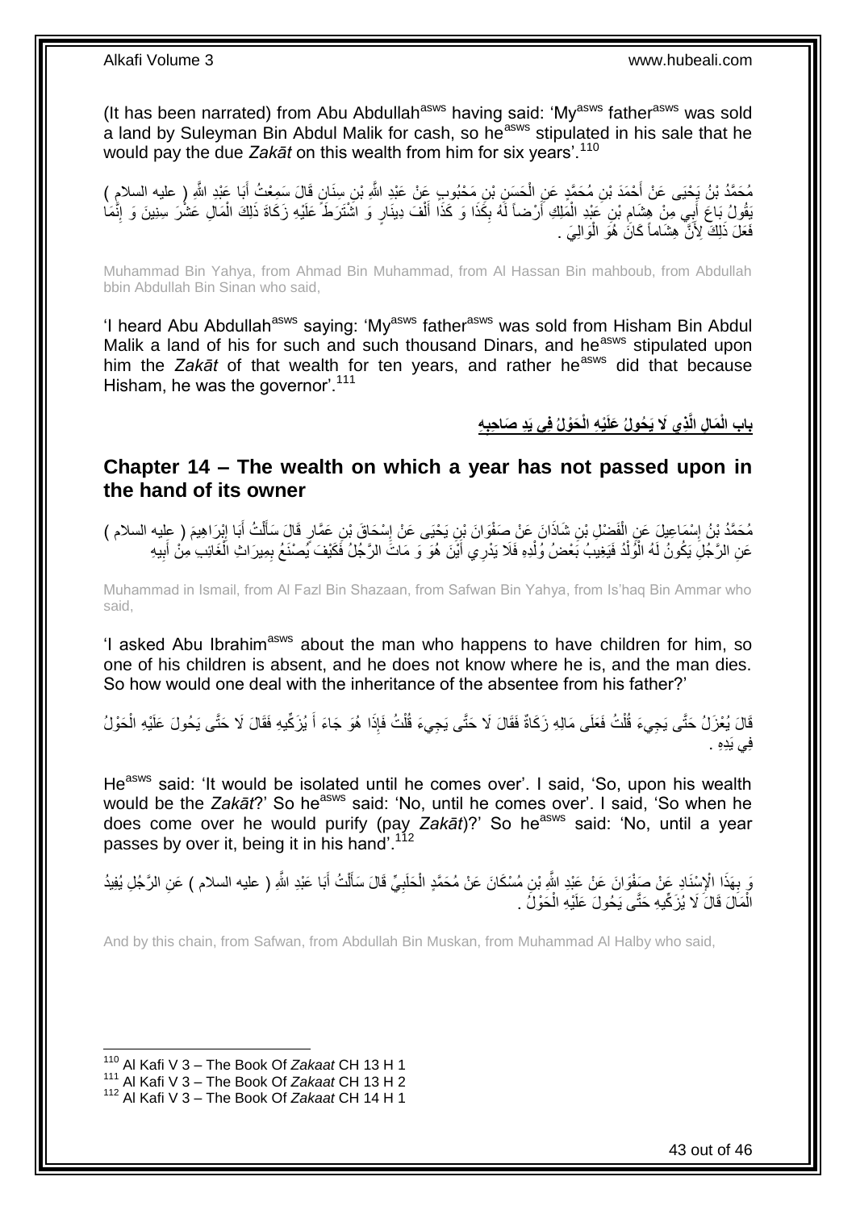(It has been narrated) from Abu Abdullah[asws] having said: 'My[asws] father[asws] was sold a land by Suleyman Bin Abdul Malik for cash, so he[asws] stipulated in his sale that he would pay the due *Zakāt* on this wealth from him for six years'.[110]

مُحَمَّدُ بْنُ يَحْيَى عَنْ أَحْمَدَ بْنِ مُحَمَّدٍ عَنِ الْحَسَنِ بْنِ مَحْبُوبٍ عَنْ عَبْدِ اللَّهِ بْنِ سِنَانٍ قَالَ سَمِعْتُ أَبَا عَبْدِ اللَّهِ ( عليه السلام ) يَقُولُ بَاعَ أَبِي مِنْ هِشَامِ بْنِ عَبْدِ الْمَلِكِ أَرْضاً لَهُ بِكَذَا وَ كَذَا أَلْفَ دِينَارٍ وَ اشْتَرَطَ عَلَيْهِ زَكَاةَ ذَلِكَ الْمَالِ عَشْرَ سِنِينَ وَ إِنَّمَا فَعَلَ ذَلِكَ لِأَنَّ هِشَاماً كَانَ هُوَ الْوَالِيَ .

Muhammad Bin Yahya, from Ahmad Bin Muhammad, from Al Hassan Bin mahboub, from Abdullah bbin Abdullah Bin Sinan who said,

'I heard Abu Abdullah[asws] saying: 'My[asws] father[asws] was sold from Hisham Bin Abdul Malik a land of his for such and such thousand Dinars, and he[asws] stipulated upon him the *Zakāt* of that wealth for ten years, and rather he[asws] did that because Hisham, he was the governor'.[111]

## باب الْمَالِ الَّذِي لَا يَحُولُ عَلَيْهِ الْحَوْلُ فِي يَدِ صَاحِبِهِ

## Chapter 14 – The wealth on which a year has not passed upon in the hand of its owner

مُحَمَّدُ بْنُ إِسْمَاعِيلَ عَنِ الْفَضْلِ بْنِ شَاذَانَ عَنْ صَفْوَانَ بْنِ يَحْيَى عَنْ إِسْحَاقَ بْنِ عَمَّارٍ قَالَ سَأَلْتُ أَبَا إِبْرَاهِيمَ ( عليه السلام ) عَنِ الرَّجُلِ يَكُونُ لَهُ الْوَلَدُ فَيَغِيبُ بَعْضُ وُلْدِهِ فَلَا يَدْرِي أَيْنَ هُوَ وَ مَاتَ الرَّجُلُ فَكَيْفَ يُصْنَعُ بِمِيرَاثِ الْغَائِبِ مِنْ أَبِيهِ

Muhammad in Ismail, from Al Fazl Bin Shazaan, from Safwan Bin Yahya, from Is'haq Bin Ammar who said,

'I asked Abu Ibrahim[asws] about the man who happens to have children for him, so one of his children is absent, and he does not know where he is, and the man dies. So how would one deal with the inheritance of the absentee from his father?'

قَالَ يُعْزَلُ حَتَّى يَجِيءَ قُلْتُ فَعَلَى مَالِهِ زَكَاةٌ فَقَالَ لَا حَتَّى يَجِيءَ قُلْتُ فَإِذَا هُوَ جَاءَ أَ يُزَكِّيهِ فَقَالَ لَا حَتَّى يَحُولَ عَلَيْهِ الْحَوْلُ فِي يَدِهِ .

He[asws] said: 'It would be isolated until he comes over'. I said, 'So, upon his wealth would be the *Zakāt*?' So he[asws] said: 'No, until he comes over'. I said, 'So when he does come over he would purify (pay *Zakāt*)?' So he[asws] said: 'No, until a year passes by over it, being it in his hand'.[112]

وَ بِهَذَا الْإِسْنَادِ عَنْ صَفْوَانَ عَنْ عَبْدِ اللَّهِ بْنِ مُسْكَانَ عَنْ مُحَمَّدٍ الْحَلَبِيِّ قَالَ سَأَلْتُ أَبَا عَبْدِ اللَّهِ ( عليه السلام ) عَنِ الرَّجُلِ يُفِيدُ الْمَالَ قَالَ لَا يُزَكِّيهِ حَتَّى يَحُولَ عَلَيْهِ الْحَوْلُ .

And by this chain, from Safwan, from Abdullah Bin Muskan, from Muhammad Al Halby who said,

[110] Al Kafi V 3 – The Book Of *Zakaat* CH 13 H 1
[111] Al Kafi V 3 – The Book Of *Zakaat* CH 13 H 2
[112] Al Kafi V 3 – The Book Of *Zakaat* CH 14 H 1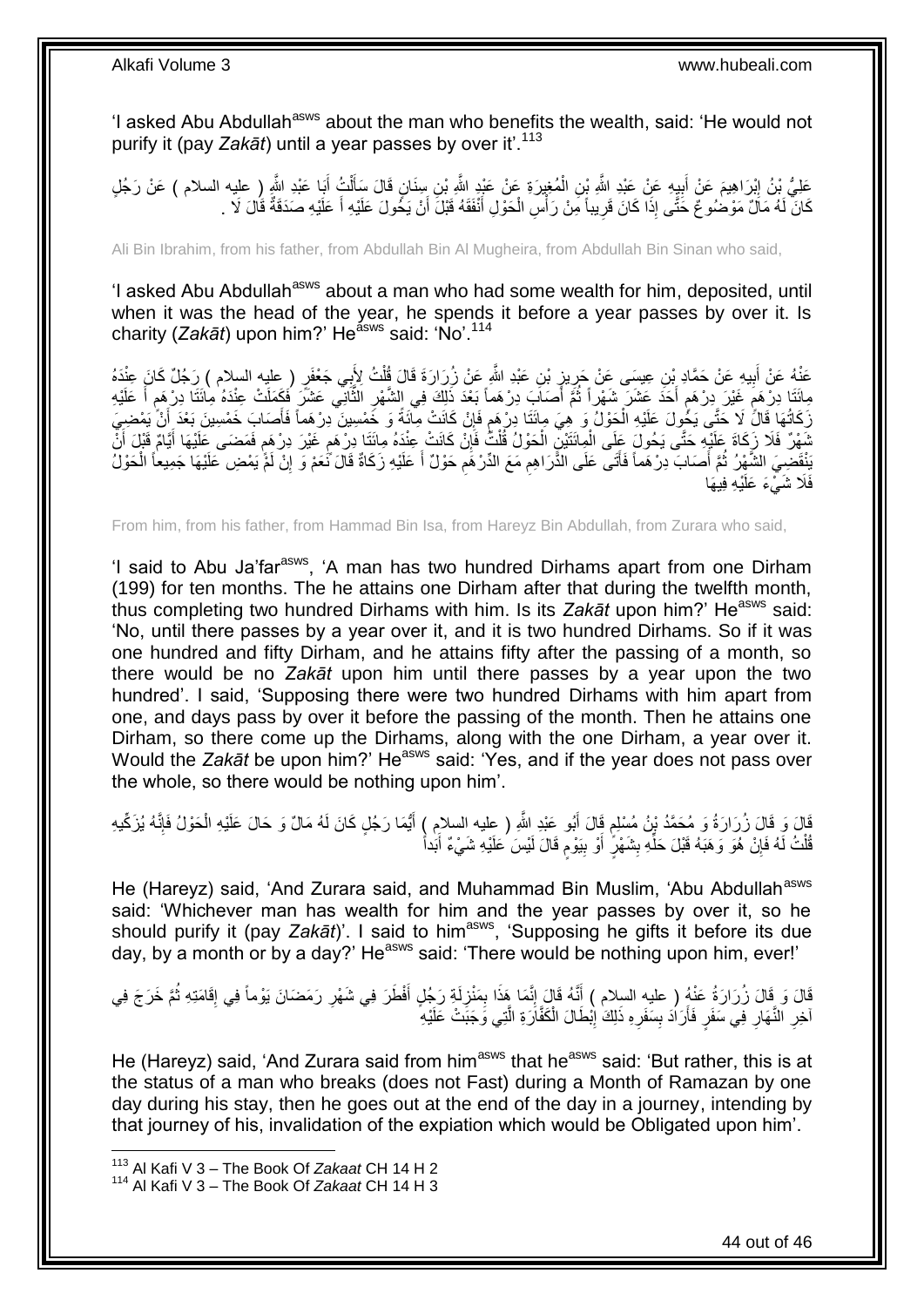'I asked Abu Abdullah[asws] about the man who benefits the wealth, said: 'He would not purify it (pay *Zakāt*) until a year passes by over it'.[113]

عَلِيُّ بْنُ إِبْرَاهِيمَ عَنْ أَبِيهِ عَنْ عَبْدِ اللَّهِ بْنِ الْمُغِيرَةِ عَنْ عَبْدِ اللَّهِ بْنِ سِنَانٍ قَالَ سَأَلْتُ أَبَا عَبْدِ اللَّهِ ( عليه السلام ) عَنْ رَجُلٍ كَانَ لَهُ مَالٌ مَوْضُوعٌ حَتَّى إِذَا كَانَ قَرِيباً مِنْ رَأْسِ الْحَوْلِ أَنْفَقَهُ قَبْلَ أَنْ يَحُولَ عَلَيْهِ أَ عَلَيْهِ صَدَقَةٌ قَالَ لَا .

Ali Bin Ibrahim, from his father, from Abdullah Bin Al Mugheira, from Abdullah Bin Sinan who said,

'I asked Abu Abdullah[asws] about a man who had some wealth for him, deposited, until when it was the head of the year, he spends it before a year passes by over it. Is charity (*Zakāt*) upon him?' He[asws] said: 'No'.[114]

عَنْهُ عَنْ أَبِيهِ عَنْ حَمَّادِ بْنِ عِيسَى عَنْ حَرِيزِ بْنِ عَبْدِ اللَّهِ عَنْ زُرَارَةَ قَالَ قُلْتُ لِأَبِي جَعْفَرٍ ( عليه السلام ) رَجُلٌ كَانَ عِنْدَهُ مِائَتَا دِرْهَمٍ غَيْرَ دِرْهَمٍ أَحَدَ عَشَرَ شَهْراً ثُمَّ أَصَابَ دِرْهَماً بَعْدَ ذَلِكَ فِي الشَّهْرِ الثَّانِي عَشَرَ فَكَمَلَتْ عِنْدَهُ مِائَتَا دِرْهَمٍ أَ عَلَيْهِ زَكَاتُهَا قَالَ لَا حَتَّى يَحُولَ عَلَيْهِ الْحَوْلُ وَ هِيَ مِائَتَا دِرْهَمٍ فَإِنْ كَانَتْ مِائَةً وَ خَمْسِينَ دِرْهَماً فَأَصَابَ خَمْسِينَ بَعْدَ أَنْ يَمْضِيَ شَهْرٌ فَلَا زَكَاةَ عَلَيْهِ حَتَّى يَحُولَ عَلَى الْمِائَتَيْنِ الْحَوْلُ قُلْتُ فَإِنْ كَانَتْ عِنْدَهُ مِائَتَا دِرْهَمٍ غَيْرَ دِرْهَمٍ فَمَضَى عَلَيْهَا أَيَّامٌ قَبْلَ أَنْ يَنْقَضِيَ الشَّهْرُ ثُمَّ أَصَابَ دِرْهَماً فَأَتَى عَلَى الدَّرَاهِمِ مَعَ الدِّرْهَمِ حَوْلٌ أَ عَلَيْهِ زَكَاةٌ قَالَ نَعَمْ وَ إِنْ لَمْ يَمْضِ عَلَيْهَا جَمِيعاً الْحَوْلُ فَلَا شَيْءَ عَلَيْهِ فِيهَا

From him, from his father, from Hammad Bin Isa, from Hareyz Bin Abdullah, from Zurara who said,

'I said to Abu Ja'far[asws], 'A man has two hundred Dirhams apart from one Dirham (199) for ten months. The he attains one Dirham after that during the twelfth month, thus completing two hundred Dirhams with him. Is its *Zakāt* upon him?' He[asws] said: 'No, until there passes by a year over it, and it is two hundred Dirhams. So if it was one hundred and fifty Dirham, and he attains fifty after the passing of a month, so there would be no *Zakāt* upon him until there passes by a year upon the two hundred'. I said, 'Supposing there were two hundred Dirhams with him apart from one, and days pass by over it before the passing of the month. Then he attains one Dirham, so there come up the Dirhams, along with the one Dirham, a year over it. Would the *Zakāt* be upon him?' He[asws] said: 'Yes, and if the year does not pass over the whole, so there would be nothing upon him'.

قَالَ وَ قَالَ زُرَارَةُ وَ مُحَمَّدُ بْنُ مُسْلِمٍ قَالَ أَبُو عَبْدِ اللَّهِ ( عليه السلام ) أَيُّمَا رَجُلٍ كَانَ لَهُ مَالٌ وَ حَالَ عَلَيْهِ الْحَوْلُ فَإِنَّهُ يُزَكِّيهِ قُلْتُ لَهُ فَإِنْ هُوَ وَهَبَهُ قَبْلَ حَلِّهِ بِشَهْرٍ أَوْ بِيَوْمٍ قَالَ لَيْسَ عَلَيْهِ شَيْءٌ أَبَداً

He (Hareyz) said, 'And Zurara said, and Muhammad Bin Muslim, 'Abu Abdullah[asws] said: 'Whichever man has wealth for him and the year passes by over it, so he should purify it (pay *Zakāt*)'. I said to him[asws], 'Supposing he gifts it before its due day, by a month or by a day?' He[asws] said: 'There would be nothing upon him, ever!'

قَالَ وَ قَالَ زُرَارَةُ عَنْهُ ( عليه السلام ) أَنَّهُ قَالَ إِنَّمَا هَذَا بِمَنْزِلَةِ رَجُلٍ أَفْطَرَ فِي شَهْرِ رَمَضَانَ يَوْماً فِي إِقَامَتِهِ ثُمَّ خَرَجَ فِي آخِرِ النَّهَارِ فِي سَفَرٍ فَأَرَادَ بِسَفَرِهِ ذَلِكَ إِبْطَالَ الْكَفَّارَةِ الَّتِي وَجَبَتْ عَلَيْهِ

He (Hareyz) said, 'And Zurara said from him[asws] that he[asws] said: 'But rather, this is at the status of a man who breaks (does not Fast) during a Month of Ramazan by one day during his stay, then he goes out at the end of the day in a journey, intending by that journey of his, invalidation of the expiation which would be Obligated upon him'.

[113] Al Kafi V 3 – The Book Of *Zakaat* CH 14 H 2
[114] Al Kafi V 3 – The Book Of *Zakaat* CH 14 H 3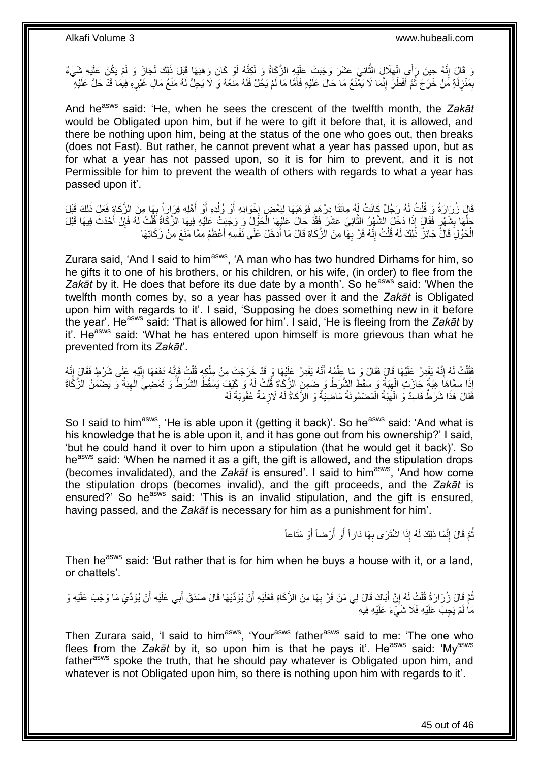وَ قَالَ إِنَّهُ حِينَ رَأَى الْهِلَالَ الثَّانِيَ عَشَرَ وَجَبَتْ عَلَيْهِ الزَّكَاةُ وَ لَكِنَّهُ لَوْ كَانَ وَهَبَهَا قَبْلَ ذَلِكَ لَجَازَ وَ لَمْ يَكُنْ عَلَيْهِ شَيْءٌ بِمَنْزِلَةِ مَنْ خَرَجَ ثُمَّ أَفْطَرَ إِنَّمَا لَا يَمْنَعُ مَا حَالَ عَلَيْهِ فَأَمَّا مَا لَمْ يَحُلْ فَلَهُ مَنْعُهُ وَ لَا يَحِلُّ لَهُ مَنْعُ مَالِ غَيْرِهِ فِيمَا قَدْ حَلَّ عَلَيْهِ

And he[asws] said: 'He, when he sees the crescent of the twelfth month, the *Zakāt* would be Obligated upon him, but if he were to gift it before that, it is allowed, and there be nothing upon him, being at the status of the one who goes out, then breaks (does not Fast). But rather, he cannot prevent what a year has passed upon, but as for what a year has not passed upon, so it is for him to prevent, and it is not Permissible for him to prevent the wealth of others with regards to what a year has passed upon it'.

قَالَ زُرَارَةُ وَ قُلْتُ لَهُ رَجُلٌ كَانَتْ لَهُ مِائَتَا دِرْهَمٍ فَوَهَبَهَا لِبَعْضِ إِخْوَانِهِ أَوْ وُلْدِهِ أَوْ أَهْلِهِ فِرَاراً بِهَا مِنَ الزَّكَاةِ فَعَلَ ذَلِكَ قَبْلَ حِلِّهَا بِشَهْرٍ فَقَالَ إِذَا دَخَلَ الشَّهْرُ الثَّانِيَ عَشَرَ فَقَدْ حَالَ عَلَيْهَا الْحَوْلُ وَ وَجَبَتْ عَلَيْهِ فِيهَا الزَّكَاةُ قُلْتُ لَهُ فَإِنْ أَحْدَثَ فِيهَا قَبْلَ الْحَوْلِ قَالَ جَائِزٌ ذَلِكَ لَهُ قُلْتُ إِنَّهُ فَرَّ بِهَا مِنَ الزَّكَاةِ قَالَ مَا أَدْخَلَ عَلَى نَفْسِهِ أَعْظَمُ مِمَّا مَنَعَ مِنْ زَكَاتِهَا

Zurara said, 'And I said to him[asws], 'A man who has two hundred Dirhams for him, so he gifts it to one of his brothers, or his children, or his wife, (in order) to flee from the *Zakāt* by it. He does that before its due date by a month'. So he[asws] said: 'When the twelfth month comes by, so a year has passed over it and the *Zakāt* is Obligated upon him with regards to it'. I said, 'Supposing he does something new in it before the year'. He[asws] said: 'That is allowed for him'. I said, 'He is fleeing from the *Zakāt* by it'. He[asws] said: 'What he has entered upon himself is more grievous than what he prevented from its *Zakāt*'.

فَقُلْتُ لَهُ إِنَّهُ يَقْدِرُ عَلَيْهَا قَالَ فَقَالَ وَ مَا عِلْمُهُ أَنَّهُ يَقْدِرُ عَلَيْهَا وَ قَدْ خَرَجَتْ مِنْ مِلْكِهِ قُلْتُ فَإِنَّهُ دَفَعَهَا إِلَيْهِ عَلَى شَرْطٍ فَقَالَ إِنَّهُ إِذَا سَمَّاهَا هِبَةً جَازَتِ الْهِبَةُ وَ سَقَطَ الشَّرْطُ وَ ضَمِنَ الزَّكَاةَ قُلْتُ لَهُ وَ كَيْفَ يَسْقُطُ الشَّرْطُ وَ تَمْضِي الْهِبَةُ وَ يَضْمَنُ الزَّكَاةَ فَقَالَ هَذَا شَرْطٌ فَاسِدٌ وَ الْهِبَةُ الْمَضْمُونَةُ مَاضِيَةٌ وَ الزَّكَاةُ لَهُ لَازِمَةٌ عُقُوبَةً لَهُ

So I said to him[asws], 'He is able upon it (getting it back)'. So he[asws] said: 'And what is his knowledge that he is able upon it, and it has gone out from his ownership?' I said, 'but he could hand it over to him upon a stipulation (that he would get it back)'. So he[asws] said: 'When he named it as a gift, the gift is allowed, and the stipulation drops (becomes invalidated), and the *Zakāt* is ensured'. I said to him[asws], 'And how come the stipulation drops (becomes invalid), and the gift proceeds, and the *Zakāt* is ensured?' So he[asws] said: 'This is an invalid stipulation, and the gift is ensured, having passed, and the *Zakāt* is necessary for him as a punishment for him'.

ثُمَّ قَالَ إِنَّمَا ذَلِكَ لَهُ إِذَا اشْتَرَى بِهَا دَاراً أَوْ أَرْضاً أَوْ مَتَاعاً

Then he[asws] said: 'But rather that is for him when he buys a house with it, or a land, or chattels'.

ثُمَّ قَالَ زُرَارَةُ قُلْتُ لَهُ إِنَّ أَبَاكَ قَالَ لِي مَنْ فَرَّ بِهَا مِنَ الزَّكَاةِ فَعَلَيْهِ أَنْ يُؤَدِّيَهَا قَالَ صَدَقَ أَبِي عَلَيْهِ أَنْ يُؤَدِّيَ مَا وَجَبَ عَلَيْهِ وَ مَا لَمْ يَجِبْ عَلَيْهِ فَلَا شَيْءَ عَلَيْهِ فِيهِ

Then Zurara said, 'I said to him[asws], 'Your[asws] father[asws] said to me: 'The one who flees from the *Zakāt* by it, so upon him is that he pays it'. He[asws] said: 'My[asws] father[asws] spoke the truth, that he should pay whatever is Obligated upon him, and whatever is not Obligated upon him, so there is nothing upon him with regards to it'.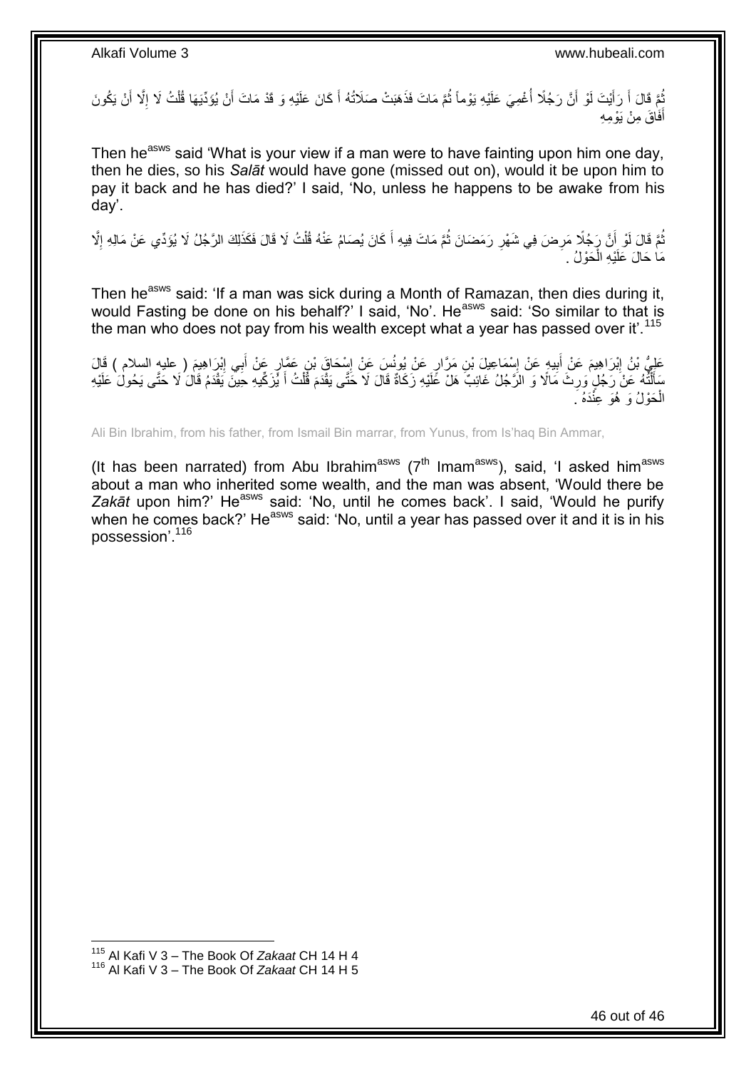ثُمَّ قَالَ أَ رَأَيْتَ لَوْ أَنَّ رَجُلًا أُغْمِيَ عَلَيْهِ يَوْماً ثُمَّ مَاتَ فَذَهَبَتْ صَلَاتُهُ أَ كَانَ عَلَيْهِ وَ قَدْ مَاتَ أَنْ يُؤَدِّيَهَا قُلْتُ لَا إِلَّا أَنْ يَكُونَ أَفَاقَ مِنْ يَوْمِهِ

Then he[asws] said 'What is your view if a man were to have fainting upon him one day, then he dies, so his *Salāt* would have gone (missed out on), would it be upon him to pay it back and he has died?' I said, 'No, unless he happens to be awake from his day'.

ثُمَّ قَالَ لَوْ أَنَّ رَجُلًا مَرِضَ فِي شَهْرِ رَمَضَانَ ثُمَّ مَاتَ فِيهِ أَ كَانَ يُصَامُ عَنْهُ قُلْتُ لَا قَالَ فَكَذَلِكَ الرَّجُلُ لَا يُؤَدِّي عَنْ مَالِهِ إِلَّا مَا حَالَ عَلَيْهِ الْحَوْلُ .

Then he[asws] said: 'If a man was sick during a Month of Ramazan, then dies during it, would Fasting be done on his behalf?' I said, 'No'. He[asws] said: 'So similar to that is the man who does not pay from his wealth except what a year has passed over it'.[115]

عَلِيُّ بْنُ إِبْرَاهِيمَ عَنْ أَبِيهِ عَنْ إِسْمَاعِيلَ بْنِ مَرَّارٍ عَنْ يُونُسَ عَنْ إِسْحَاقَ بْنِ عَمَّارٍ عَنْ أَبِي إِبْرَاهِيمَ ( عليه السلام ) قَالَ سَأَلْتُهُ عَنْ رَجُلٍ وَرِثَ مَالًا وَ الرَّجُلُ غَائِبٌ هَلْ عَلَيْهِ زَكَاةٌ قَالَ لَا حَتَّى يَقْدَمَ قُلْتُ أَ يُزَكِّيهِ حِينَ يَقْدَمُ قَالَ لَا حَتَّى يَحُولَ عَلَيْهِ الْحَوْلُ وَ هُوَ عِنْدَهُ .

Ali Bin Ibrahim, from his father, from Ismail Bin marrar, from Yunus, from Is'haq Bin Ammar,

(It has been narrated) from Abu Ibrahim[asws] (7th Imam[asws]), said, 'I asked him[asws] about a man who inherited some wealth, and the man was absent, 'Would there be *Zakāt* upon him?' He[asws] said: 'No, until he comes back'. I said, 'Would he purify when he comes back?' He[asws] said: 'No, until a year has passed over it and it is in his possession'.[116]

[115] Al Kafi V 3 – The Book Of *Zakaat* CH 14 H 4

[116] Al Kafi V 3 – The Book Of *Zakaat* CH 14 H 5